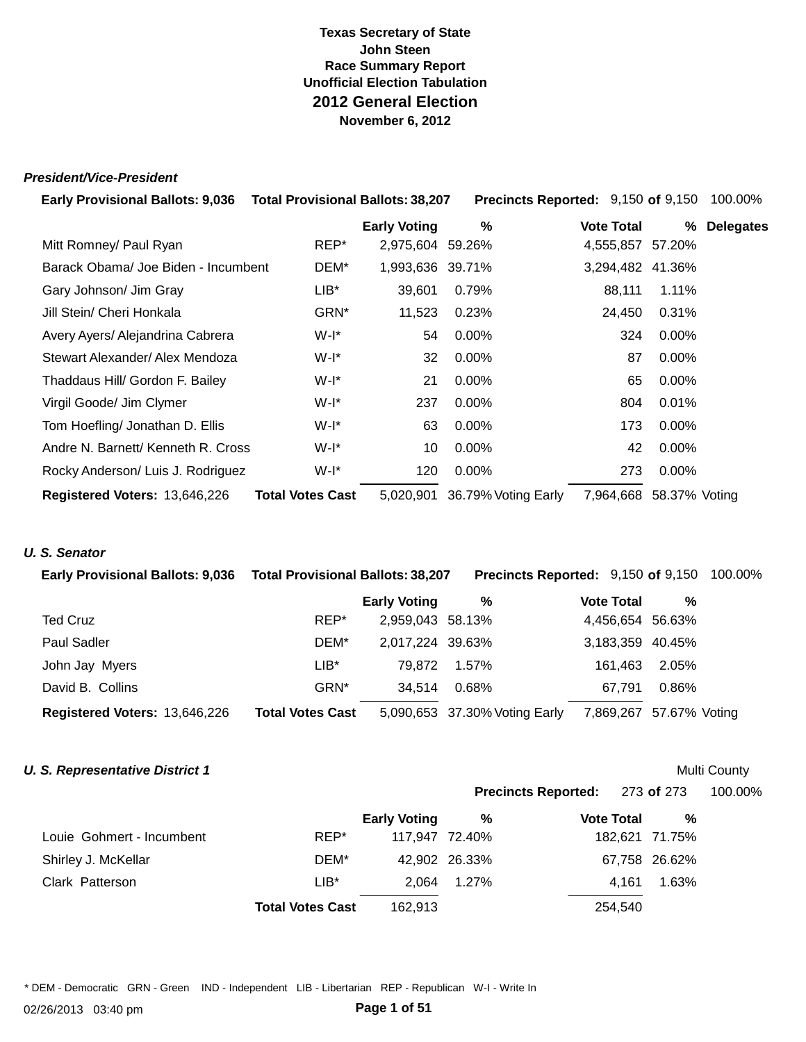**Texas Secretary of State**
**John Steen**
**Race Summary Report**
**Unofficial Election Tabulation**

# 2012 General Election

**November 6, 2012**

### *President/Vice-President*

**Early Provisional Ballots:** 9,036 **Total Provisional Ballots:** 38,207 **Precincts Reported:** 9,150 **of** 9,150 100.00%

| | | Early Voting | % | | Vote Total | % | Delegates |
|---|---|---|---|---|---|---|---|
| Mitt Romney/ Paul Ryan | REP* | 2,975,604 | 59.26% | | 4,555,857 | 57.20% | |
| Barack Obama/ Joe Biden - Incumbent | DEM* | 1,993,636 | 39.71% | | 3,294,482 | 41.36% | |
| Gary Johnson/ Jim Gray | LIB* | 39,601 | 0.79% | | 88,111 | 1.11% | |
| Jill Stein/ Cheri Honkala | GRN* | 11,523 | 0.23% | | 24,450 | 0.31% | |
| Avery Ayers/ Alejandrina Cabrera | W-I* | 54 | 0.00% | | 324 | 0.00% | |
| Stewart Alexander/ Alex Mendoza | W-I* | 32 | 0.00% | | 87 | 0.00% | |
| Thaddaus Hill/ Gordon F. Bailey | W-I* | 21 | 0.00% | | 65 | 0.00% | |
| Virgil Goode/ Jim Clymer | W-I* | 237 | 0.00% | | 804 | 0.01% | |
| Tom Hoefling/ Jonathan D. Ellis | W-I* | 63 | 0.00% | | 173 | 0.00% | |
| Andre N. Barnett/ Kenneth R. Cross | W-I* | 10 | 0.00% | | 42 | 0.00% | |
| Rocky Anderson/ Luis J. Rodriguez | W-I* | 120 | 0.00% | | 273 | 0.00% | |
| **Registered Voters:** 13,646,226 | **Total Votes Cast** | 5,020,901 | 36.79% | Voting Early | 7,964,668 | 58.37% | Voting |

### *U. S. Senator*

**Early Provisional Ballots:** 9,036 **Total Provisional Ballots:** 38,207 **Precincts Reported:** 9,150 **of** 9,150 100.00%

| | | Early Voting | % | | Vote Total | % | |
|---|---|---|---|---|---|---|---|
| Ted Cruz | REP* | 2,959,043 | 58.13% | | 4,456,654 | 56.63% | |
| Paul Sadler | DEM* | 2,017,224 | 39.63% | | 3,183,359 | 40.45% | |
| John Jay Myers | LIB* | 79,872 | 1.57% | | 161,463 | 2.05% | |
| David B. Collins | GRN* | 34,514 | 0.68% | | 67,791 | 0.86% | |
| **Registered Voters:** 13,646,226 | **Total Votes Cast** | 5,090,653 | 37.30% | Voting Early | 7,869,267 | 57.67% | Voting |

### *U. S. Representative District 1*

Multi County

**Precincts Reported:** 273 **of** 273 100.00%

| | | Early Voting | % | Vote Total | % |
|---|---|---|---|---|---|
| Louie Gohmert - Incumbent | REP* | 117,947 | 72.40% | 182,621 | 71.75% |
| Shirley J. McKellar | DEM* | 42,902 | 26.33% | 67,758 | 26.62% |
| Clark Patterson | LIB* | 2,064 | 1.27% | 4,161 | 1.63% |
| | **Total Votes Cast** | 162,913 | | 254,540 | |

\* DEM - Democratic GRN - Green IND - Independent LIB - Libertarian REP - Republican W-I - Write In

02/26/2013 03:40 pm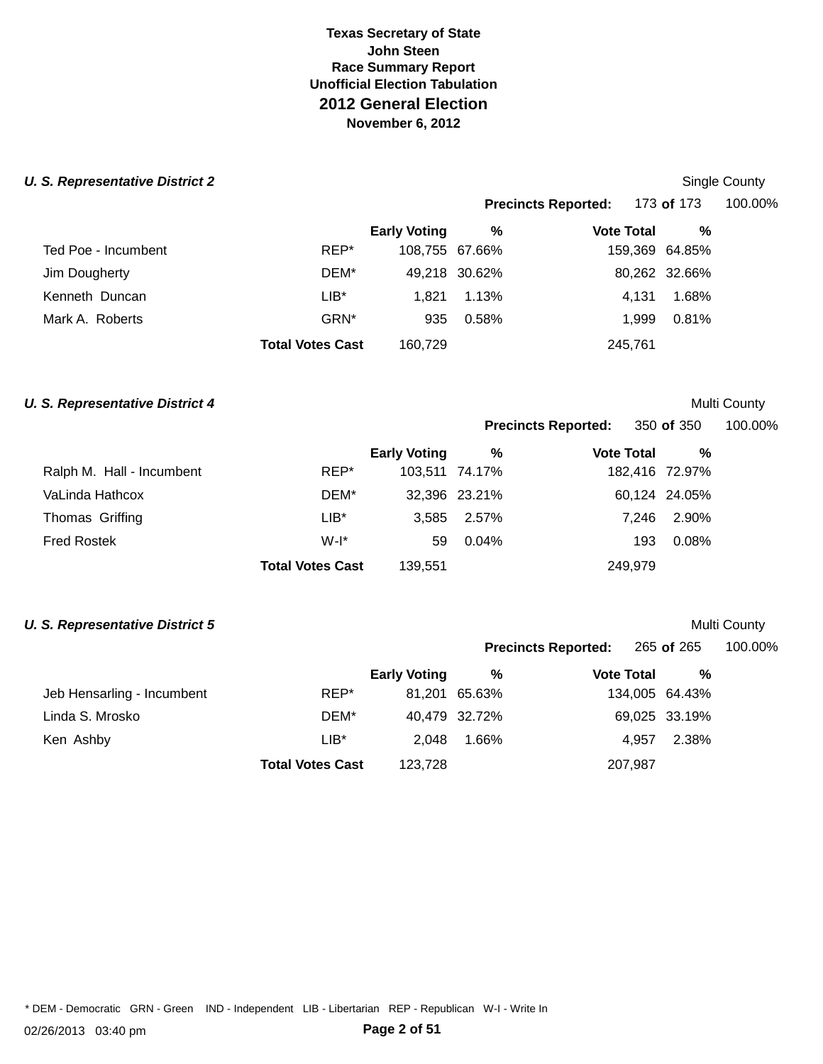# Texas Secretary of State
## John Steen
### Race Summary Report
### Unofficial Election Tabulation
## 2012 General Election
### November 6, 2012

***U. S. Representative District 2*** — Single County

**Precincts Reported:** 173 **of** 173 — 100.00%

| | | Early Voting | % | Vote Total | % |
|---|---|---|---|---|---|
| Ted Poe - Incumbent | REP* | 108,755 | 67.66% | 159,369 | 64.85% |
| Jim Dougherty | DEM* | 49,218 | 30.62% | 80,262 | 32.66% |
| Kenneth Duncan | LIB* | 1,821 | 1.13% | 4,131 | 1.68% |
| Mark A. Roberts | GRN* | 935 | 0.58% | 1,999 | 0.81% |
| | **Total Votes Cast** | 160,729 | | 245,761 | |

***U. S. Representative District 4*** — Multi County

**Precincts Reported:** 350 **of** 350 — 100.00%

| | | Early Voting | % | Vote Total | % |
|---|---|---|---|---|---|
| Ralph M. Hall - Incumbent | REP* | 103,511 | 74.17% | 182,416 | 72.97% |
| VaLinda Hathcox | DEM* | 32,396 | 23.21% | 60,124 | 24.05% |
| Thomas Griffing | LIB* | 3,585 | 2.57% | 7,246 | 2.90% |
| Fred Rostek | W-I* | 59 | 0.04% | 193 | 0.08% |
| | **Total Votes Cast** | 139,551 | | 249,979 | |

***U. S. Representative District 5*** — Multi County

**Precincts Reported:** 265 **of** 265 — 100.00%

| | | Early Voting | % | Vote Total | % |
|---|---|---|---|---|---|
| Jeb Hensarling - Incumbent | REP* | 81,201 | 65.63% | 134,005 | 64.43% |
| Linda S. Mrosko | DEM* | 40,479 | 32.72% | 69,025 | 33.19% |
| Ken Ashby | LIB* | 2,048 | 1.66% | 4,957 | 2.38% |
| | **Total Votes Cast** | 123,728 | | 207,987 | |

* DEM - Democratic GRN - Green IND - Independent LIB - Libertarian REP - Republican W-I - Write In

02/26/2013 03:40 pm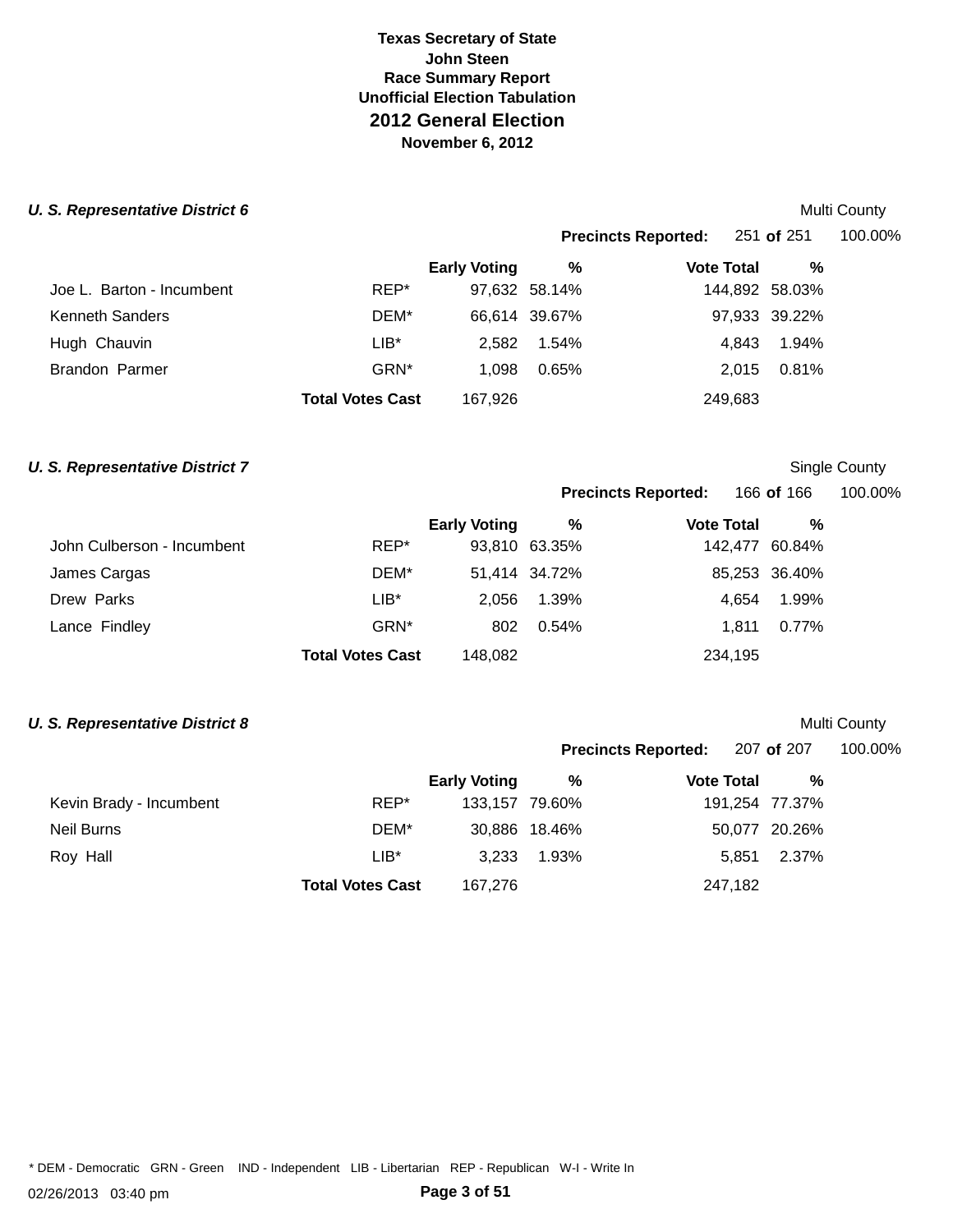**Texas Secretary of State**
**John Steen**
**Race Summary Report**
**Unofficial Election Tabulation**
## 2012 General Election
**November 6, 2012**

### *U. S. Representative District 6*

Multi County

**Precincts Reported:** 251 **of** 251 100.00%

| | | Early Voting | % | Vote Total | % |
|---|---|---|---|---|---|
| Joe L. Barton - Incumbent | REP* | 97,632 | 58.14% | 144,892 | 58.03% |
| Kenneth Sanders | DEM* | 66,614 | 39.67% | 97,933 | 39.22% |
| Hugh Chauvin | LIB* | 2,582 | 1.54% | 4,843 | 1.94% |
| Brandon Parmer | GRN* | 1,098 | 0.65% | 2,015 | 0.81% |
| | **Total Votes Cast** | 167,926 | | 249,683 | |

### *U. S. Representative District 7*

Single County

**Precincts Reported:** 166 **of** 166 100.00%

| | | Early Voting | % | Vote Total | % |
|---|---|---|---|---|---|
| John Culberson - Incumbent | REP* | 93,810 | 63.35% | 142,477 | 60.84% |
| James Cargas | DEM* | 51,414 | 34.72% | 85,253 | 36.40% |
| Drew Parks | LIB* | 2,056 | 1.39% | 4,654 | 1.99% |
| Lance Findley | GRN* | 802 | 0.54% | 1,811 | 0.77% |
| | **Total Votes Cast** | 148,082 | | 234,195 | |

### *U. S. Representative District 8*

Multi County

**Precincts Reported:** 207 **of** 207 100.00%

| | | Early Voting | % | Vote Total | % |
|---|---|---|---|---|---|
| Kevin Brady - Incumbent | REP* | 133,157 | 79.60% | 191,254 | 77.37% |
| Neil Burns | DEM* | 30,886 | 18.46% | 50,077 | 20.26% |
| Roy Hall | LIB* | 3,233 | 1.93% | 5,851 | 2.37% |
| | **Total Votes Cast** | 167,276 | | 247,182 | |

* DEM - Democratic GRN - Green IND - Independent LIB - Libertarian REP - Republican W-I - Write In

02/26/2013 03:40 pm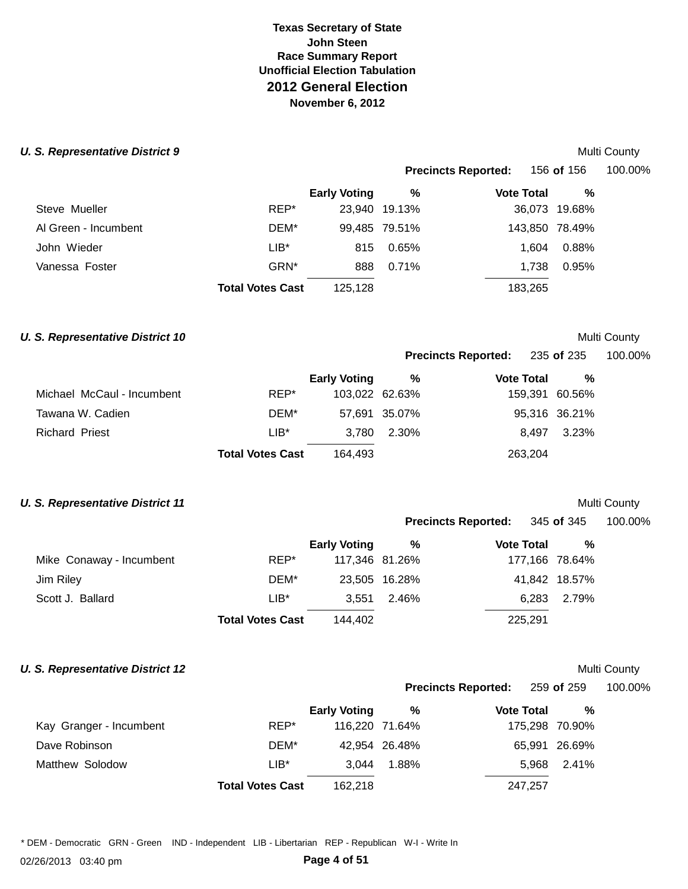**Texas Secretary of State**
**John Steen**
**Race Summary Report**
**Unofficial Election Tabulation**

# 2012 General Election

**November 6, 2012**

### *U. S. Representative District 9*

Multi County

**Precincts Reported:** 156 **of** 156 100.00%

| Candidate | Party | Early Voting | % | Vote Total | % |
|---|---|---|---|---|---|
| Steve Mueller | REP* | 23,940 | 19.13% | 36,073 | 19.68% |
| Al Green - Incumbent | DEM* | 99,485 | 79.51% | 143,850 | 78.49% |
| John Wieder | LIB* | 815 | 0.65% | 1,604 | 0.88% |
| Vanessa Foster | GRN* | 888 | 0.71% | 1,738 | 0.95% |
| | **Total Votes Cast** | 125,128 | | 183,265 | |

### *U. S. Representative District 10*

Multi County

**Precincts Reported:** 235 **of** 235 100.00%

| Candidate | Party | Early Voting | % | Vote Total | % |
|---|---|---|---|---|---|
| Michael McCaul - Incumbent | REP* | 103,022 | 62.63% | 159,391 | 60.56% |
| Tawana W. Cadien | DEM* | 57,691 | 35.07% | 95,316 | 36.21% |
| Richard Priest | LIB* | 3,780 | 2.30% | 8,497 | 3.23% |
| | **Total Votes Cast** | 164,493 | | 263,204 | |

### *U. S. Representative District 11*

Multi County

**Precincts Reported:** 345 **of** 345 100.00%

| Candidate | Party | Early Voting | % | Vote Total | % |
|---|---|---|---|---|---|
| Mike Conaway - Incumbent | REP* | 117,346 | 81.26% | 177,166 | 78.64% |
| Jim Riley | DEM* | 23,505 | 16.28% | 41,842 | 18.57% |
| Scott J. Ballard | LIB* | 3,551 | 2.46% | 6,283 | 2.79% |
| | **Total Votes Cast** | 144,402 | | 225,291 | |

### *U. S. Representative District 12*

Multi County

**Precincts Reported:** 259 **of** 259 100.00%

| Candidate | Party | Early Voting | % | Vote Total | % |
|---|---|---|---|---|---|
| Kay Granger - Incumbent | REP* | 116,220 | 71.64% | 175,298 | 70.90% |
| Dave Robinson | DEM* | 42,954 | 26.48% | 65,991 | 26.69% |
| Matthew Solodow | LIB* | 3,044 | 1.88% | 5,968 | 2.41% |
| | **Total Votes Cast** | 162,218 | | 247,257 | |

\* DEM - Democratic GRN - Green IND - Independent LIB - Libertarian REP - Republican W-I - Write In

02/26/2013 03:40 pm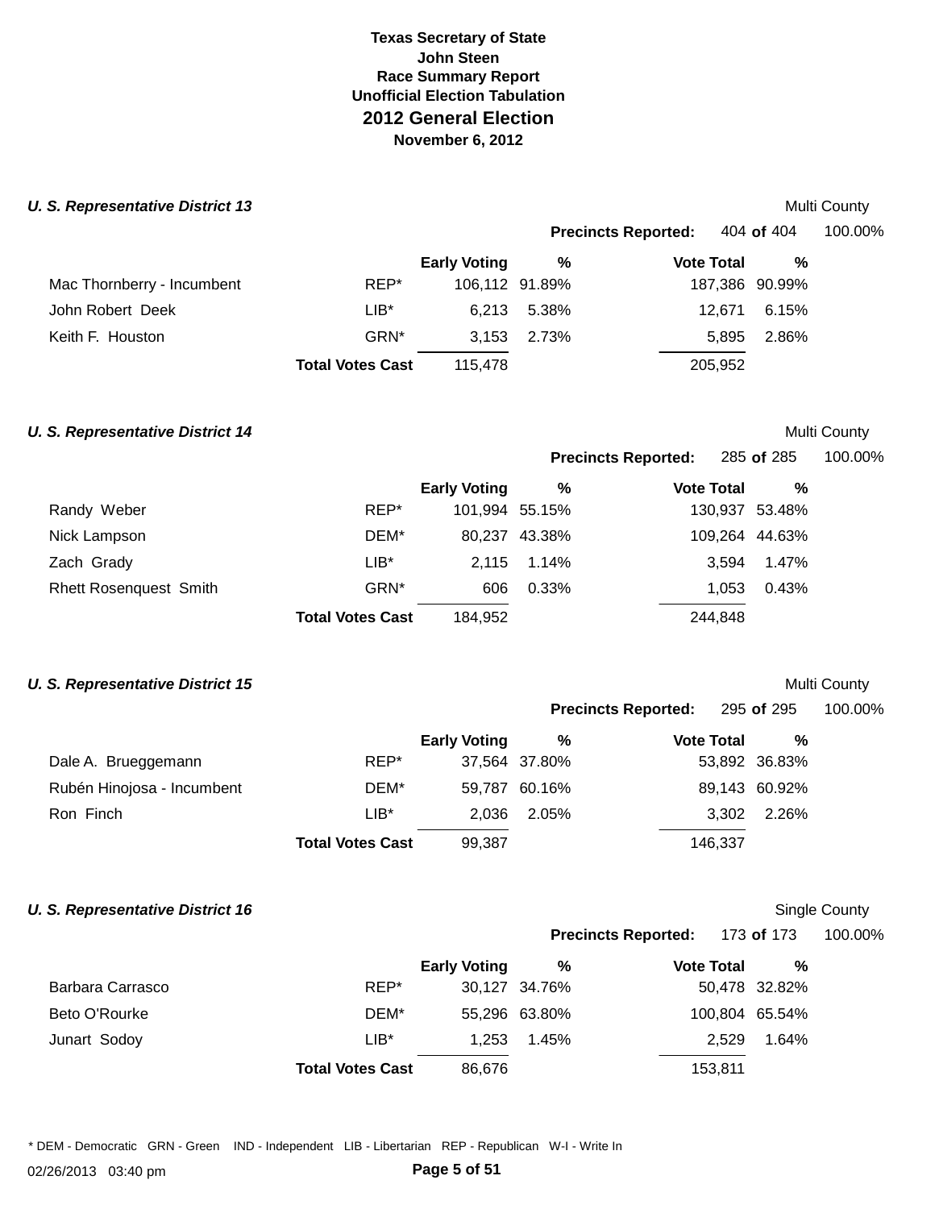# Texas Secretary of State
## John Steen
### Race Summary Report
### Unofficial Election Tabulation
## 2012 General Election
### November 6, 2012

### *U. S. Representative District 13*

Multi County

**Precincts Reported:** 404 **of** 404 100.00%

| | | Early Voting | % | Vote Total | % |
|---|---|---|---|---|---|
| Mac Thornberry - Incumbent | REP* | 106,112 | 91.89% | 187,386 | 90.99% |
| John Robert Deek | LIB* | 6,213 | 5.38% | 12,671 | 6.15% |
| Keith F. Houston | GRN* | 3,153 | 2.73% | 5,895 | 2.86% |
| | **Total Votes Cast** | 115,478 | | 205,952 | |

### *U. S. Representative District 14*

Multi County

**Precincts Reported:** 285 **of** 285 100.00%

| | | Early Voting | % | Vote Total | % |
|---|---|---|---|---|---|
| Randy Weber | REP* | 101,994 | 55.15% | 130,937 | 53.48% |
| Nick Lampson | DEM* | 80,237 | 43.38% | 109,264 | 44.63% |
| Zach Grady | LIB* | 2,115 | 1.14% | 3,594 | 1.47% |
| Rhett Rosenquest Smith | GRN* | 606 | 0.33% | 1,053 | 0.43% |
| | **Total Votes Cast** | 184,952 | | 244,848 | |

### *U. S. Representative District 15*

Multi County

**Precincts Reported:** 295 **of** 295 100.00%

| | | Early Voting | % | Vote Total | % |
|---|---|---|---|---|---|
| Dale A. Brueggemann | REP* | 37,564 | 37.80% | 53,892 | 36.83% |
| Rubén Hinojosa - Incumbent | DEM* | 59,787 | 60.16% | 89,143 | 60.92% |
| Ron Finch | LIB* | 2,036 | 2.05% | 3,302 | 2.26% |
| | **Total Votes Cast** | 99,387 | | 146,337 | |

### *U. S. Representative District 16*

Single County

**Precincts Reported:** 173 **of** 173 100.00%

| | | Early Voting | % | Vote Total | % |
|---|---|---|---|---|---|
| Barbara Carrasco | REP* | 30,127 | 34.76% | 50,478 | 32.82% |
| Beto O'Rourke | DEM* | 55,296 | 63.80% | 100,804 | 65.54% |
| Junart Sodoy | LIB* | 1,253 | 1.45% | 2,529 | 1.64% |
| | **Total Votes Cast** | 86,676 | | 153,811 | |

* DEM - Democratic GRN - Green IND - Independent LIB - Libertarian REP - Republican W-I - Write In

02/26/2013 03:40 pm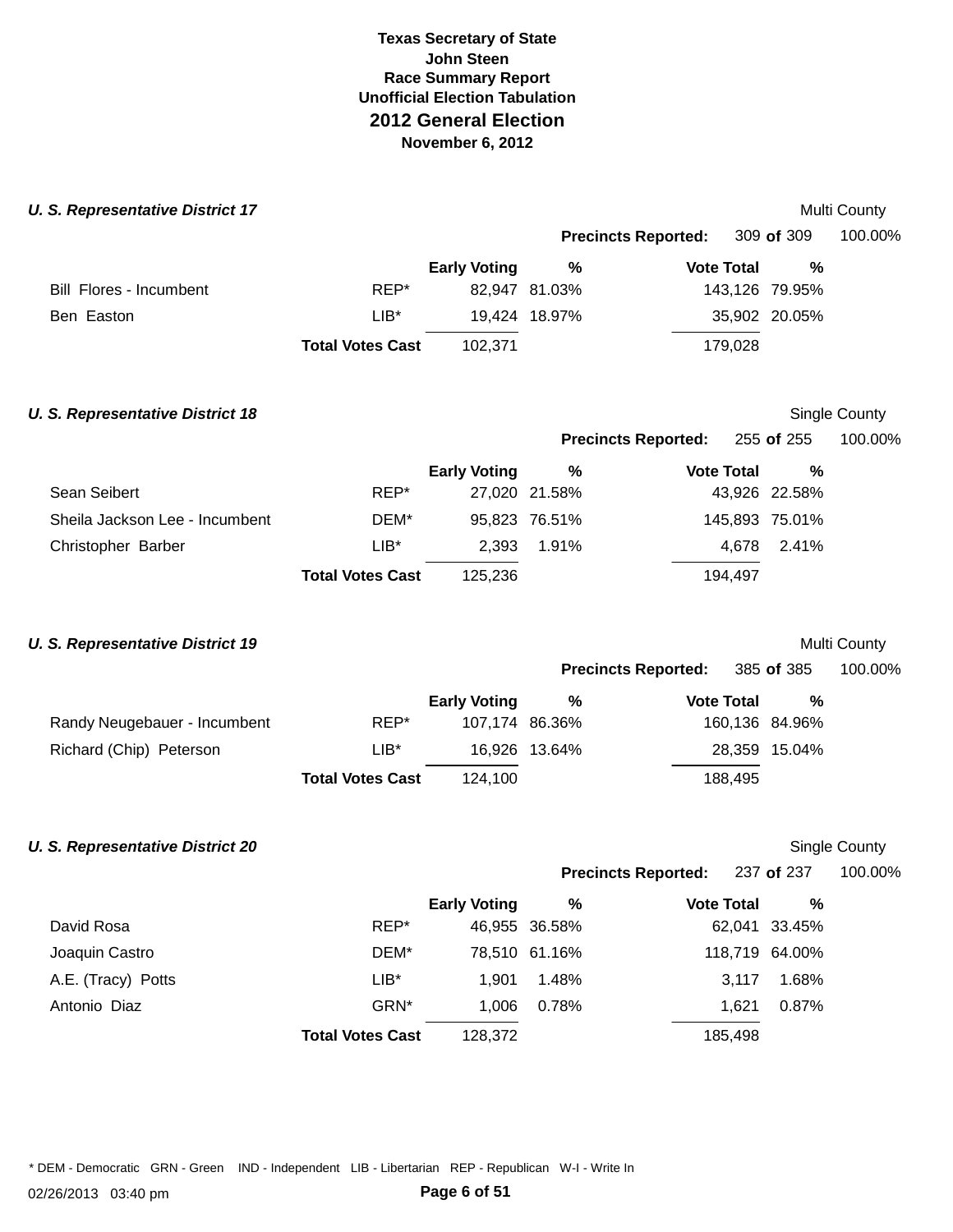**Texas Secretary of State**
**John Steen**
**Race Summary Report**
**Unofficial Election Tabulation**
## 2012 General Election
**November 6, 2012**

### *U. S. Representative District 17*

Multi County

**Precincts Reported:** 309 **of** 309 100.00%

| | | Early Voting | % | Vote Total | % |
|---|---|---|---|---|---|
| Bill Flores - Incumbent | REP* | 82,947 | 81.03% | 143,126 | 79.95% |
| Ben Easton | LIB* | 19,424 | 18.97% | 35,902 | 20.05% |
| | **Total Votes Cast** | 102,371 | | 179,028 | |

### *U. S. Representative District 18*

Single County

**Precincts Reported:** 255 **of** 255 100.00%

| | | Early Voting | % | Vote Total | % |
|---|---|---|---|---|---|
| Sean Seibert | REP* | 27,020 | 21.58% | 43,926 | 22.58% |
| Sheila Jackson Lee - Incumbent | DEM* | 95,823 | 76.51% | 145,893 | 75.01% |
| Christopher Barber | LIB* | 2,393 | 1.91% | 4,678 | 2.41% |
| | **Total Votes Cast** | 125,236 | | 194,497 | |

### *U. S. Representative District 19*

Multi County

**Precincts Reported:** 385 **of** 385 100.00%

| | | Early Voting | % | Vote Total | % |
|---|---|---|---|---|---|
| Randy Neugebauer - Incumbent | REP* | 107,174 | 86.36% | 160,136 | 84.96% |
| Richard (Chip) Peterson | LIB* | 16,926 | 13.64% | 28,359 | 15.04% |
| | **Total Votes Cast** | 124,100 | | 188,495 | |

### *U. S. Representative District 20*

Single County

**Precincts Reported:** 237 **of** 237 100.00%

| | | Early Voting | % | Vote Total | % |
|---|---|---|---|---|---|
| David Rosa | REP* | 46,955 | 36.58% | 62,041 | 33.45% |
| Joaquin Castro | DEM* | 78,510 | 61.16% | 118,719 | 64.00% |
| A.E. (Tracy) Potts | LIB* | 1,901 | 1.48% | 3,117 | 1.68% |
| Antonio Diaz | GRN* | 1,006 | 0.78% | 1,621 | 0.87% |
| | **Total Votes Cast** | 128,372 | | 185,498 | |

* DEM - Democratic GRN - Green IND - Independent LIB - Libertarian REP - Republican W-I - Write In

02/26/2013 03:40 pm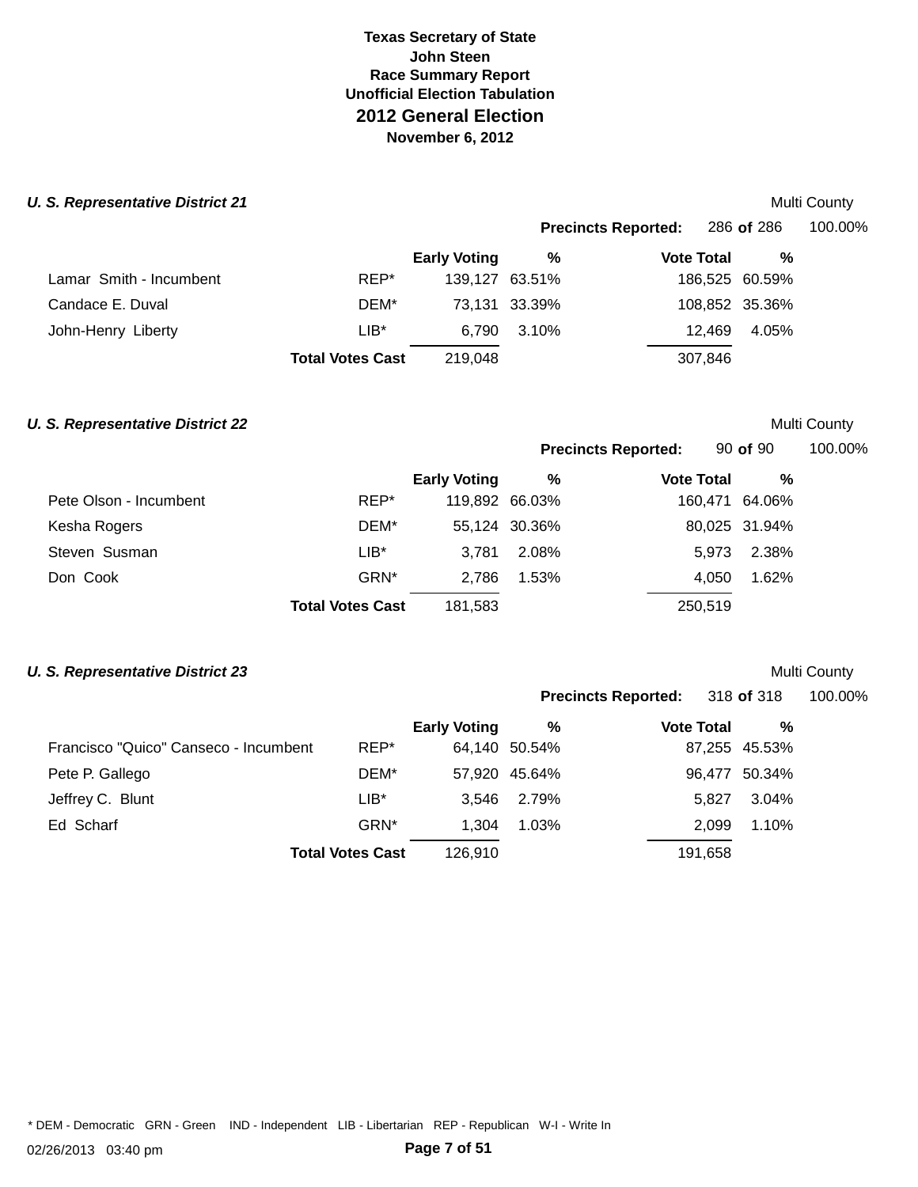**Texas Secretary of State**
**John Steen**
**Race Summary Report**
**Unofficial Election Tabulation**

# 2012 General Election

**November 6, 2012**

### *U. S. Representative District 21*

Multi County

**Precincts Reported:** 286 **of** 286 100.00%

| | | Early Voting | % | Vote Total | % |
|---|---|---|---|---|---|
| Lamar Smith - Incumbent | REP* | 139,127 | 63.51% | 186,525 | 60.59% |
| Candace E. Duval | DEM* | 73,131 | 33.39% | 108,852 | 35.36% |
| John-Henry Liberty | LIB* | 6,790 | 3.10% | 12,469 | 4.05% |
| | **Total Votes Cast** | 219,048 | | 307,846 | |

### *U. S. Representative District 22*

Multi County

**Precincts Reported:** 90 **of** 90 100.00%

| | | Early Voting | % | Vote Total | % |
|---|---|---|---|---|---|
| Pete Olson - Incumbent | REP* | 119,892 | 66.03% | 160,471 | 64.06% |
| Kesha Rogers | DEM* | 55,124 | 30.36% | 80,025 | 31.94% |
| Steven Susman | LIB* | 3,781 | 2.08% | 5,973 | 2.38% |
| Don Cook | GRN* | 2,786 | 1.53% | 4,050 | 1.62% |
| | **Total Votes Cast** | 181,583 | | 250,519 | |

### *U. S. Representative District 23*

Multi County

**Precincts Reported:** 318 **of** 318 100.00%

| | | Early Voting | % | Vote Total | % |
|---|---|---|---|---|---|
| Francisco "Quico" Canseco - Incumbent | REP* | 64,140 | 50.54% | 87,255 | 45.53% |
| Pete P. Gallego | DEM* | 57,920 | 45.64% | 96,477 | 50.34% |
| Jeffrey C. Blunt | LIB* | 3,546 | 2.79% | 5,827 | 3.04% |
| Ed Scharf | GRN* | 1,304 | 1.03% | 2,099 | 1.10% |
| | **Total Votes Cast** | 126,910 | | 191,658 | |

* DEM - Democratic GRN - Green IND - Independent LIB - Libertarian REP - Republican W-I - Write In

02/26/2013 03:40 pm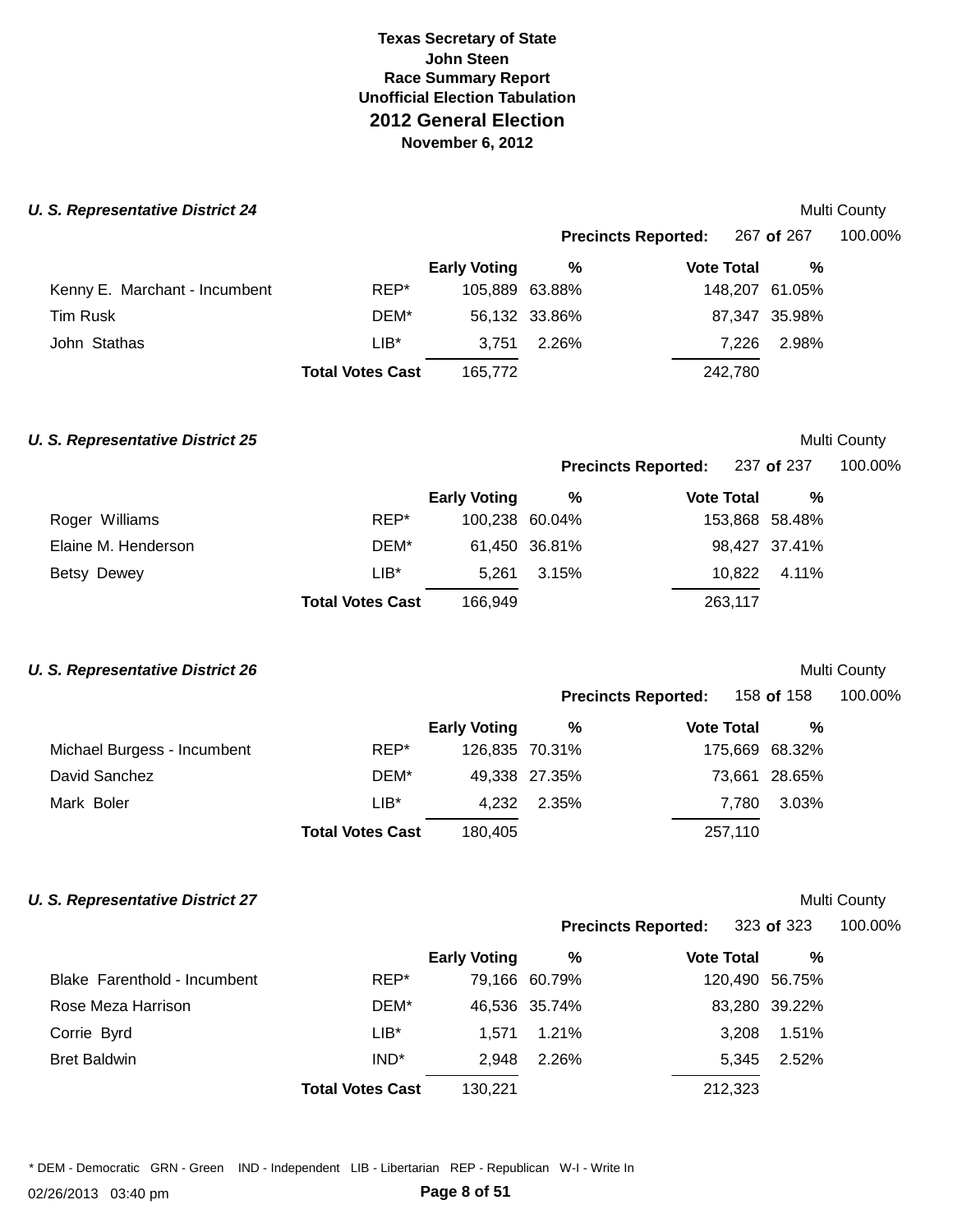**Texas Secretary of State**
**John Steen**
**Race Summary Report**
**Unofficial Election Tabulation**
## 2012 General Election
**November 6, 2012**

### *U. S. Representative District 24*

Multi County

**Precincts Reported:** 267 **of** 267 100.00%

| | | Early Voting | % | Vote Total | % |
|---|---|---|---|---|---|
| Kenny E. Marchant - Incumbent | REP* | 105,889 | 63.88% | 148,207 | 61.05% |
| Tim Rusk | DEM* | 56,132 | 33.86% | 87,347 | 35.98% |
| John Stathas | LIB* | 3,751 | 2.26% | 7,226 | 2.98% |
| | **Total Votes Cast** | 165,772 | | 242,780 | |

### *U. S. Representative District 25*

Multi County

**Precincts Reported:** 237 **of** 237 100.00%

| | | Early Voting | % | Vote Total | % |
|---|---|---|---|---|---|
| Roger Williams | REP* | 100,238 | 60.04% | 153,868 | 58.48% |
| Elaine M. Henderson | DEM* | 61,450 | 36.81% | 98,427 | 37.41% |
| Betsy Dewey | LIB* | 5,261 | 3.15% | 10,822 | 4.11% |
| | **Total Votes Cast** | 166,949 | | 263,117 | |

### *U. S. Representative District 26*

Multi County

**Precincts Reported:** 158 **of** 158 100.00%

| | | Early Voting | % | Vote Total | % |
|---|---|---|---|---|---|
| Michael Burgess - Incumbent | REP* | 126,835 | 70.31% | 175,669 | 68.32% |
| David Sanchez | DEM* | 49,338 | 27.35% | 73,661 | 28.65% |
| Mark Boler | LIB* | 4,232 | 2.35% | 7,780 | 3.03% |
| | **Total Votes Cast** | 180,405 | | 257,110 | |

### *U. S. Representative District 27*

Multi County

**Precincts Reported:** 323 **of** 323 100.00%

| | | Early Voting | % | Vote Total | % |
|---|---|---|---|---|---|
| Blake Farenthold - Incumbent | REP* | 79,166 | 60.79% | 120,490 | 56.75% |
| Rose Meza Harrison | DEM* | 46,536 | 35.74% | 83,280 | 39.22% |
| Corrie Byrd | LIB* | 1,571 | 1.21% | 3,208 | 1.51% |
| Bret Baldwin | IND* | 2,948 | 2.26% | 5,345 | 2.52% |
| | **Total Votes Cast** | 130,221 | | 212,323 | |

* DEM - Democratic GRN - Green IND - Independent LIB - Libertarian REP - Republican W-I - Write In

02/26/2013 03:40 pm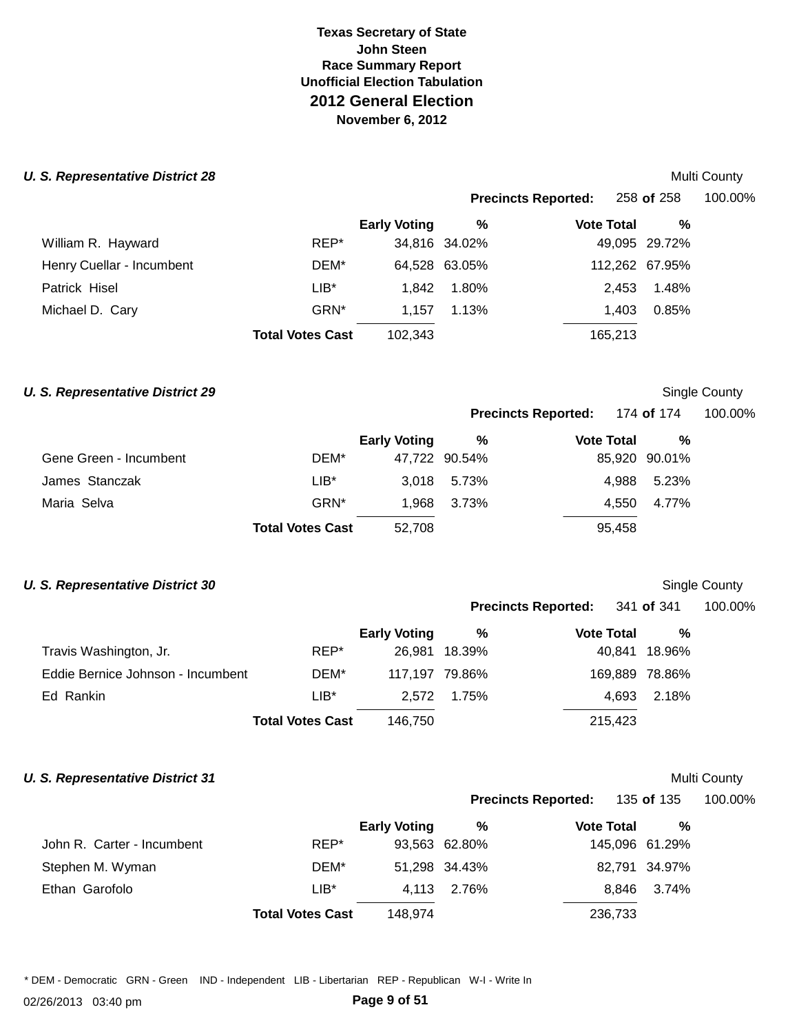**Texas Secretary of State**
**John Steen**
**Race Summary Report**
**Unofficial Election Tabulation**

# 2012 General Election

**November 6, 2012**

## *U. S. Representative District 28*

Multi County

**Precincts Reported:** 258 **of** 258 100.00%

| Candidate | Party | Early Voting | % | Vote Total | % |
|---|---|---|---|---|---|
| William R. Hayward | REP* | 34,816 | 34.02% | 49,095 | 29.72% |
| Henry Cuellar - Incumbent | DEM* | 64,528 | 63.05% | 112,262 | 67.95% |
| Patrick Hisel | LIB* | 1,842 | 1.80% | 2,453 | 1.48% |
| Michael D. Cary | GRN* | 1,157 | 1.13% | 1,403 | 0.85% |
| | **Total Votes Cast** | 102,343 | | 165,213 | |

## *U. S. Representative District 29*

Single County

**Precincts Reported:** 174 **of** 174 100.00%

| Candidate | Party | Early Voting | % | Vote Total | % |
|---|---|---|---|---|---|
| Gene Green - Incumbent | DEM* | 47,722 | 90.54% | 85,920 | 90.01% |
| James Stanczak | LIB* | 3,018 | 5.73% | 4,988 | 5.23% |
| Maria Selva | GRN* | 1,968 | 3.73% | 4,550 | 4.77% |
| | **Total Votes Cast** | 52,708 | | 95,458 | |

## *U. S. Representative District 30*

Single County

**Precincts Reported:** 341 **of** 341 100.00%

| Candidate | Party | Early Voting | % | Vote Total | % |
|---|---|---|---|---|---|
| Travis Washington, Jr. | REP* | 26,981 | 18.39% | 40,841 | 18.96% |
| Eddie Bernice Johnson - Incumbent | DEM* | 117,197 | 79.86% | 169,889 | 78.86% |
| Ed Rankin | LIB* | 2,572 | 1.75% | 4,693 | 2.18% |
| | **Total Votes Cast** | 146,750 | | 215,423 | |

## *U. S. Representative District 31*

Multi County

**Precincts Reported:** 135 **of** 135 100.00%

| Candidate | Party | Early Voting | % | Vote Total | % |
|---|---|---|---|---|---|
| John R. Carter - Incumbent | REP* | 93,563 | 62.80% | 145,096 | 61.29% |
| Stephen M. Wyman | DEM* | 51,298 | 34.43% | 82,791 | 34.97% |
| Ethan Garofolo | LIB* | 4,113 | 2.76% | 8,846 | 3.74% |
| | **Total Votes Cast** | 148,974 | | 236,733 | |

* DEM - Democratic GRN - Green IND - Independent LIB - Libertarian REP - Republican W-I - Write In

02/26/2013 03:40 pm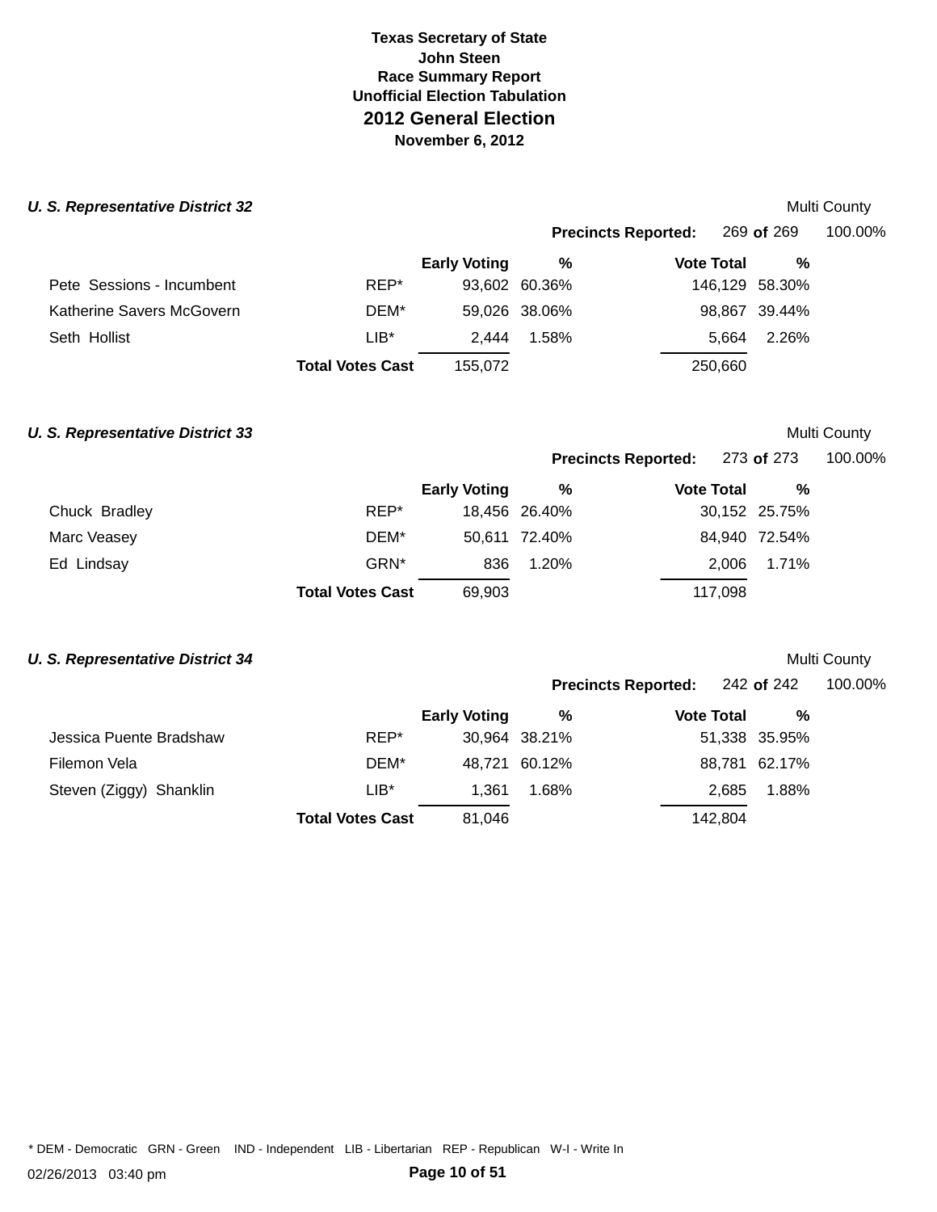Texas Secretary of State
John Steen
Race Summary Report
Unofficial Election Tabulation
**2012 General Election**
November 6, 2012

### *U. S. Representative District 32*

Multi County

**Precincts Reported:** 269 **of** 269 100.00%

| | | Early Voting | % | Vote Total | % |
|---|---|---|---|---|---|
| Pete Sessions - Incumbent | REP* | 93,602 | 60.36% | 146,129 | 58.30% |
| Katherine Savers McGovern | DEM* | 59,026 | 38.06% | 98,867 | 39.44% |
| Seth Hollist | LIB* | 2,444 | 1.58% | 5,664 | 2.26% |
| | **Total Votes Cast** | 155,072 | | 250,660 | |

### *U. S. Representative District 33*

Multi County

**Precincts Reported:** 273 **of** 273 100.00%

| | | Early Voting | % | Vote Total | % |
|---|---|---|---|---|---|
| Chuck Bradley | REP* | 18,456 | 26.40% | 30,152 | 25.75% |
| Marc Veasey | DEM* | 50,611 | 72.40% | 84,940 | 72.54% |
| Ed Lindsay | GRN* | 836 | 1.20% | 2,006 | 1.71% |
| | **Total Votes Cast** | 69,903 | | 117,098 | |

### *U. S. Representative District 34*

Multi County

**Precincts Reported:** 242 **of** 242 100.00%

| | | Early Voting | % | Vote Total | % |
|---|---|---|---|---|---|
| Jessica Puente Bradshaw | REP* | 30,964 | 38.21% | 51,338 | 35.95% |
| Filemon Vela | DEM* | 48,721 | 60.12% | 88,781 | 62.17% |
| Steven (Ziggy) Shanklin | LIB* | 1,361 | 1.68% | 2,685 | 1.88% |
| | **Total Votes Cast** | 81,046 | | 142,804 | |

* DEM - Democratic GRN - Green IND - Independent LIB - Libertarian REP - Republican W-I - Write In

02/26/2013 03:40 pm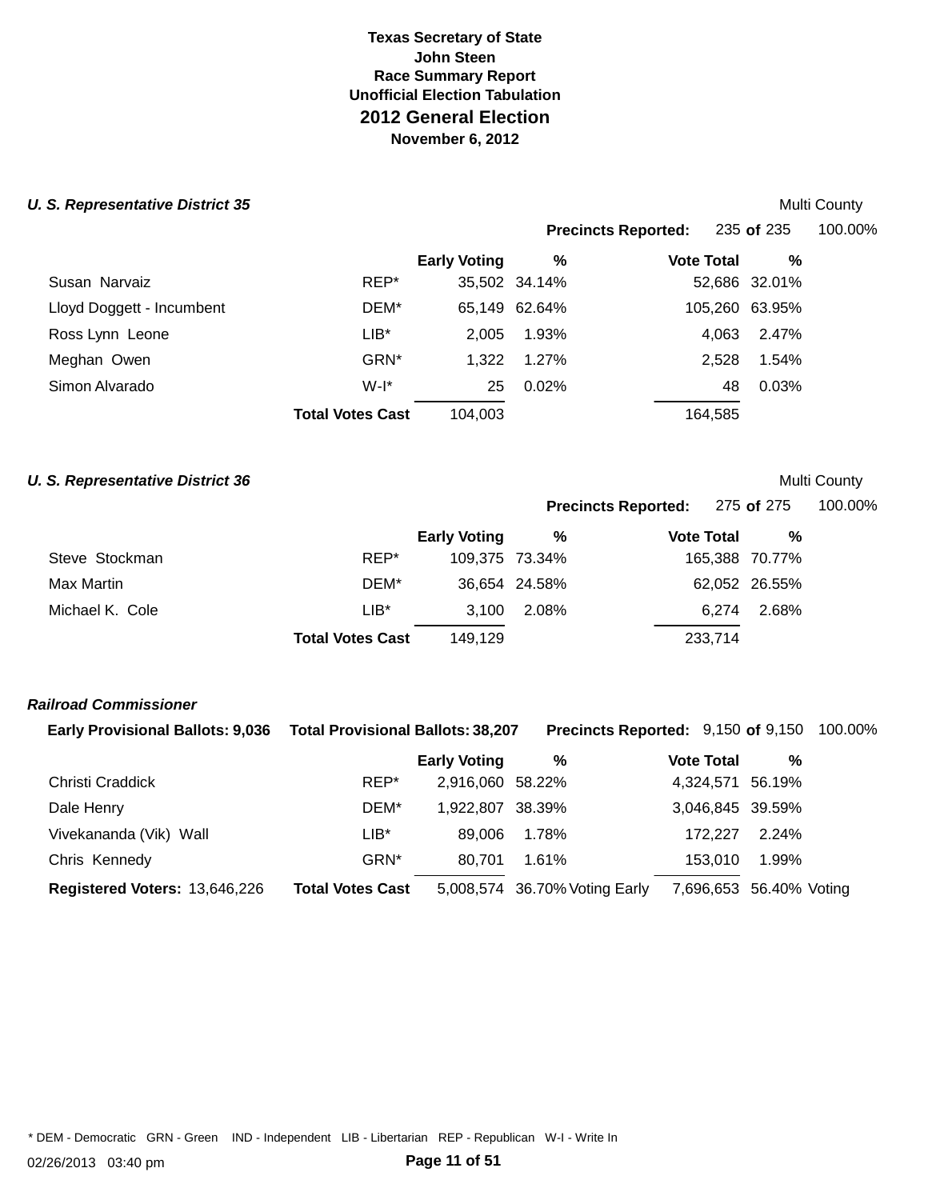**Texas Secretary of State**
**John Steen**
**Race Summary Report**
**Unofficial Election Tabulation**
## 2012 General Election
**November 6, 2012**

### *U. S. Representative District 35*

Multi County

**Precincts Reported:** 235 **of** 235 100.00%

| | | Early Voting | % | Vote Total | % |
|---|---|---|---|---|---|
| Susan Narvaiz | REP* | 35,502 | 34.14% | 52,686 | 32.01% |
| Lloyd Doggett - Incumbent | DEM* | 65,149 | 62.64% | 105,260 | 63.95% |
| Ross Lynn Leone | LIB* | 2,005 | 1.93% | 4,063 | 2.47% |
| Meghan Owen | GRN* | 1,322 | 1.27% | 2,528 | 1.54% |
| Simon Alvarado | W-I* | 25 | 0.02% | 48 | 0.03% |
| | **Total Votes Cast** | 104,003 | | 164,585 | |

### *U. S. Representative District 36*

Multi County

**Precincts Reported:** 275 **of** 275 100.00%

| | | Early Voting | % | Vote Total | % |
|---|---|---|---|---|---|
| Steve Stockman | REP* | 109,375 | 73.34% | 165,388 | 70.77% |
| Max Martin | DEM* | 36,654 | 24.58% | 62,052 | 26.55% |
| Michael K. Cole | LIB* | 3,100 | 2.08% | 6,274 | 2.68% |
| | **Total Votes Cast** | 149,129 | | 233,714 | |

### *Railroad Commissioner*

**Early Provisional Ballots:** 9,036 **Total Provisional Ballots:** 38,207 **Precincts Reported:** 9,150 **of** 9,150 100.00%

| | | Early Voting | % | | Vote Total | % | |
|---|---|---|---|---|---|---|---|
| Christi Craddick | REP* | 2,916,060 | 58.22% | | 4,324,571 | 56.19% | |
| Dale Henry | DEM* | 1,922,807 | 38.39% | | 3,046,845 | 39.59% | |
| Vivekananda (Vik) Wall | LIB* | 89,006 | 1.78% | | 172,227 | 2.24% | |
| Chris Kennedy | GRN* | 80,701 | 1.61% | | 153,010 | 1.99% | |
| **Registered Voters:** 13,646,226 | **Total Votes Cast** | 5,008,574 | 36.70% | Voting Early | 7,696,653 | 56.40% | Voting |

\* DEM - Democratic GRN - Green IND - Independent LIB - Libertarian REP - Republican W-I - Write In

02/26/2013 03:40 pm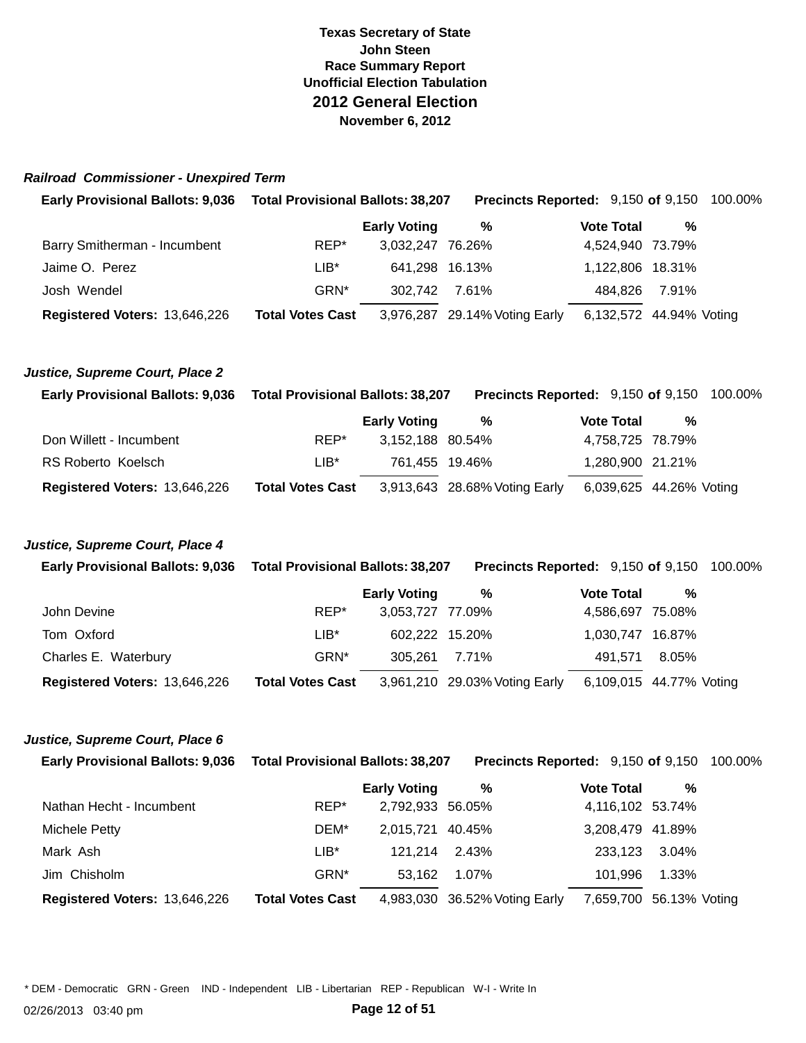# Texas Secretary of State
## John Steen
### Race Summary Report
### Unofficial Election Tabulation
## 2012 General Election
### November 6, 2012

### *Railroad Commissioner - Unexpired Term*

**Early Provisional Ballots:** 9,036 **Total Provisional Ballots:** 38,207 **Precincts Reported:** 9,150 **of** 9,150 100.00%

| | | Early Voting | % | | Vote Total | % | |
|---|---|---|---|---|---|---|---|
| Barry Smitherman - Incumbent | REP* | 3,032,247 | 76.26% | | 4,524,940 | 73.79% | |
| Jaime O. Perez | LIB* | 641,298 | 16.13% | | 1,122,806 | 18.31% | |
| Josh Wendel | GRN* | 302,742 | 7.61% | | 484,826 | 7.91% | |
| **Registered Voters:** 13,646,226 | **Total Votes Cast** | 3,976,287 | 29.14% | Voting Early | 6,132,572 | 44.94% | Voting |

### *Justice, Supreme Court, Place 2*

**Early Provisional Ballots:** 9,036 **Total Provisional Ballots:** 38,207 **Precincts Reported:** 9,150 **of** 9,150 100.00%

| | | Early Voting | % | | Vote Total | % | |
|---|---|---|---|---|---|---|---|
| Don Willett - Incumbent | REP* | 3,152,188 | 80.54% | | 4,758,725 | 78.79% | |
| RS Roberto Koelsch | LIB* | 761,455 | 19.46% | | 1,280,900 | 21.21% | |
| **Registered Voters:** 13,646,226 | **Total Votes Cast** | 3,913,643 | 28.68% | Voting Early | 6,039,625 | 44.26% | Voting |

### *Justice, Supreme Court, Place 4*

**Early Provisional Ballots:** 9,036 **Total Provisional Ballots:** 38,207 **Precincts Reported:** 9,150 **of** 9,150 100.00%

| | | Early Voting | % | | Vote Total | % | |
|---|---|---|---|---|---|---|---|
| John Devine | REP* | 3,053,727 | 77.09% | | 4,586,697 | 75.08% | |
| Tom Oxford | LIB* | 602,222 | 15.20% | | 1,030,747 | 16.87% | |
| Charles E. Waterbury | GRN* | 305,261 | 7.71% | | 491,571 | 8.05% | |
| **Registered Voters:** 13,646,226 | **Total Votes Cast** | 3,961,210 | 29.03% | Voting Early | 6,109,015 | 44.77% | Voting |

### *Justice, Supreme Court, Place 6*

**Early Provisional Ballots:** 9,036 **Total Provisional Ballots:** 38,207 **Precincts Reported:** 9,150 **of** 9,150 100.00%

| | | Early Voting | % | | Vote Total | % | |
|---|---|---|---|---|---|---|---|
| Nathan Hecht - Incumbent | REP* | 2,792,933 | 56.05% | | 4,116,102 | 53.74% | |
| Michele Petty | DEM* | 2,015,721 | 40.45% | | 3,208,479 | 41.89% | |
| Mark Ash | LIB* | 121,214 | 2.43% | | 233,123 | 3.04% | |
| Jim Chisholm | GRN* | 53,162 | 1.07% | | 101,996 | 1.33% | |
| **Registered Voters:** 13,646,226 | **Total Votes Cast** | 4,983,030 | 36.52% | Voting Early | 7,659,700 | 56.13% | Voting |

* DEM - Democratic GRN - Green IND - Independent LIB - Libertarian REP - Republican W-I - Write In

02/26/2013 03:40 pm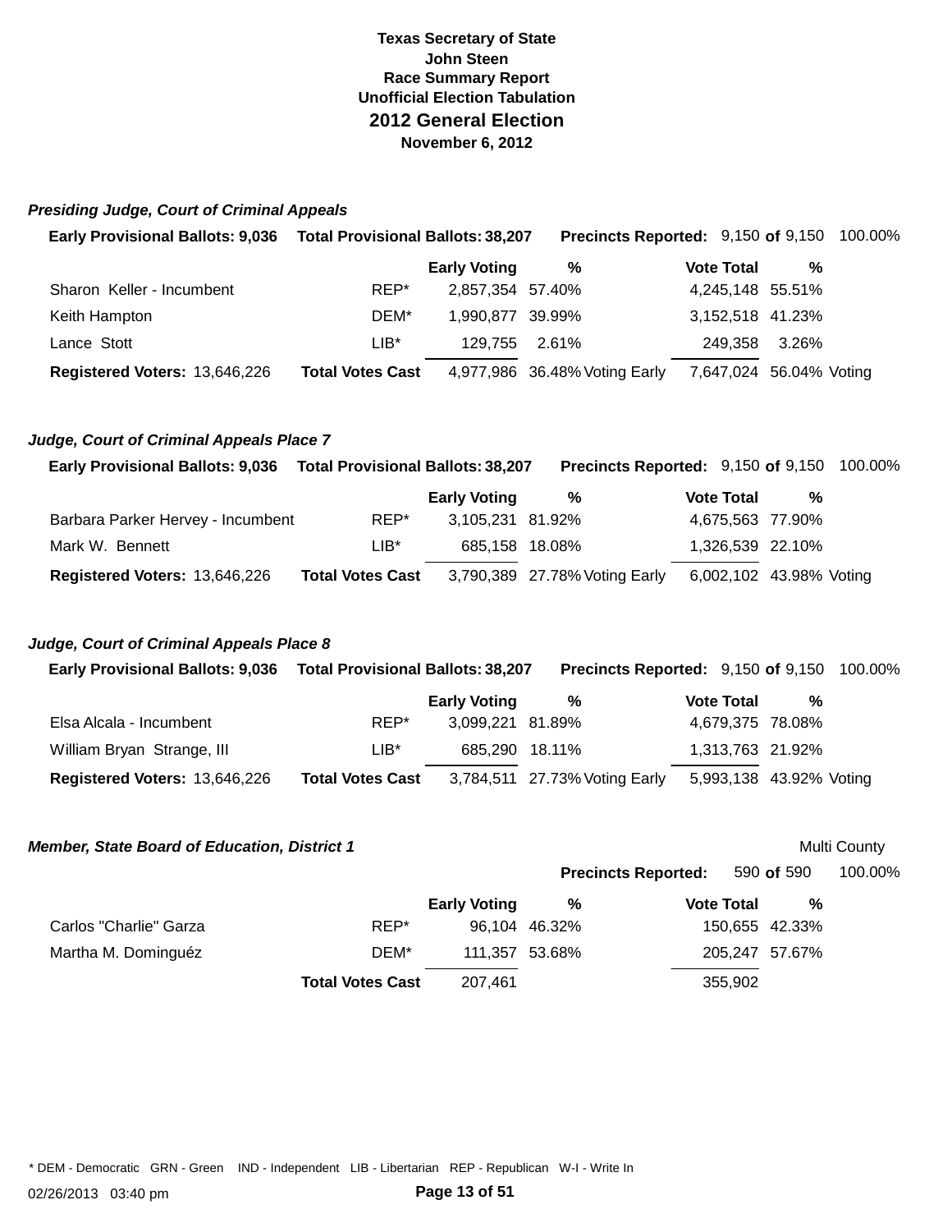**Texas Secretary of State**
**John Steen**
**Race Summary Report**
**Unofficial Election Tabulation**
## 2012 General Election
**November 6, 2012**

### *Presiding Judge, Court of Criminal Appeals*

**Early Provisional Ballots: 9,036** **Total Provisional Ballots: 38,207** **Precincts Reported:** 9,150 **of** 9,150 100.00%

| | | Early Voting | % | | Vote Total | % | |
|---|---|---|---|---|---|---|---|
| Sharon Keller - Incumbent | REP* | 2,857,354 | 57.40% | | 4,245,148 | 55.51% | |
| Keith Hampton | DEM* | 1,990,877 | 39.99% | | 3,152,518 | 41.23% | |
| Lance Stott | LIB* | 129,755 | 2.61% | | 249,358 | 3.26% | |
| **Registered Voters:** 13,646,226 | **Total Votes Cast** | 4,977,986 | 36.48% | Voting Early | 7,647,024 | 56.04% | Voting |

### *Judge, Court of Criminal Appeals Place 7*

**Early Provisional Ballots: 9,036** **Total Provisional Ballots: 38,207** **Precincts Reported:** 9,150 **of** 9,150 100.00%

| | | Early Voting | % | | Vote Total | % | |
|---|---|---|---|---|---|---|---|
| Barbara Parker Hervey - Incumbent | REP* | 3,105,231 | 81.92% | | 4,675,563 | 77.90% | |
| Mark W. Bennett | LIB* | 685,158 | 18.08% | | 1,326,539 | 22.10% | |
| **Registered Voters:** 13,646,226 | **Total Votes Cast** | 3,790,389 | 27.78% | Voting Early | 6,002,102 | 43.98% | Voting |

### *Judge, Court of Criminal Appeals Place 8*

**Early Provisional Ballots: 9,036** **Total Provisional Ballots: 38,207** **Precincts Reported:** 9,150 **of** 9,150 100.00%

| | | Early Voting | % | | Vote Total | % | |
|---|---|---|---|---|---|---|---|
| Elsa Alcala - Incumbent | REP* | 3,099,221 | 81.89% | | 4,679,375 | 78.08% | |
| William Bryan Strange, III | LIB* | 685,290 | 18.11% | | 1,313,763 | 21.92% | |
| **Registered Voters:** 13,646,226 | **Total Votes Cast** | 3,784,511 | 27.73% | Voting Early | 5,993,138 | 43.92% | Voting |

### *Member, State Board of Education, District 1*

Multi County

**Precincts Reported:** 590 **of** 590 100.00%

| | | Early Voting | % | Vote Total | % |
|---|---|---|---|---|---|
| Carlos "Charlie" Garza | REP* | 96,104 | 46.32% | 150,655 | 42.33% |
| Martha M. Dominguéz | DEM* | 111,357 | 53.68% | 205,247 | 57.67% |
| | **Total Votes Cast** | 207,461 | | 355,902 | |

* DEM - Democratic GRN - Green IND - Independent LIB - Libertarian REP - Republican W-I - Write In

02/26/2013 03:40 pm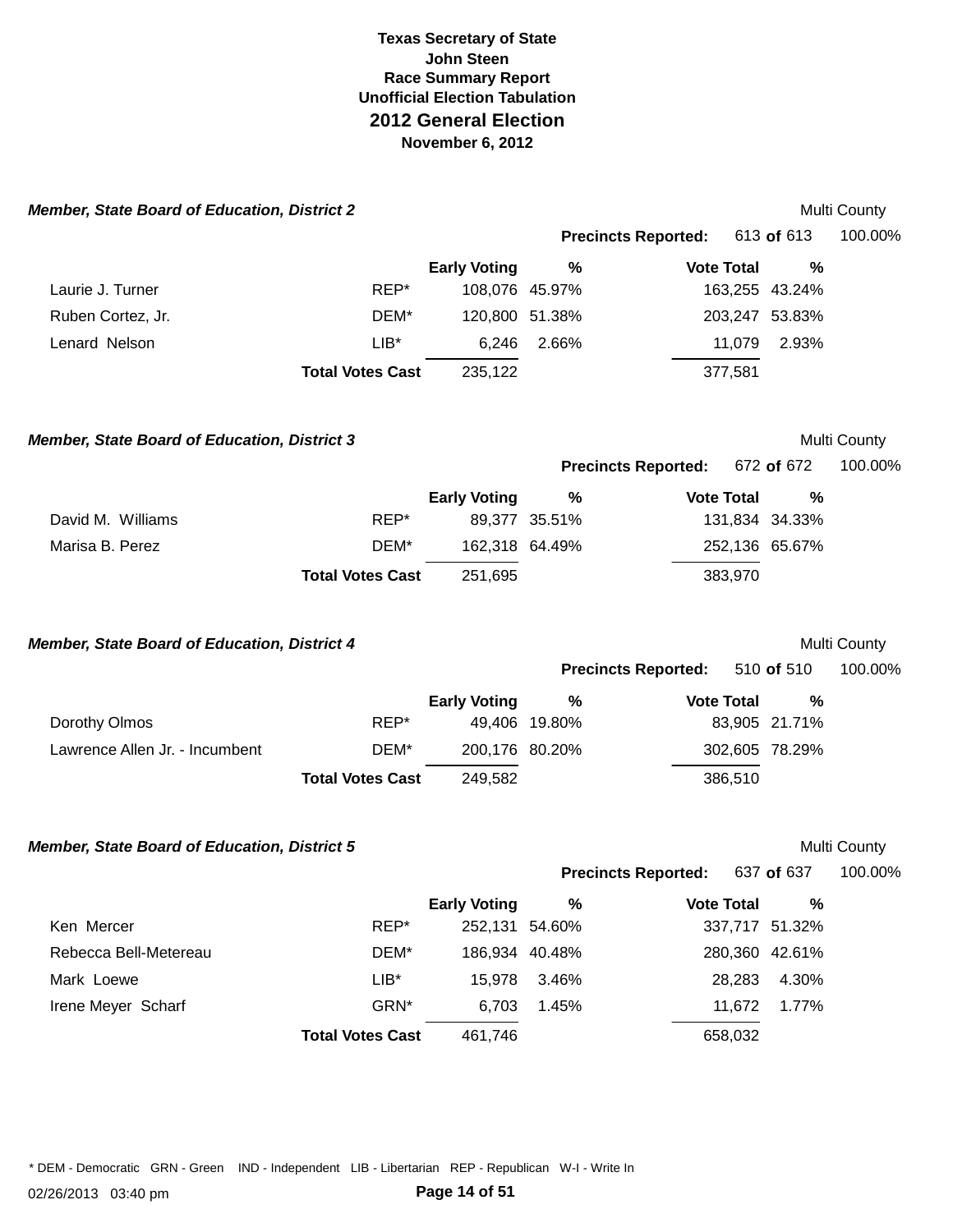# Texas Secretary of State
**John Steen**
**Race Summary Report**
**Unofficial Election Tabulation**
## 2012 General Election
**November 6, 2012**

### *Member, State Board of Education, District 2*

Multi County

**Precincts Reported:** 613 **of** 613 100.00%

| | | Early Voting | % | Vote Total | % |
|---|---|---|---|---|---|
| Laurie J. Turner | REP* | 108,076 | 45.97% | 163,255 | 43.24% |
| Ruben Cortez, Jr. | DEM* | 120,800 | 51.38% | 203,247 | 53.83% |
| Lenard Nelson | LIB* | 6,246 | 2.66% | 11,079 | 2.93% |
| | **Total Votes Cast** | 235,122 | | 377,581 | |

### *Member, State Board of Education, District 3*

Multi County

**Precincts Reported:** 672 **of** 672 100.00%

| | | Early Voting | % | Vote Total | % |
|---|---|---|---|---|---|
| David M. Williams | REP* | 89,377 | 35.51% | 131,834 | 34.33% |
| Marisa B. Perez | DEM* | 162,318 | 64.49% | 252,136 | 65.67% |
| | **Total Votes Cast** | 251,695 | | 383,970 | |

### *Member, State Board of Education, District 4*

Multi County

**Precincts Reported:** 510 **of** 510 100.00%

| | | Early Voting | % | Vote Total | % |
|---|---|---|---|---|---|
| Dorothy Olmos | REP* | 49,406 | 19.80% | 83,905 | 21.71% |
| Lawrence Allen Jr. - Incumbent | DEM* | 200,176 | 80.20% | 302,605 | 78.29% |
| | **Total Votes Cast** | 249,582 | | 386,510 | |

### *Member, State Board of Education, District 5*

Multi County

**Precincts Reported:** 637 **of** 637 100.00%

| | | Early Voting | % | Vote Total | % |
|---|---|---|---|---|---|
| Ken Mercer | REP* | 252,131 | 54.60% | 337,717 | 51.32% |
| Rebecca Bell-Metereau | DEM* | 186,934 | 40.48% | 280,360 | 42.61% |
| Mark Loewe | LIB* | 15,978 | 3.46% | 28,283 | 4.30% |
| Irene Meyer Scharf | GRN* | 6,703 | 1.45% | 11,672 | 1.77% |
| | **Total Votes Cast** | 461,746 | | 658,032 | |

\* DEM - Democratic GRN - Green IND - Independent LIB - Libertarian REP - Republican W-I - Write In

02/26/2013 03:40 pm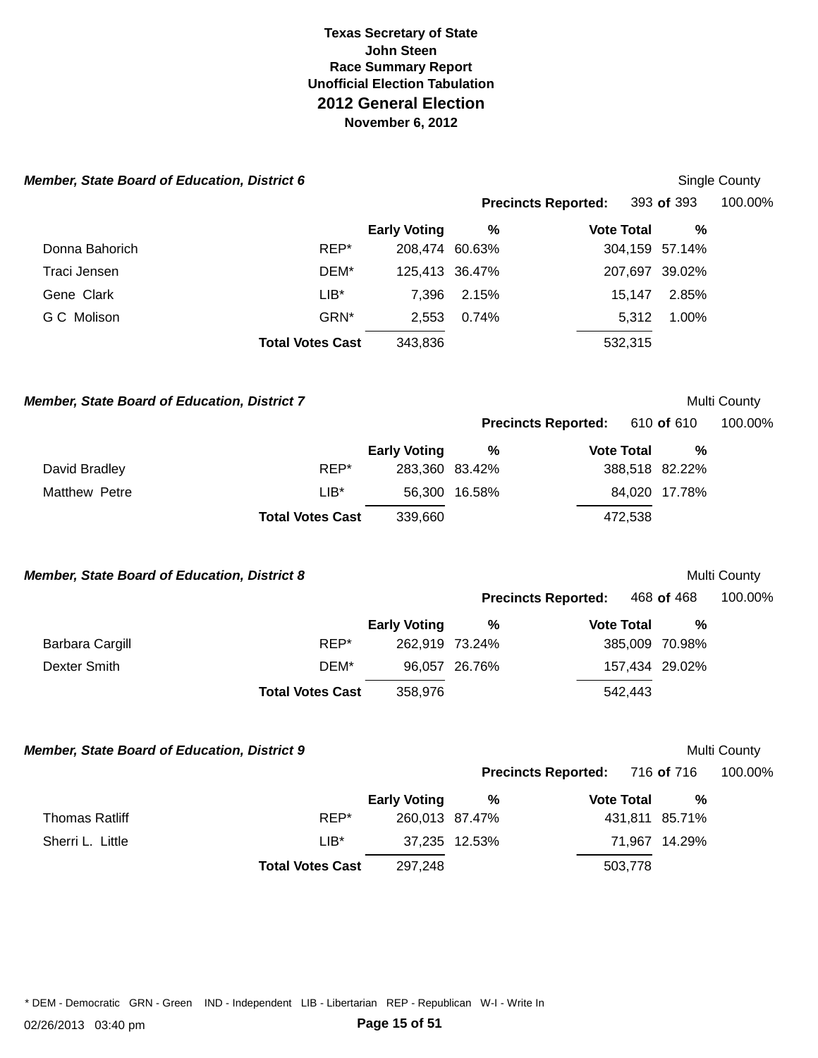# Texas Secretary of State
# John Steen
## Race Summary Report
## Unofficial Election Tabulation
## 2012 General Election
### November 6, 2012

### *Member, State Board of Education, District 6*

Single County

**Precincts Reported:** 393 **of** 393 100.00%

| | | Early Voting | % | Vote Total | % |
|---|---|---|---|---|---|
| Donna Bahorich | REP* | 208,474 | 60.63% | 304,159 | 57.14% |
| Traci Jensen | DEM* | 125,413 | 36.47% | 207,697 | 39.02% |
| Gene Clark | LIB* | 7,396 | 2.15% | 15,147 | 2.85% |
| G C Molison | GRN* | 2,553 | 0.74% | 5,312 | 1.00% |
| | **Total Votes Cast** | 343,836 | | 532,315 | |

### *Member, State Board of Education, District 7*

Multi County

**Precincts Reported:** 610 **of** 610 100.00%

| | | Early Voting | % | Vote Total | % |
|---|---|---|---|---|---|
| David Bradley | REP* | 283,360 | 83.42% | 388,518 | 82.22% |
| Matthew Petre | LIB* | 56,300 | 16.58% | 84,020 | 17.78% |
| | **Total Votes Cast** | 339,660 | | 472,538 | |

### *Member, State Board of Education, District 8*

Multi County

**Precincts Reported:** 468 **of** 468 100.00%

| | | Early Voting | % | Vote Total | % |
|---|---|---|---|---|---|
| Barbara Cargill | REP* | 262,919 | 73.24% | 385,009 | 70.98% |
| Dexter Smith | DEM* | 96,057 | 26.76% | 157,434 | 29.02% |
| | **Total Votes Cast** | 358,976 | | 542,443 | |

### *Member, State Board of Education, District 9*

Multi County

**Precincts Reported:** 716 **of** 716 100.00%

| | | Early Voting | % | Vote Total | % |
|---|---|---|---|---|---|
| Thomas Ratliff | REP* | 260,013 | 87.47% | 431,811 | 85.71% |
| Sherri L. Little | LIB* | 37,235 | 12.53% | 71,967 | 14.29% |
| | **Total Votes Cast** | 297,248 | | 503,778 | |

\* DEM - Democratic GRN - Green IND - Independent LIB - Libertarian REP - Republican W-I - Write In

02/26/2013 03:40 pm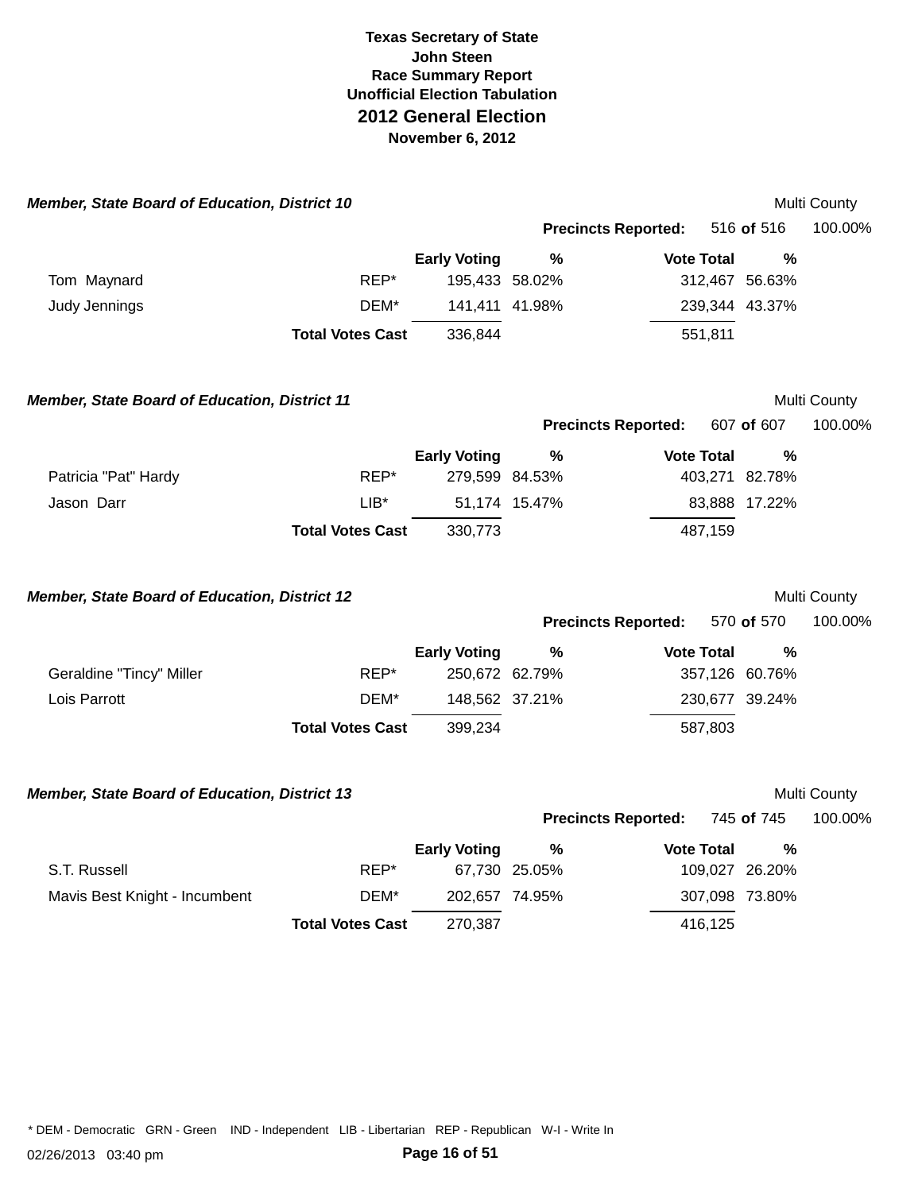# Texas Secretary of State
## John Steen
### Race Summary Report
### Unofficial Election Tabulation
## 2012 General Election
### November 6, 2012

***Member, State Board of Education, District 10*** — Multi County

**Precincts Reported:** 516 **of** 516 — 100.00%

| | | Early Voting | % | Vote Total | % |
|---|---|---|---|---|---|
| Tom Maynard | REP* | 195,433 | 58.02% | 312,467 | 56.63% |
| Judy Jennings | DEM* | 141,411 | 41.98% | 239,344 | 43.37% |
| | **Total Votes Cast** | 336,844 | | 551,811 | |

***Member, State Board of Education, District 11*** — Multi County

**Precincts Reported:** 607 **of** 607 — 100.00%

| | | Early Voting | % | Vote Total | % |
|---|---|---|---|---|---|
| Patricia "Pat" Hardy | REP* | 279,599 | 84.53% | 403,271 | 82.78% |
| Jason Darr | LIB* | 51,174 | 15.47% | 83,888 | 17.22% |
| | **Total Votes Cast** | 330,773 | | 487,159 | |

***Member, State Board of Education, District 12*** — Multi County

**Precincts Reported:** 570 **of** 570 — 100.00%

| | | Early Voting | % | Vote Total | % |
|---|---|---|---|---|---|
| Geraldine "Tincy" Miller | REP* | 250,672 | 62.79% | 357,126 | 60.76% |
| Lois Parrott | DEM* | 148,562 | 37.21% | 230,677 | 39.24% |
| | **Total Votes Cast** | 399,234 | | 587,803 | |

***Member, State Board of Education, District 13*** — Multi County

**Precincts Reported:** 745 **of** 745 — 100.00%

| | | Early Voting | % | Vote Total | % |
|---|---|---|---|---|---|
| S.T. Russell | REP* | 67,730 | 25.05% | 109,027 | 26.20% |
| Mavis Best Knight - Incumbent | DEM* | 202,657 | 74.95% | 307,098 | 73.80% |
| | **Total Votes Cast** | 270,387 | | 416,125 | |

* DEM - Democratic GRN - Green IND - Independent LIB - Libertarian REP - Republican W-I - Write In

02/26/2013 03:40 pm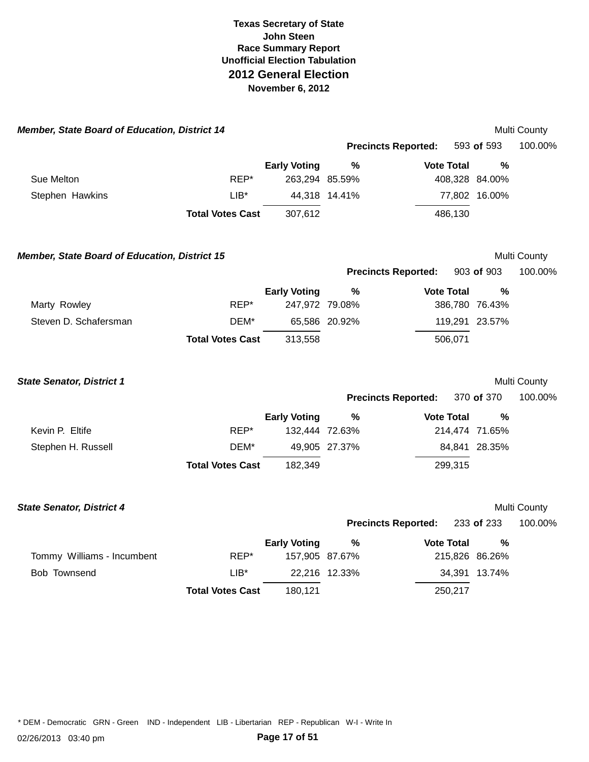**Texas Secretary of State**
**John Steen**
**Race Summary Report**
**Unofficial Election Tabulation**
## 2012 General Election
**November 6, 2012**

### *Member, State Board of Education, District 14*

Multi County

**Precincts Reported:** 593 **of** 593 100.00%

| | | Early Voting | % | Vote Total | % |
|---|---|---|---|---|---|
| Sue Melton | REP* | 263,294 | 85.59% | 408,328 | 84.00% |
| Stephen Hawkins | LIB* | 44,318 | 14.41% | 77,802 | 16.00% |
| | **Total Votes Cast** | 307,612 | | 486,130 | |

### *Member, State Board of Education, District 15*

Multi County

**Precincts Reported:** 903 **of** 903 100.00%

| | | Early Voting | % | Vote Total | % |
|---|---|---|---|---|---|
| Marty Rowley | REP* | 247,972 | 79.08% | 386,780 | 76.43% |
| Steven D. Schafersman | DEM* | 65,586 | 20.92% | 119,291 | 23.57% |
| | **Total Votes Cast** | 313,558 | | 506,071 | |

### *State Senator, District 1*

Multi County

**Precincts Reported:** 370 **of** 370 100.00%

| | | Early Voting | % | Vote Total | % |
|---|---|---|---|---|---|
| Kevin P. Eltife | REP* | 132,444 | 72.63% | 214,474 | 71.65% |
| Stephen H. Russell | DEM* | 49,905 | 27.37% | 84,841 | 28.35% |
| | **Total Votes Cast** | 182,349 | | 299,315 | |

### *State Senator, District 4*

Multi County

**Precincts Reported:** 233 **of** 233 100.00%

| | | Early Voting | % | Vote Total | % |
|---|---|---|---|---|---|
| Tommy Williams - Incumbent | REP* | 157,905 | 87.67% | 215,826 | 86.26% |
| Bob Townsend | LIB* | 22,216 | 12.33% | 34,391 | 13.74% |
| | **Total Votes Cast** | 180,121 | | 250,217 | |

* DEM - Democratic GRN - Green IND - Independent LIB - Libertarian REP - Republican W-I - Write In

02/26/2013 03:40 pm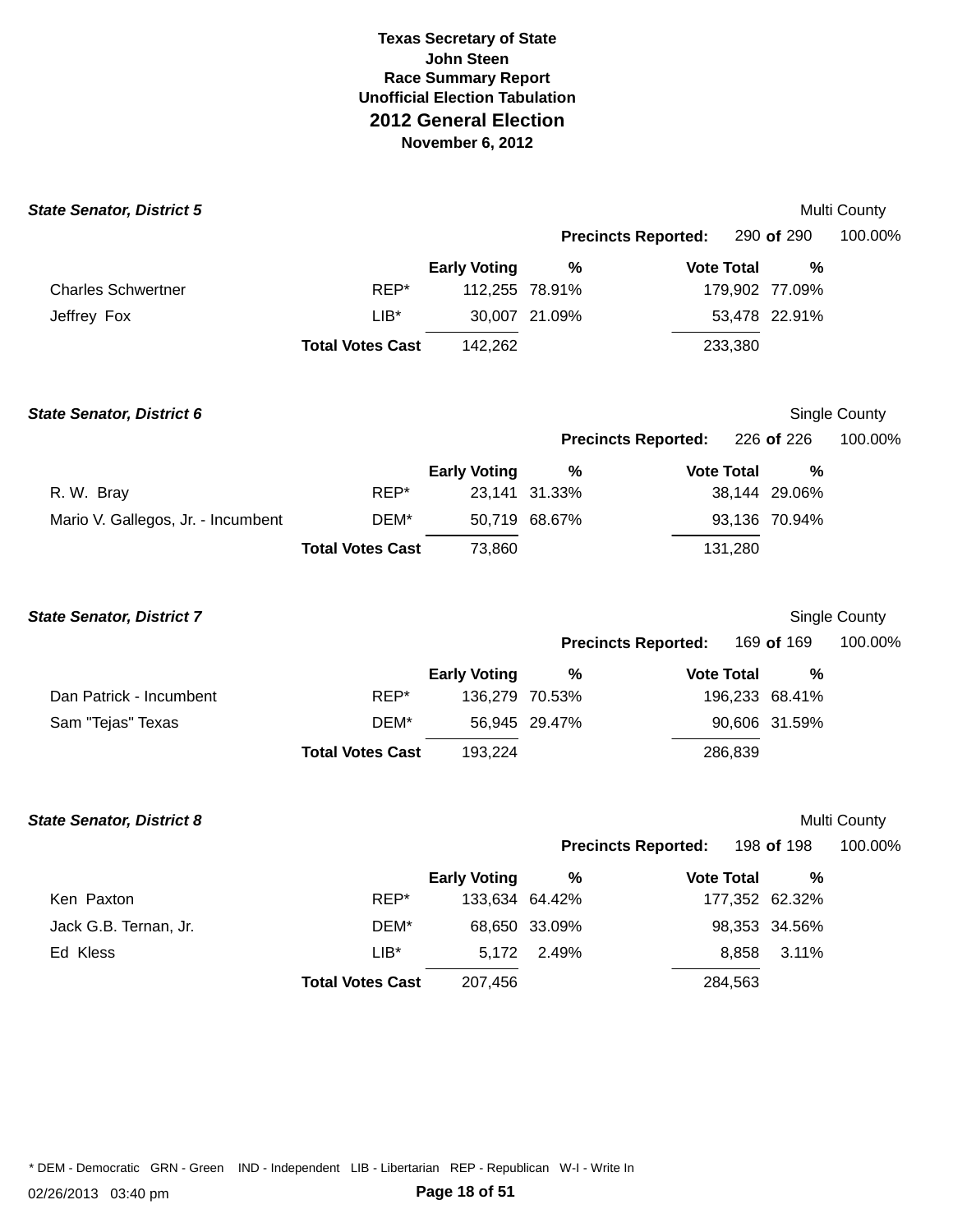**Texas Secretary of State**
**John Steen**
**Race Summary Report**
**Unofficial Election Tabulation**

# 2012 General Election

**November 6, 2012**

### *State Senator, District 5*

Multi County

**Precincts Reported:** 290 **of** 290 100.00%

| | | Early Voting | % | Vote Total | % |
|---|---|---|---|---|---|
| Charles Schwertner | REP* | 112,255 | 78.91% | 179,902 | 77.09% |
| Jeffrey Fox | LIB* | 30,007 | 21.09% | 53,478 | 22.91% |
| | **Total Votes Cast** | 142,262 | | 233,380 | |

### *State Senator, District 6*

Single County

**Precincts Reported:** 226 **of** 226 100.00%

| | | Early Voting | % | Vote Total | % |
|---|---|---|---|---|---|
| R. W. Bray | REP* | 23,141 | 31.33% | 38,144 | 29.06% |
| Mario V. Gallegos, Jr. - Incumbent | DEM* | 50,719 | 68.67% | 93,136 | 70.94% |
| | **Total Votes Cast** | 73,860 | | 131,280 | |

### *State Senator, District 7*

Single County

**Precincts Reported:** 169 **of** 169 100.00%

| | | Early Voting | % | Vote Total | % |
|---|---|---|---|---|---|
| Dan Patrick - Incumbent | REP* | 136,279 | 70.53% | 196,233 | 68.41% |
| Sam "Tejas" Texas | DEM* | 56,945 | 29.47% | 90,606 | 31.59% |
| | **Total Votes Cast** | 193,224 | | 286,839 | |

### *State Senator, District 8*

Multi County

**Precincts Reported:** 198 **of** 198 100.00%

| | | Early Voting | % | Vote Total | % |
|---|---|---|---|---|---|
| Ken Paxton | REP* | 133,634 | 64.42% | 177,352 | 62.32% |
| Jack G.B. Ternan, Jr. | DEM* | 68,650 | 33.09% | 98,353 | 34.56% |
| Ed Kless | LIB* | 5,172 | 2.49% | 8,858 | 3.11% |
| | **Total Votes Cast** | 207,456 | | 284,563 | |

* DEM - Democratic GRN - Green IND - Independent LIB - Libertarian REP - Republican W-I - Write In

02/26/2013 03:40 pm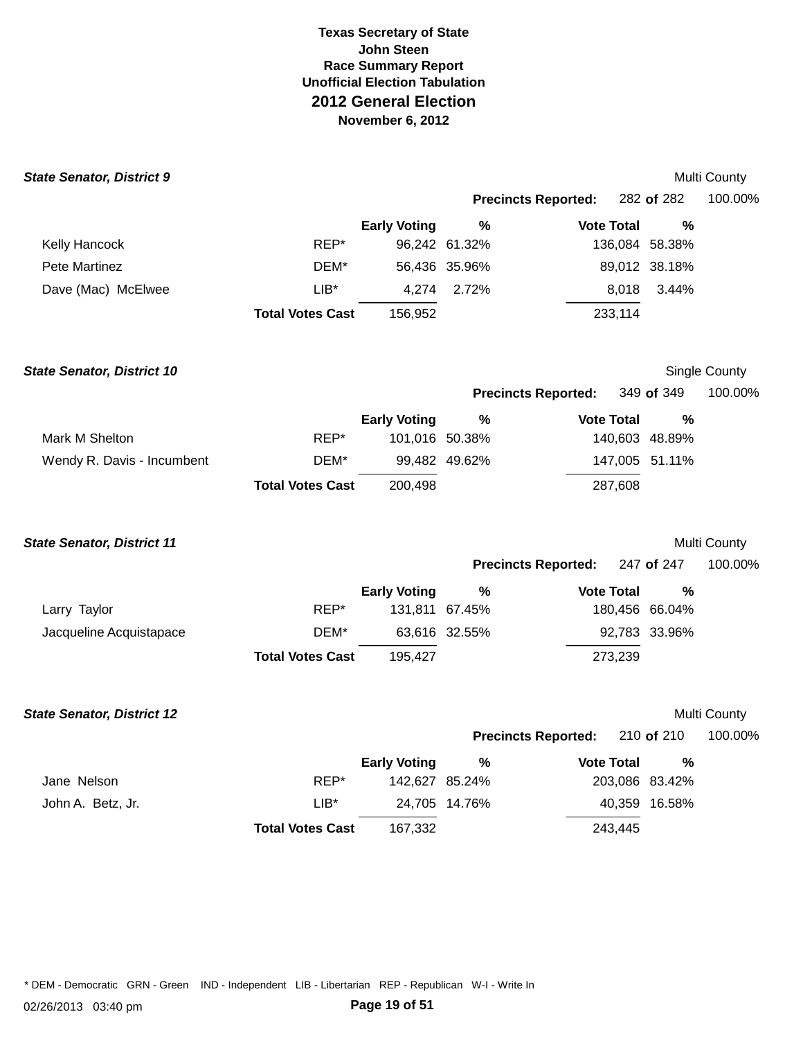**Texas Secretary of State**
**John Steen**
**Race Summary Report**
**Unofficial Election Tabulation**
## 2012 General Election
**November 6, 2012**

### *State Senator, District 9*

Multi County

**Precincts Reported:** 282 **of** 282 100.00%

| | | Early Voting | % | Vote Total | % |
|---|---|---|---|---|---|
| Kelly Hancock | REP* | 96,242 | 61.32% | 136,084 | 58.38% |
| Pete Martinez | DEM* | 56,436 | 35.96% | 89,012 | 38.18% |
| Dave (Mac) McElwee | LIB* | 4,274 | 2.72% | 8,018 | 3.44% |
| | **Total Votes Cast** | 156,952 | | 233,114 | |

### *State Senator, District 10*

Single County

**Precincts Reported:** 349 **of** 349 100.00%

| | | Early Voting | % | Vote Total | % |
|---|---|---|---|---|---|
| Mark M Shelton | REP* | 101,016 | 50.38% | 140,603 | 48.89% |
| Wendy R. Davis - Incumbent | DEM* | 99,482 | 49.62% | 147,005 | 51.11% |
| | **Total Votes Cast** | 200,498 | | 287,608 | |

### *State Senator, District 11*

Multi County

**Precincts Reported:** 247 **of** 247 100.00%

| | | Early Voting | % | Vote Total | % |
|---|---|---|---|---|---|
| Larry Taylor | REP* | 131,811 | 67.45% | 180,456 | 66.04% |
| Jacqueline Acquistapace | DEM* | 63,616 | 32.55% | 92,783 | 33.96% |
| | **Total Votes Cast** | 195,427 | | 273,239 | |

### *State Senator, District 12*

Multi County

**Precincts Reported:** 210 **of** 210 100.00%

| | | Early Voting | % | Vote Total | % |
|---|---|---|---|---|---|
| Jane Nelson | REP* | 142,627 | 85.24% | 203,086 | 83.42% |
| John A. Betz, Jr. | LIB* | 24,705 | 14.76% | 40,359 | 16.58% |
| | **Total Votes Cast** | 167,332 | | 243,445 | |

\* DEM - Democratic GRN - Green IND - Independent LIB - Libertarian REP - Republican W-I - Write In

02/26/2013 03:40 pm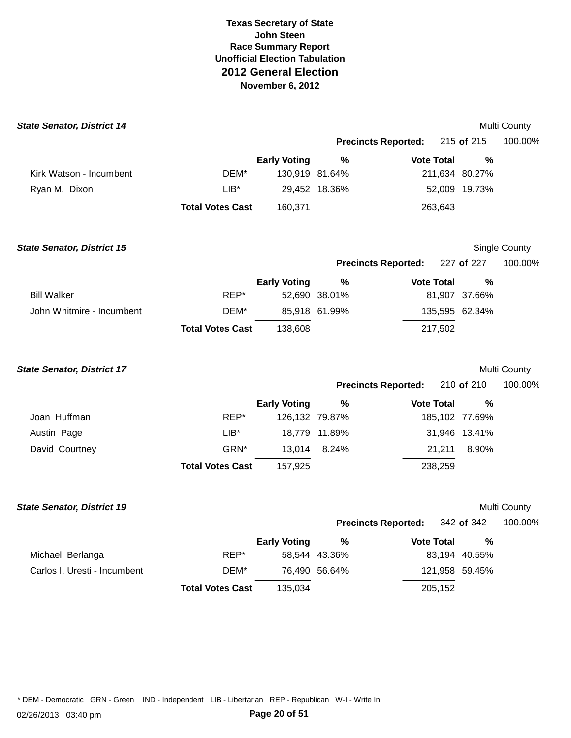**Texas Secretary of State**
**John Steen**
**Race Summary Report**
**Unofficial Election Tabulation**
## 2012 General Election
**November 6, 2012**

### *State Senator, District 14*

Multi County

**Precincts Reported:** 215 **of** 215 100.00%

| | | Early Voting | % | Vote Total | % |
|---|---|---|---|---|---|
| Kirk Watson - Incumbent | DEM* | 130,919 | 81.64% | 211,634 | 80.27% |
| Ryan M. Dixon | LIB* | 29,452 | 18.36% | 52,009 | 19.73% |
| | **Total Votes Cast** | 160,371 | | 263,643 | |

### *State Senator, District 15*

Single County

**Precincts Reported:** 227 **of** 227 100.00%

| | | Early Voting | % | Vote Total | % |
|---|---|---|---|---|---|
| Bill Walker | REP* | 52,690 | 38.01% | 81,907 | 37.66% |
| John Whitmire - Incumbent | DEM* | 85,918 | 61.99% | 135,595 | 62.34% |
| | **Total Votes Cast** | 138,608 | | 217,502 | |

### *State Senator, District 17*

Multi County

**Precincts Reported:** 210 **of** 210 100.00%

| | | Early Voting | % | Vote Total | % |
|---|---|---|---|---|---|
| Joan Huffman | REP* | 126,132 | 79.87% | 185,102 | 77.69% |
| Austin Page | LIB* | 18,779 | 11.89% | 31,946 | 13.41% |
| David Courtney | GRN* | 13,014 | 8.24% | 21,211 | 8.90% |
| | **Total Votes Cast** | 157,925 | | 238,259 | |

### *State Senator, District 19*

Multi County

**Precincts Reported:** 342 **of** 342 100.00%

| | | Early Voting | % | Vote Total | % |
|---|---|---|---|---|---|
| Michael Berlanga | REP* | 58,544 | 43.36% | 83,194 | 40.55% |
| Carlos I. Uresti - Incumbent | DEM* | 76,490 | 56.64% | 121,958 | 59.45% |
| | **Total Votes Cast** | 135,034 | | 205,152 | |

* DEM - Democratic GRN - Green IND - Independent LIB - Libertarian REP - Republican W-I - Write In

02/26/2013 03:40 pm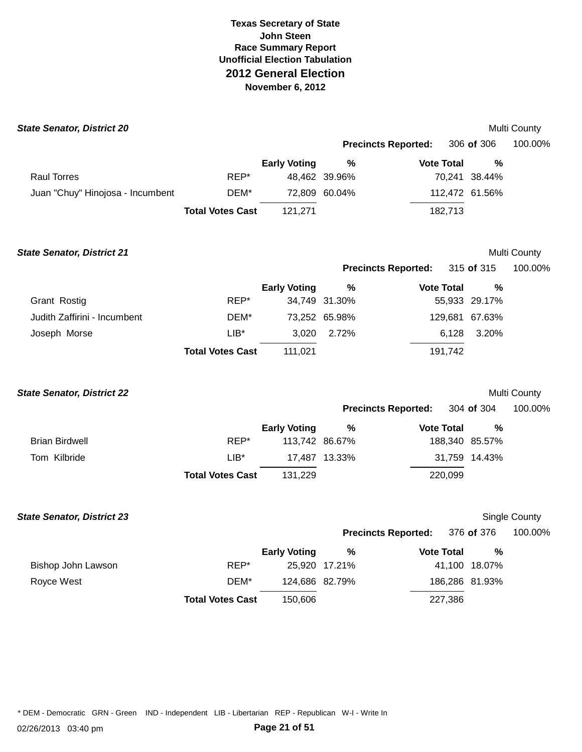# Texas Secretary of State
## John Steen
### Race Summary Report
### Unofficial Election Tabulation
## 2012 General Election
### November 6, 2012

***State Senator, District 20*** — Multi County

**Precincts Reported:** 306 **of** 306 100.00%

| Candidate | Party | Early Voting | % | Vote Total | % |
|---|---|---|---|---|---|
| Raul Torres | REP* | 48,462 | 39.96% | 70,241 | 38.44% |
| Juan "Chuy" Hinojosa - Incumbent | DEM* | 72,809 | 60.04% | 112,472 | 61.56% |
| | **Total Votes Cast** | 121,271 | | 182,713 | |

***State Senator, District 21*** — Multi County

**Precincts Reported:** 315 **of** 315 100.00%

| Candidate | Party | Early Voting | % | Vote Total | % |
|---|---|---|---|---|---|
| Grant Rostig | REP* | 34,749 | 31.30% | 55,933 | 29.17% |
| Judith Zaffirini - Incumbent | DEM* | 73,252 | 65.98% | 129,681 | 67.63% |
| Joseph Morse | LIB* | 3,020 | 2.72% | 6,128 | 3.20% |
| | **Total Votes Cast** | 111,021 | | 191,742 | |

***State Senator, District 22*** — Multi County

**Precincts Reported:** 304 **of** 304 100.00%

| Candidate | Party | Early Voting | % | Vote Total | % |
|---|---|---|---|---|---|
| Brian Birdwell | REP* | 113,742 | 86.67% | 188,340 | 85.57% |
| Tom Kilbride | LIB* | 17,487 | 13.33% | 31,759 | 14.43% |
| | **Total Votes Cast** | 131,229 | | 220,099 | |

***State Senator, District 23*** — Single County

**Precincts Reported:** 376 **of** 376 100.00%

| Candidate | Party | Early Voting | % | Vote Total | % |
|---|---|---|---|---|---|
| Bishop John Lawson | REP* | 25,920 | 17.21% | 41,100 | 18.07% |
| Royce West | DEM* | 124,686 | 82.79% | 186,286 | 81.93% |
| | **Total Votes Cast** | 150,606 | | 227,386 | |

* DEM - Democratic GRN - Green IND - Independent LIB - Libertarian REP - Republican W-I - Write In

02/26/2013 03:40 pm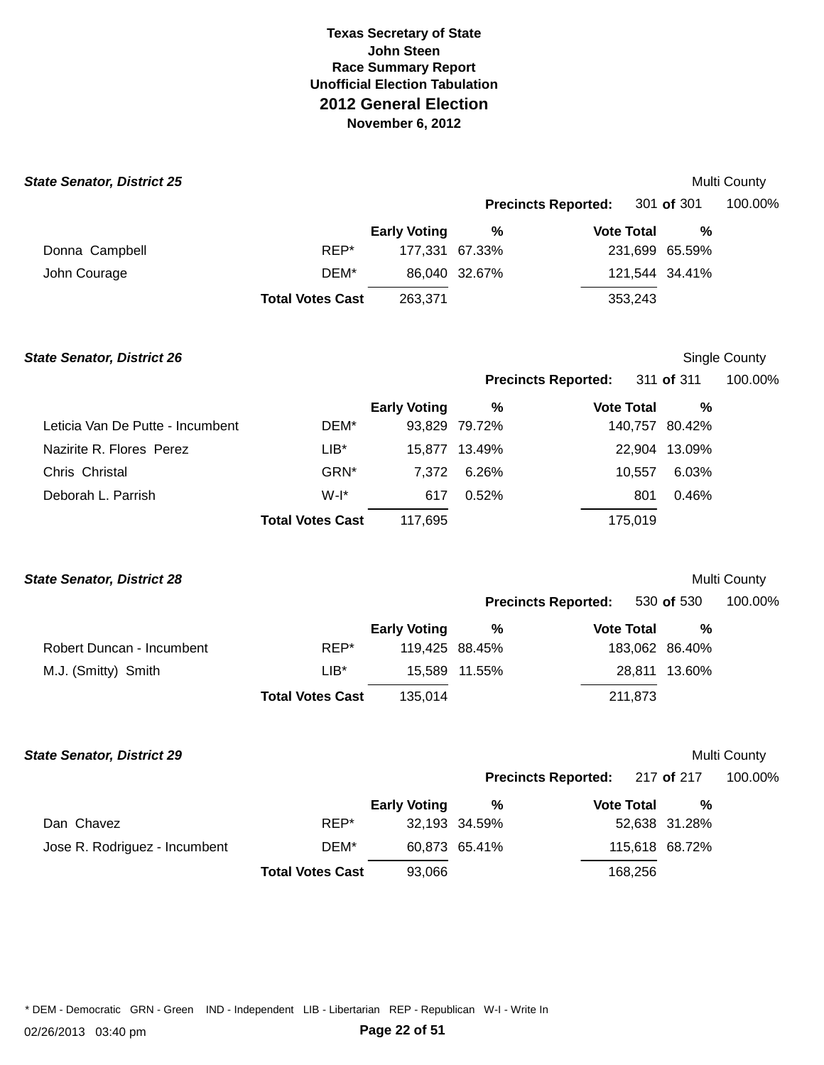**Texas Secretary of State**
**John Steen**
**Race Summary Report**
**Unofficial Election Tabulation**
## 2012 General Election
**November 6, 2012**

### *State Senator, District 25*

Multi County

**Precincts Reported:** 301 **of** 301 100.00%

| | | Early Voting | % | Vote Total | % |
|---|---|---|---|---|---|
| Donna Campbell | REP* | 177,331 | 67.33% | 231,699 | 65.59% |
| John Courage | DEM* | 86,040 | 32.67% | 121,544 | 34.41% |
| | **Total Votes Cast** | 263,371 | | 353,243 | |

### *State Senator, District 26*

Single County

**Precincts Reported:** 311 **of** 311 100.00%

| | | Early Voting | % | Vote Total | % |
|---|---|---|---|---|---|
| Leticia Van De Putte - Incumbent | DEM* | 93,829 | 79.72% | 140,757 | 80.42% |
| Nazirite R. Flores Perez | LIB* | 15,877 | 13.49% | 22,904 | 13.09% |
| Chris Christal | GRN* | 7,372 | 6.26% | 10,557 | 6.03% |
| Deborah L. Parrish | W-I* | 617 | 0.52% | 801 | 0.46% |
| | **Total Votes Cast** | 117,695 | | 175,019 | |

### *State Senator, District 28*

Multi County

**Precincts Reported:** 530 **of** 530 100.00%

| | | Early Voting | % | Vote Total | % |
|---|---|---|---|---|---|
| Robert Duncan - Incumbent | REP* | 119,425 | 88.45% | 183,062 | 86.40% |
| M.J. (Smitty) Smith | LIB* | 15,589 | 11.55% | 28,811 | 13.60% |
| | **Total Votes Cast** | 135,014 | | 211,873 | |

### *State Senator, District 29*

Multi County

**Precincts Reported:** 217 **of** 217 100.00%

| | | Early Voting | % | Vote Total | % |
|---|---|---|---|---|---|
| Dan Chavez | REP* | 32,193 | 34.59% | 52,638 | 31.28% |
| Jose R. Rodriguez - Incumbent | DEM* | 60,873 | 65.41% | 115,618 | 68.72% |
| | **Total Votes Cast** | 93,066 | | 168,256 | |

\* DEM - Democratic GRN - Green IND - Independent LIB - Libertarian REP - Republican W-I - Write In

02/26/2013 03:40 pm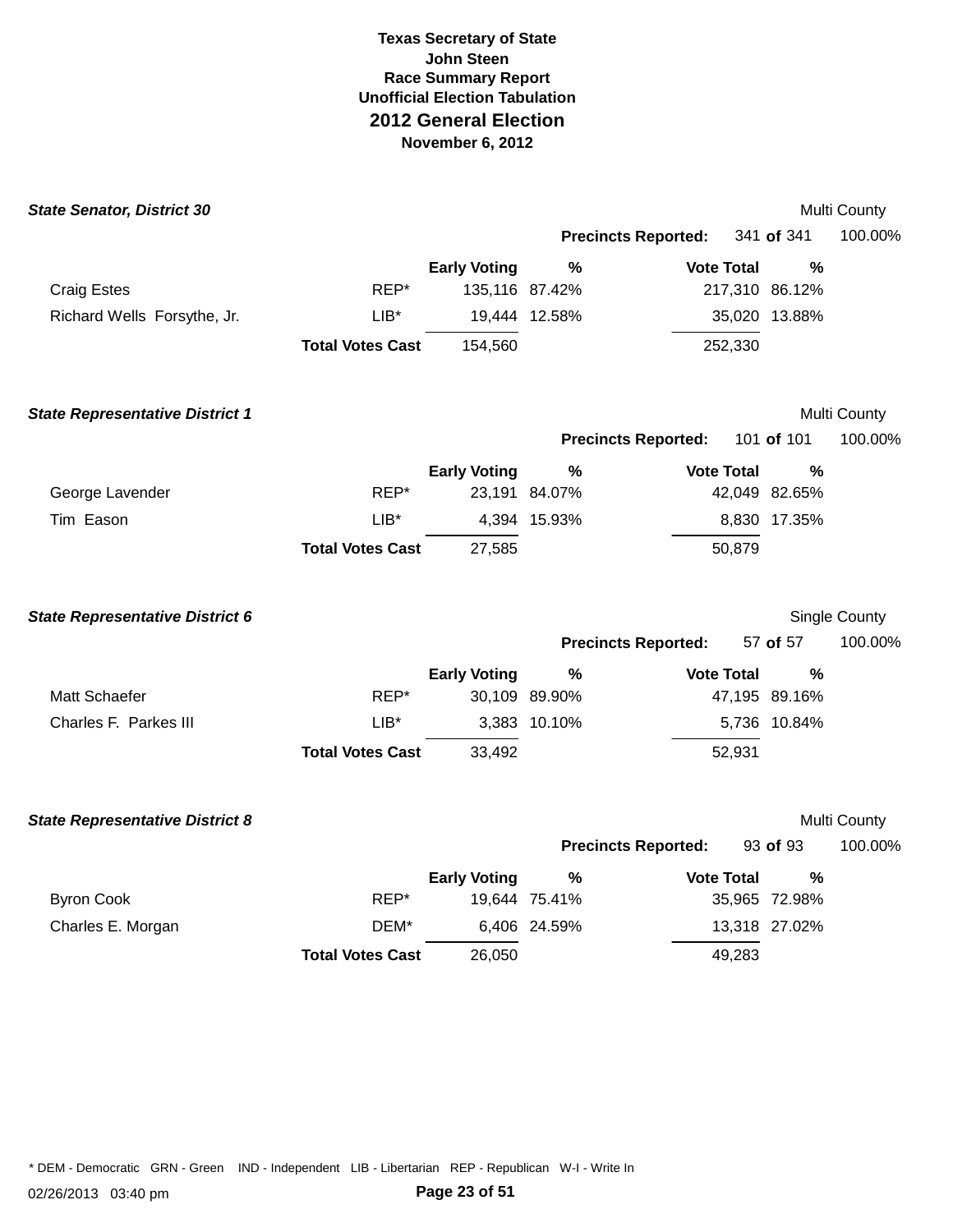**Texas Secretary of State**
**John Steen**
**Race Summary Report**
**Unofficial Election Tabulation**
## 2012 General Election
**November 6, 2012**

### *State Senator, District 30*

Multi County

**Precincts Reported:** 341 **of** 341 100.00%

| | | Early Voting | % | Vote Total | % |
|---|---|---|---|---|---|
| Craig Estes | REP* | 135,116 | 87.42% | 217,310 | 86.12% |
| Richard Wells Forsythe, Jr. | LIB* | 19,444 | 12.58% | 35,020 | 13.88% |
| | **Total Votes Cast** | 154,560 | | 252,330 | |

### *State Representative District 1*

Multi County

**Precincts Reported:** 101 **of** 101 100.00%

| | | Early Voting | % | Vote Total | % |
|---|---|---|---|---|---|
| George Lavender | REP* | 23,191 | 84.07% | 42,049 | 82.65% |
| Tim Eason | LIB* | 4,394 | 15.93% | 8,830 | 17.35% |
| | **Total Votes Cast** | 27,585 | | 50,879 | |

### *State Representative District 6*

Single County

**Precincts Reported:** 57 **of** 57 100.00%

| | | Early Voting | % | Vote Total | % |
|---|---|---|---|---|---|
| Matt Schaefer | REP* | 30,109 | 89.90% | 47,195 | 89.16% |
| Charles F. Parkes III | LIB* | 3,383 | 10.10% | 5,736 | 10.84% |
| | **Total Votes Cast** | 33,492 | | 52,931 | |

### *State Representative District 8*

Multi County

**Precincts Reported:** 93 **of** 93 100.00%

| | | Early Voting | % | Vote Total | % |
|---|---|---|---|---|---|
| Byron Cook | REP* | 19,644 | 75.41% | 35,965 | 72.98% |
| Charles E. Morgan | DEM* | 6,406 | 24.59% | 13,318 | 27.02% |
| | **Total Votes Cast** | 26,050 | | 49,283 | |

* DEM - Democratic GRN - Green IND - Independent LIB - Libertarian REP - Republican W-I - Write In

02/26/2013 03:40 pm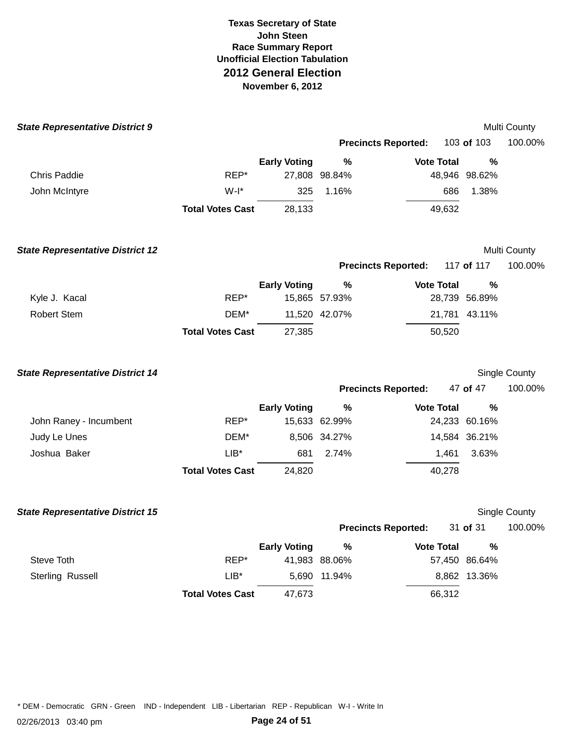**Texas Secretary of State**
**John Steen**
**Race Summary Report**
**Unofficial Election Tabulation**
## 2012 General Election
**November 6, 2012**

### *State Representative District 9*

Multi County

**Precincts Reported:** 103 **of** 103 100.00%

| | | Early Voting | % | Vote Total | % |
|---|---|---|---|---|---|
| Chris Paddie | REP* | 27,808 | 98.84% | 48,946 | 98.62% |
| John McIntyre | W-I* | 325 | 1.16% | 686 | 1.38% |
| | **Total Votes Cast** | 28,133 | | 49,632 | |

### *State Representative District 12*

Multi County

**Precincts Reported:** 117 **of** 117 100.00%

| | | Early Voting | % | Vote Total | % |
|---|---|---|---|---|---|
| Kyle J. Kacal | REP* | 15,865 | 57.93% | 28,739 | 56.89% |
| Robert Stem | DEM* | 11,520 | 42.07% | 21,781 | 43.11% |
| | **Total Votes Cast** | 27,385 | | 50,520 | |

### *State Representative District 14*

Single County

**Precincts Reported:** 47 **of** 47 100.00%

| | | Early Voting | % | Vote Total | % |
|---|---|---|---|---|---|
| John Raney - Incumbent | REP* | 15,633 | 62.99% | 24,233 | 60.16% |
| Judy Le Unes | DEM* | 8,506 | 34.27% | 14,584 | 36.21% |
| Joshua Baker | LIB* | 681 | 2.74% | 1,461 | 3.63% |
| | **Total Votes Cast** | 24,820 | | 40,278 | |

### *State Representative District 15*

Single County

**Precincts Reported:** 31 **of** 31 100.00%

| | | Early Voting | % | Vote Total | % |
|---|---|---|---|---|---|
| Steve Toth | REP* | 41,983 | 88.06% | 57,450 | 86.64% |
| Sterling Russell | LIB* | 5,690 | 11.94% | 8,862 | 13.36% |
| | **Total Votes Cast** | 47,673 | | 66,312 | |

* DEM - Democratic GRN - Green IND - Independent LIB - Libertarian REP - Republican W-I - Write In

02/26/2013 03:40 pm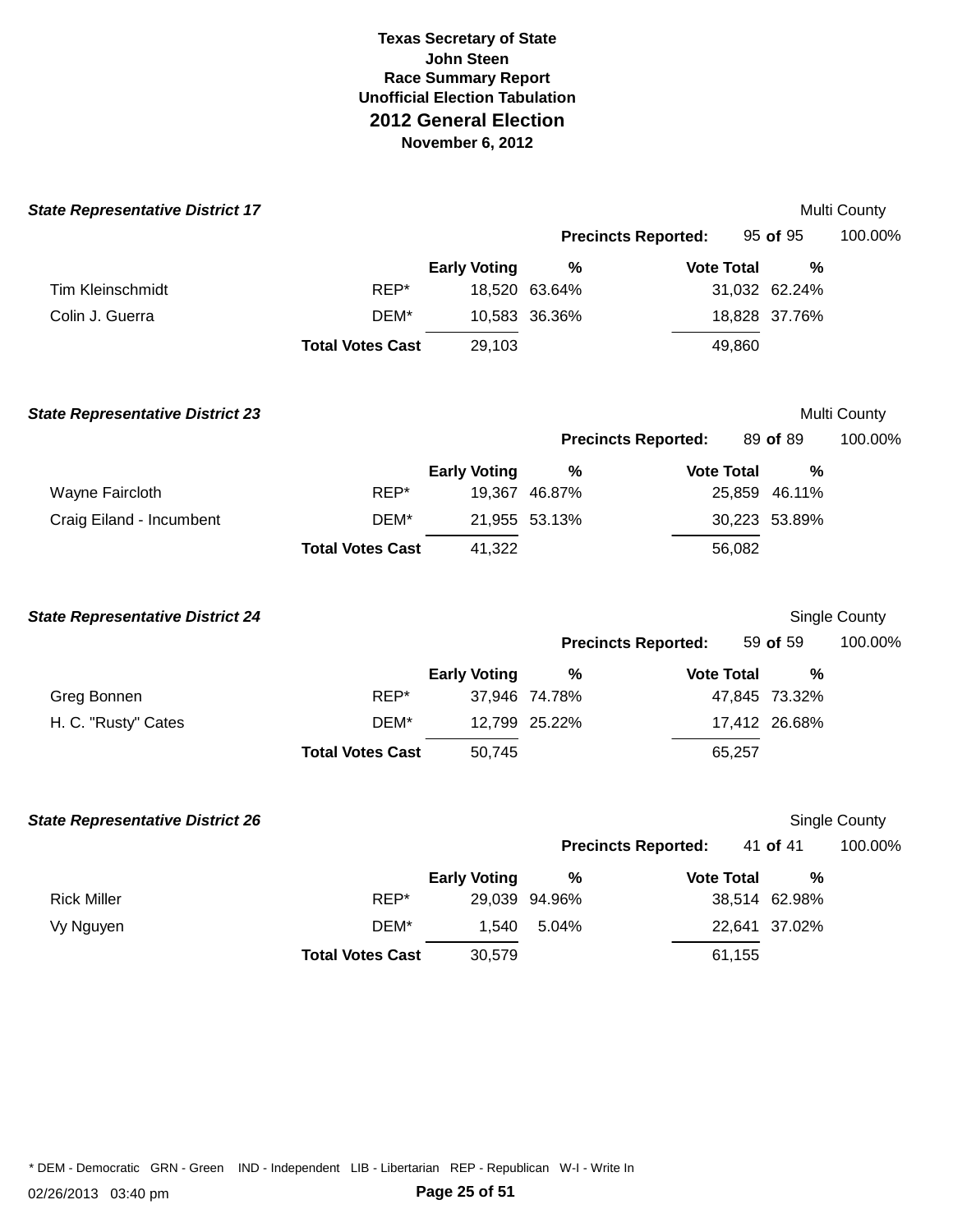**Texas Secretary of State**
**John Steen**
**Race Summary Report**
**Unofficial Election Tabulation**
## 2012 General Election
**November 6, 2012**

### *State Representative District 17*

Multi County

**Precincts Reported:** 95 **of** 95 100.00%

| | | Early Voting | % | Vote Total | % |
|---|---|---|---|---|---|
| Tim Kleinschmidt | REP* | 18,520 | 63.64% | 31,032 | 62.24% |
| Colin J. Guerra | DEM* | 10,583 | 36.36% | 18,828 | 37.76% |
| | **Total Votes Cast** | 29,103 | | 49,860 | |

### *State Representative District 23*

Multi County

**Precincts Reported:** 89 **of** 89 100.00%

| | | Early Voting | % | Vote Total | % |
|---|---|---|---|---|---|
| Wayne Faircloth | REP* | 19,367 | 46.87% | 25,859 | 46.11% |
| Craig Eiland - Incumbent | DEM* | 21,955 | 53.13% | 30,223 | 53.89% |
| | **Total Votes Cast** | 41,322 | | 56,082 | |

### *State Representative District 24*

Single County

**Precincts Reported:** 59 **of** 59 100.00%

| | | Early Voting | % | Vote Total | % |
|---|---|---|---|---|---|
| Greg Bonnen | REP* | 37,946 | 74.78% | 47,845 | 73.32% |
| H. C. "Rusty" Cates | DEM* | 12,799 | 25.22% | 17,412 | 26.68% |
| | **Total Votes Cast** | 50,745 | | 65,257 | |

### *State Representative District 26*

Single County

**Precincts Reported:** 41 **of** 41 100.00%

| | | Early Voting | % | Vote Total | % |
|---|---|---|---|---|---|
| Rick Miller | REP* | 29,039 | 94.96% | 38,514 | 62.98% |
| Vy Nguyen | DEM* | 1,540 | 5.04% | 22,641 | 37.02% |
| | **Total Votes Cast** | 30,579 | | 61,155 | |

* DEM - Democratic GRN - Green IND - Independent LIB - Libertarian REP - Republican W-I - Write In

02/26/2013 03:40 pm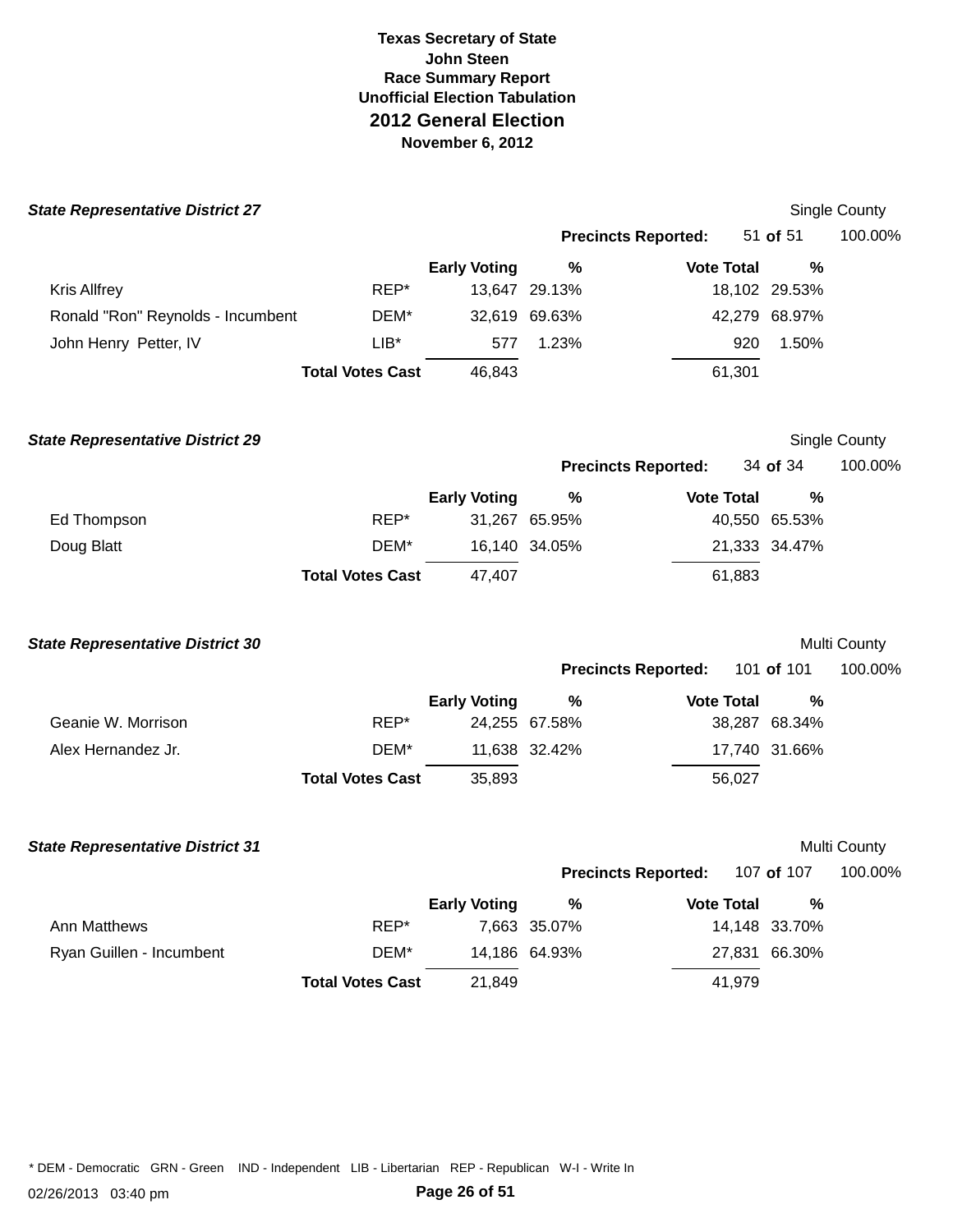**Texas Secretary of State**
**John Steen**
**Race Summary Report**
**Unofficial Election Tabulation**

## 2012 General Election

**November 6, 2012**

### *State Representative District 27*

Single County

**Precincts Reported:** 51 **of** 51 100.00%

| | | Early Voting | % | Vote Total | % |
|---|---|---|---|---|---|
| Kris Allfrey | REP* | 13,647 | 29.13% | 18,102 | 29.53% |
| Ronald "Ron" Reynolds - Incumbent | DEM* | 32,619 | 69.63% | 42,279 | 68.97% |
| John Henry Petter, IV | LIB* | 577 | 1.23% | 920 | 1.50% |
| | **Total Votes Cast** | 46,843 | | 61,301 | |

### *State Representative District 29*

Single County

**Precincts Reported:** 34 **of** 34 100.00%

| | | Early Voting | % | Vote Total | % |
|---|---|---|---|---|---|
| Ed Thompson | REP* | 31,267 | 65.95% | 40,550 | 65.53% |
| Doug Blatt | DEM* | 16,140 | 34.05% | 21,333 | 34.47% |
| | **Total Votes Cast** | 47,407 | | 61,883 | |

### *State Representative District 30*

Multi County

**Precincts Reported:** 101 **of** 101 100.00%

| | | Early Voting | % | Vote Total | % |
|---|---|---|---|---|---|
| Geanie W. Morrison | REP* | 24,255 | 67.58% | 38,287 | 68.34% |
| Alex Hernandez Jr. | DEM* | 11,638 | 32.42% | 17,740 | 31.66% |
| | **Total Votes Cast** | 35,893 | | 56,027 | |

### *State Representative District 31*

Multi County

**Precincts Reported:** 107 **of** 107 100.00%

| | | Early Voting | % | Vote Total | % |
|---|---|---|---|---|---|
| Ann Matthews | REP* | 7,663 | 35.07% | 14,148 | 33.70% |
| Ryan Guillen - Incumbent | DEM* | 14,186 | 64.93% | 27,831 | 66.30% |
| | **Total Votes Cast** | 21,849 | | 41,979 | |

* DEM - Democratic GRN - Green IND - Independent LIB - Libertarian REP - Republican W-I - Write In

02/26/2013 03:40 pm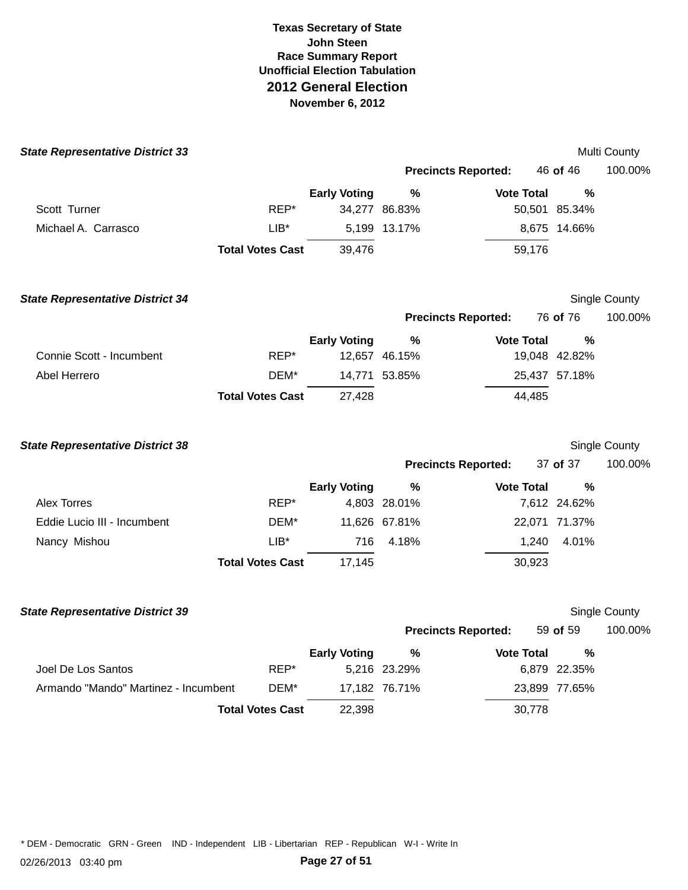**Texas Secretary of State**
**John Steen**
**Race Summary Report**
**Unofficial Election Tabulation**
## 2012 General Election
**November 6, 2012**

### *State Representative District 33*

Multi County

**Precincts Reported:** 46 **of** 46 — 100.00%

| | | Early Voting | % | Vote Total | % |
|---|---|---|---|---|---|
| Scott Turner | REP* | 34,277 | 86.83% | 50,501 | 85.34% |
| Michael A. Carrasco | LIB* | 5,199 | 13.17% | 8,675 | 14.66% |
| | **Total Votes Cast** | 39,476 | | 59,176 | |

### *State Representative District 34*

Single County

**Precincts Reported:** 76 **of** 76 — 100.00%

| | | Early Voting | % | Vote Total | % |
|---|---|---|---|---|---|
| Connie Scott - Incumbent | REP* | 12,657 | 46.15% | 19,048 | 42.82% |
| Abel Herrero | DEM* | 14,771 | 53.85% | 25,437 | 57.18% |
| | **Total Votes Cast** | 27,428 | | 44,485 | |

### *State Representative District 38*

Single County

**Precincts Reported:** 37 **of** 37 — 100.00%

| | | Early Voting | % | Vote Total | % |
|---|---|---|---|---|---|
| Alex Torres | REP* | 4,803 | 28.01% | 7,612 | 24.62% |
| Eddie Lucio III - Incumbent | DEM* | 11,626 | 67.81% | 22,071 | 71.37% |
| Nancy Mishou | LIB* | 716 | 4.18% | 1,240 | 4.01% |
| | **Total Votes Cast** | 17,145 | | 30,923 | |

### *State Representative District 39*

Single County

**Precincts Reported:** 59 **of** 59 — 100.00%

| | | Early Voting | % | Vote Total | % |
|---|---|---|---|---|---|
| Joel De Los Santos | REP* | 5,216 | 23.29% | 6,879 | 22.35% |
| Armando "Mando" Martinez - Incumbent | DEM* | 17,182 | 76.71% | 23,899 | 77.65% |
| | **Total Votes Cast** | 22,398 | | 30,778 | |

* DEM - Democratic GRN - Green IND - Independent LIB - Libertarian REP - Republican W-I - Write In

02/26/2013 03:40 pm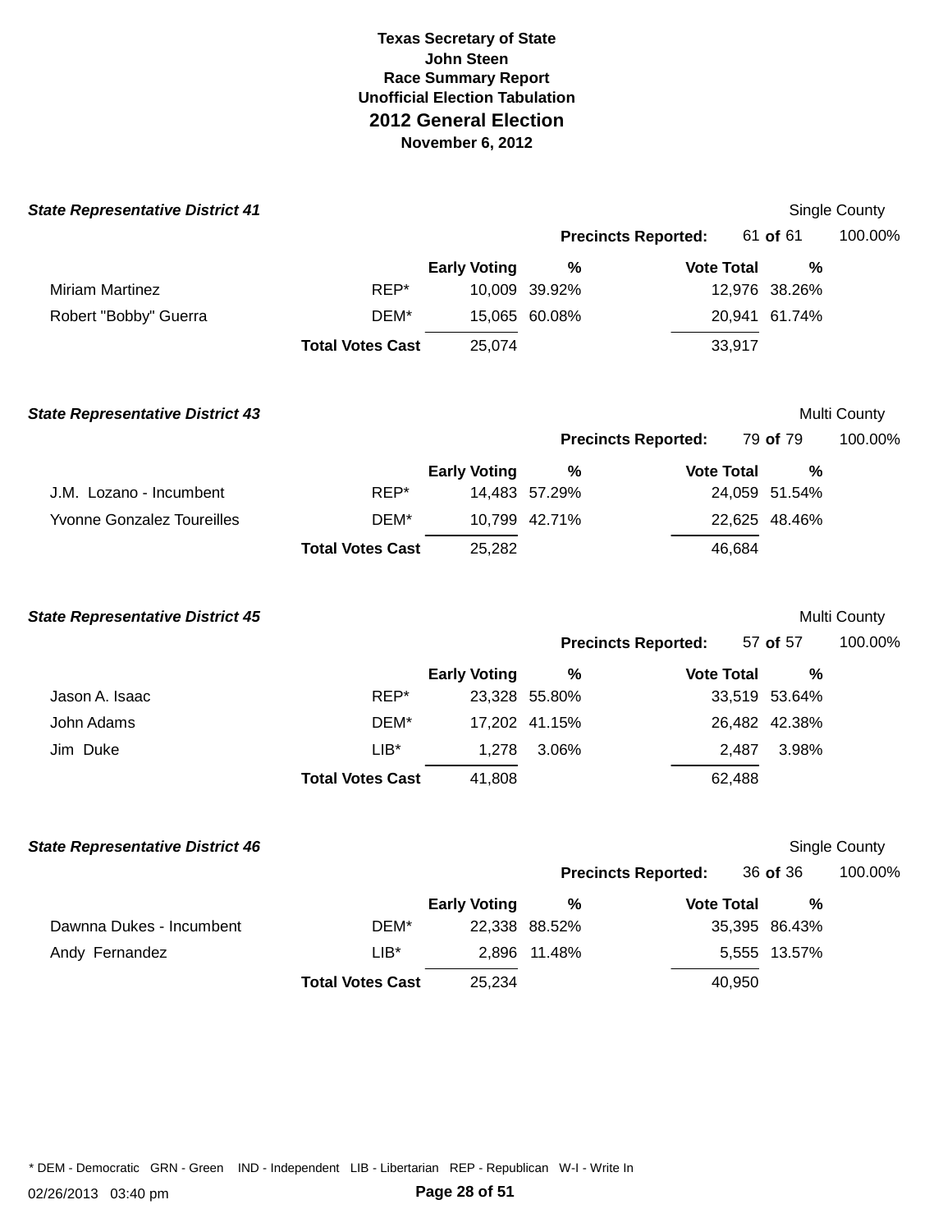**Texas Secretary of State**
**John Steen**
**Race Summary Report**
**Unofficial Election Tabulation**

# 2012 General Election

**November 6, 2012**

### *State Representative District 41*

Single County

**Precincts Reported:** 61 **of** 61 100.00%

| | | Early Voting | % | Vote Total | % |
|---|---|---|---|---|---|
| Miriam Martinez | REP* | 10,009 | 39.92% | 12,976 | 38.26% |
| Robert "Bobby" Guerra | DEM* | 15,065 | 60.08% | 20,941 | 61.74% |
| | **Total Votes Cast** | 25,074 | | 33,917 | |

### *State Representative District 43*

Multi County

**Precincts Reported:** 79 **of** 79 100.00%

| | | Early Voting | % | Vote Total | % |
|---|---|---|---|---|---|
| J.M. Lozano - Incumbent | REP* | 14,483 | 57.29% | 24,059 | 51.54% |
| Yvonne Gonzalez Toureilles | DEM* | 10,799 | 42.71% | 22,625 | 48.46% |
| | **Total Votes Cast** | 25,282 | | 46,684 | |

### *State Representative District 45*

Multi County

**Precincts Reported:** 57 **of** 57 100.00%

| | | Early Voting | % | Vote Total | % |
|---|---|---|---|---|---|
| Jason A. Isaac | REP* | 23,328 | 55.80% | 33,519 | 53.64% |
| John Adams | DEM* | 17,202 | 41.15% | 26,482 | 42.38% |
| Jim Duke | LIB* | 1,278 | 3.06% | 2,487 | 3.98% |
| | **Total Votes Cast** | 41,808 | | 62,488 | |

### *State Representative District 46*

Single County

**Precincts Reported:** 36 **of** 36 100.00%

| | | Early Voting | % | Vote Total | % |
|---|---|---|---|---|---|
| Dawnna Dukes - Incumbent | DEM* | 22,338 | 88.52% | 35,395 | 86.43% |
| Andy Fernandez | LIB* | 2,896 | 11.48% | 5,555 | 13.57% |
| | **Total Votes Cast** | 25,234 | | 40,950 | |

* DEM - Democratic GRN - Green IND - Independent LIB - Libertarian REP - Republican W-I - Write In

02/26/2013 03:40 pm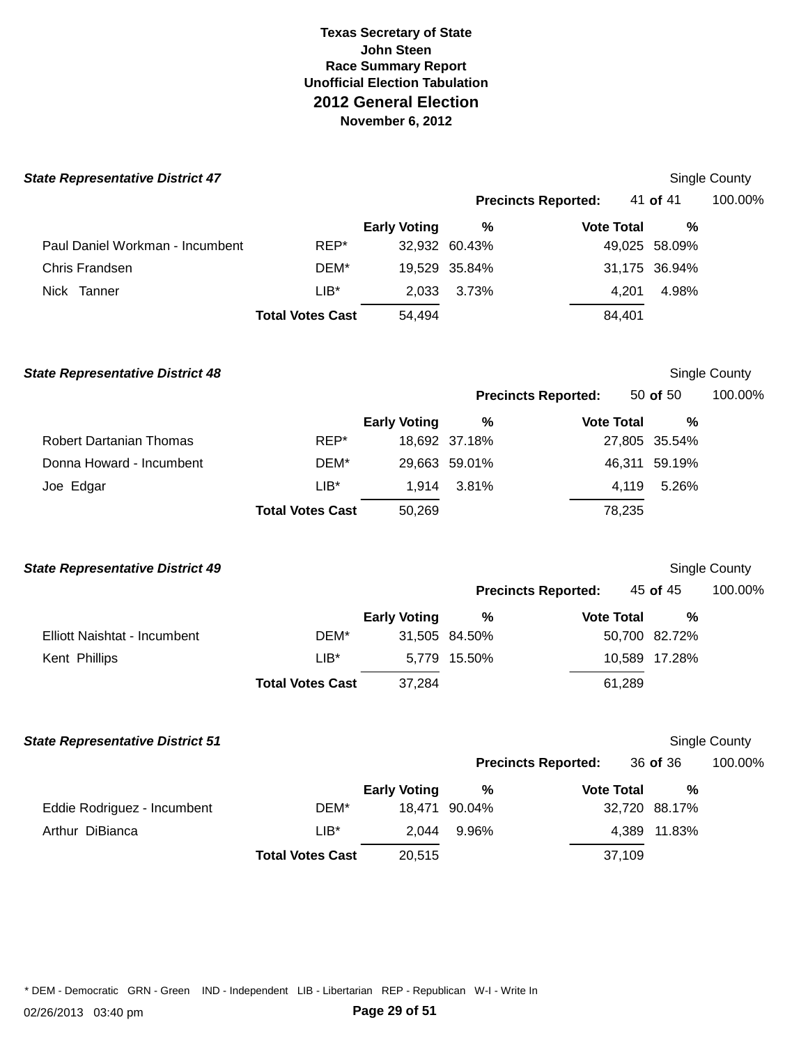# Texas Secretary of State
# John Steen
## Race Summary Report
## Unofficial Election Tabulation
## 2012 General Election
## November 6, 2012

### *State Representative District 47*

Single County

**Precincts Reported:** 41 **of** 41 100.00%

| | | Early Voting | % | Vote Total | % |
|---|---|---|---|---|---|
| Paul Daniel Workman - Incumbent | REP* | 32,932 | 60.43% | 49,025 | 58.09% |
| Chris Frandsen | DEM* | 19,529 | 35.84% | 31,175 | 36.94% |
| Nick Tanner | LIB* | 2,033 | 3.73% | 4,201 | 4.98% |
| | **Total Votes Cast** | 54,494 | | 84,401 | |

### *State Representative District 48*

Single County

**Precincts Reported:** 50 **of** 50 100.00%

| | | Early Voting | % | Vote Total | % |
|---|---|---|---|---|---|
| Robert Dartanian Thomas | REP* | 18,692 | 37.18% | 27,805 | 35.54% |
| Donna Howard - Incumbent | DEM* | 29,663 | 59.01% | 46,311 | 59.19% |
| Joe Edgar | LIB* | 1,914 | 3.81% | 4,119 | 5.26% |
| | **Total Votes Cast** | 50,269 | | 78,235 | |

### *State Representative District 49*

Single County

**Precincts Reported:** 45 **of** 45 100.00%

| | | Early Voting | % | Vote Total | % |
|---|---|---|---|---|---|
| Elliott Naishtat - Incumbent | DEM* | 31,505 | 84.50% | 50,700 | 82.72% |
| Kent Phillips | LIB* | 5,779 | 15.50% | 10,589 | 17.28% |
| | **Total Votes Cast** | 37,284 | | 61,289 | |

### *State Representative District 51*

Single County

**Precincts Reported:** 36 **of** 36 100.00%

| | | Early Voting | % | Vote Total | % |
|---|---|---|---|---|---|
| Eddie Rodriguez - Incumbent | DEM* | 18,471 | 90.04% | 32,720 | 88.17% |
| Arthur DiBianca | LIB* | 2,044 | 9.96% | 4,389 | 11.83% |
| | **Total Votes Cast** | 20,515 | | 37,109 | |

* DEM - Democratic GRN - Green IND - Independent LIB - Libertarian REP - Republican W-I - Write In

02/26/2013 03:40 pm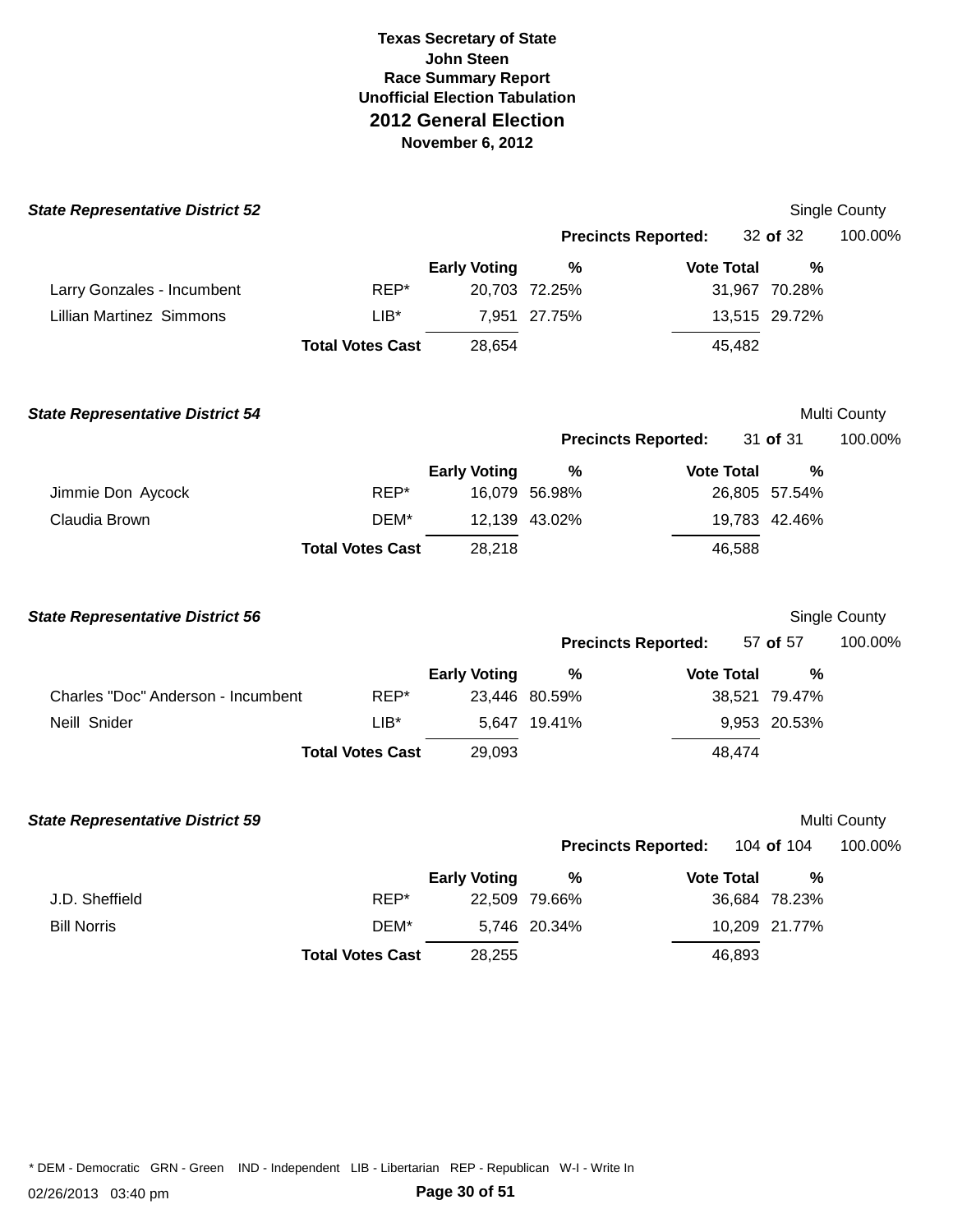**Texas Secretary of State**
**John Steen**
**Race Summary Report**
**Unofficial Election Tabulation**

## 2012 General Election

**November 6, 2012**

### *State Representative District 52*

Single County

**Precincts Reported:** 32 **of** 32 100.00%

| Candidate | Party | Early Voting | % | Vote Total | % |
|---|---|---|---|---|---|
| Larry Gonzales - Incumbent | REP* | 20,703 | 72.25% | 31,967 | 70.28% |
| Lillian Martinez Simmons | LIB* | 7,951 | 27.75% | 13,515 | 29.72% |
| | **Total Votes Cast** | 28,654 | | 45,482 | |

### *State Representative District 54*

Multi County

**Precincts Reported:** 31 **of** 31 100.00%

| Candidate | Party | Early Voting | % | Vote Total | % |
|---|---|---|---|---|---|
| Jimmie Don Aycock | REP* | 16,079 | 56.98% | 26,805 | 57.54% |
| Claudia Brown | DEM* | 12,139 | 43.02% | 19,783 | 42.46% |
| | **Total Votes Cast** | 28,218 | | 46,588 | |

### *State Representative District 56*

Single County

**Precincts Reported:** 57 **of** 57 100.00%

| Candidate | Party | Early Voting | % | Vote Total | % |
|---|---|---|---|---|---|
| Charles "Doc" Anderson - Incumbent | REP* | 23,446 | 80.59% | 38,521 | 79.47% |
| Neill Snider | LIB* | 5,647 | 19.41% | 9,953 | 20.53% |
| | **Total Votes Cast** | 29,093 | | 48,474 | |

### *State Representative District 59*

Multi County

**Precincts Reported:** 104 **of** 104 100.00%

| Candidate | Party | Early Voting | % | Vote Total | % |
|---|---|---|---|---|---|
| J.D. Sheffield | REP* | 22,509 | 79.66% | 36,684 | 78.23% |
| Bill Norris | DEM* | 5,746 | 20.34% | 10,209 | 21.77% |
| | **Total Votes Cast** | 28,255 | | 46,893 | |

* DEM - Democratic GRN - Green IND - Independent LIB - Libertarian REP - Republican W-I - Write In

02/26/2013 03:40 pm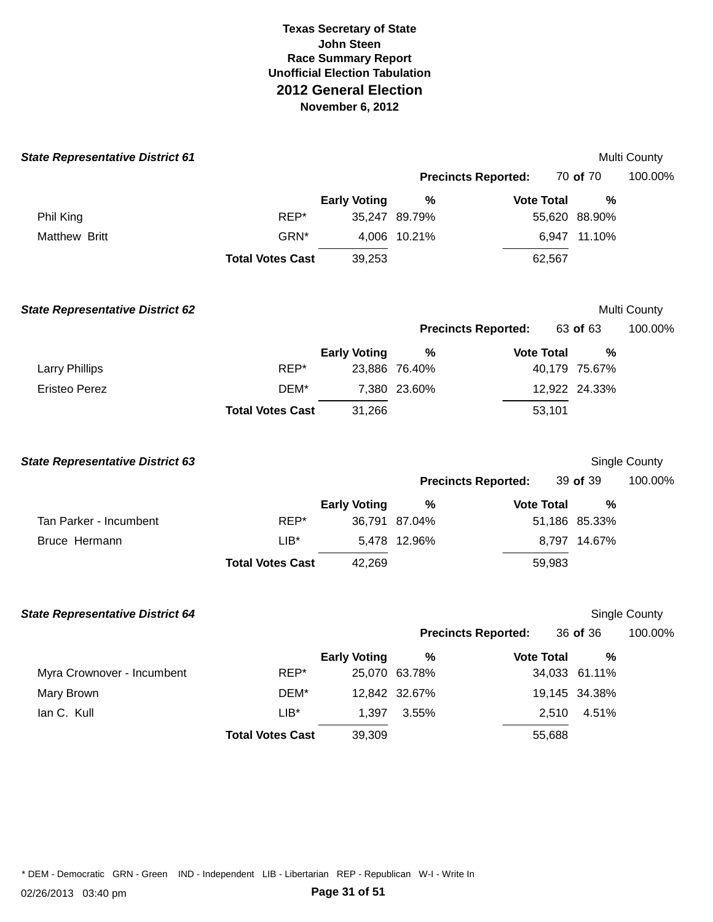**Texas Secretary of State**
**John Steen**
**Race Summary Report**
**Unofficial Election Tabulation**

# 2012 General Election

**November 6, 2012**

### *State Representative District 61*

Multi County

**Precincts Reported:** 70 **of** 70 100.00%

| | | Early Voting | % | Vote Total | % |
|---|---|---|---|---|---|
| Phil King | REP* | 35,247 | 89.79% | 55,620 | 88.90% |
| Matthew Britt | GRN* | 4,006 | 10.21% | 6,947 | 11.10% |
| | **Total Votes Cast** | 39,253 | | 62,567 | |

### *State Representative District 62*

Multi County

**Precincts Reported:** 63 **of** 63 100.00%

| | | Early Voting | % | Vote Total | % |
|---|---|---|---|---|---|
| Larry Phillips | REP* | 23,886 | 76.40% | 40,179 | 75.67% |
| Eristeo Perez | DEM* | 7,380 | 23.60% | 12,922 | 24.33% |
| | **Total Votes Cast** | 31,266 | | 53,101 | |

### *State Representative District 63*

Single County

**Precincts Reported:** 39 **of** 39 100.00%

| | | Early Voting | % | Vote Total | % |
|---|---|---|---|---|---|
| Tan Parker - Incumbent | REP* | 36,791 | 87.04% | 51,186 | 85.33% |
| Bruce Hermann | LIB* | 5,478 | 12.96% | 8,797 | 14.67% |
| | **Total Votes Cast** | 42,269 | | 59,983 | |

### *State Representative District 64*

Single County

**Precincts Reported:** 36 **of** 36 100.00%

| | | Early Voting | % | Vote Total | % |
|---|---|---|---|---|---|
| Myra Crownover - Incumbent | REP* | 25,070 | 63.78% | 34,033 | 61.11% |
| Mary Brown | DEM* | 12,842 | 32.67% | 19,145 | 34.38% |
| Ian C. Kull | LIB* | 1,397 | 3.55% | 2,510 | 4.51% |
| | **Total Votes Cast** | 39,309 | | 55,688 | |

* DEM - Democratic GRN - Green IND - Independent LIB - Libertarian REP - Republican W-I - Write In

02/26/2013 03:40 pm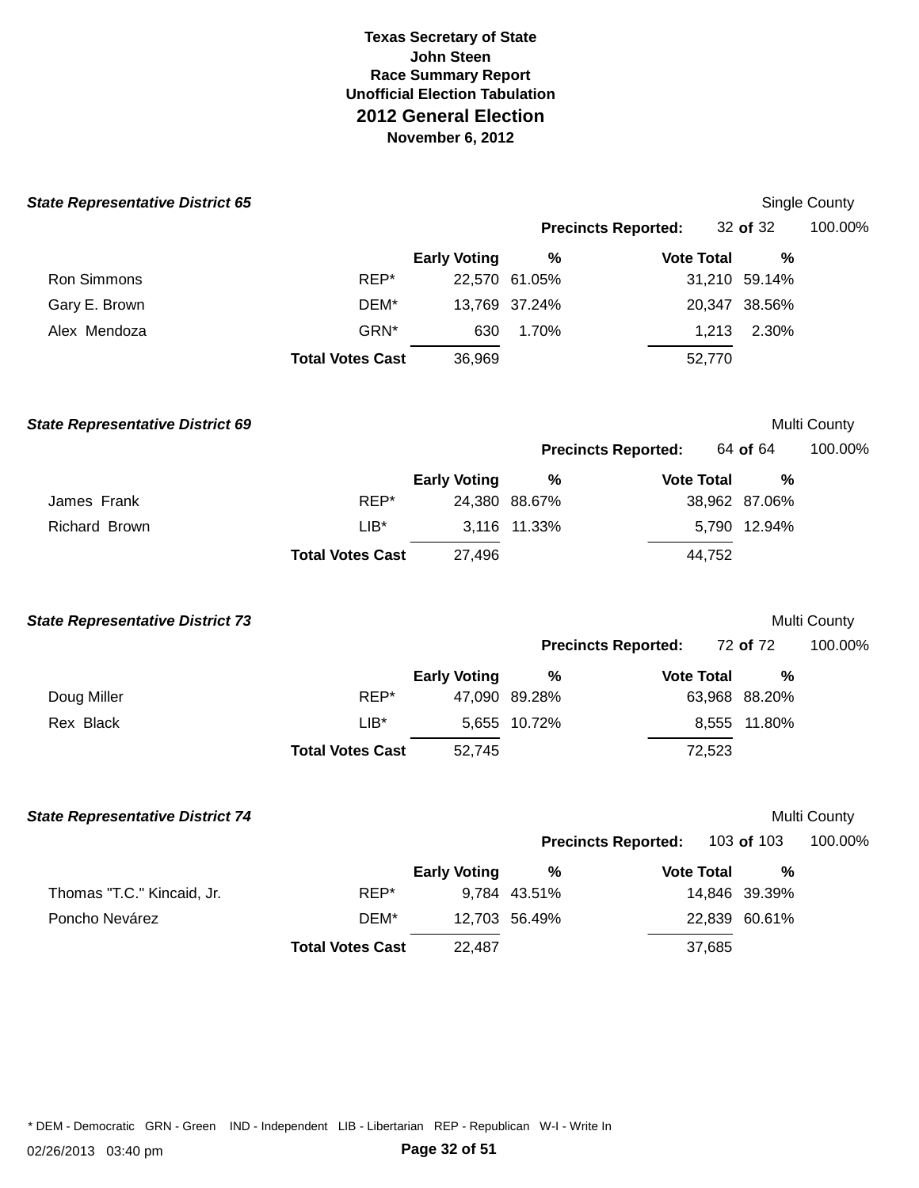**Texas Secretary of State**
**John Steen**
**Race Summary Report**
**Unofficial Election Tabulation**

## 2012 General Election

**November 6, 2012**

### *State Representative District 65*

Single County

**Precincts Reported:** 32 **of** 32 100.00%

| | | Early Voting | % | Vote Total | % |
|---|---|---|---|---|---|
| Ron Simmons | REP* | 22,570 | 61.05% | 31,210 | 59.14% |
| Gary E. Brown | DEM* | 13,769 | 37.24% | 20,347 | 38.56% |
| Alex Mendoza | GRN* | 630 | 1.70% | 1,213 | 2.30% |
| | **Total Votes Cast** | 36,969 | | 52,770 | |

### *State Representative District 69*

Multi County

**Precincts Reported:** 64 **of** 64 100.00%

| | | Early Voting | % | Vote Total | % |
|---|---|---|---|---|---|
| James Frank | REP* | 24,380 | 88.67% | 38,962 | 87.06% |
| Richard Brown | LIB* | 3,116 | 11.33% | 5,790 | 12.94% |
| | **Total Votes Cast** | 27,496 | | 44,752 | |

### *State Representative District 73*

Multi County

**Precincts Reported:** 72 **of** 72 100.00%

| | | Early Voting | % | Vote Total | % |
|---|---|---|---|---|---|
| Doug Miller | REP* | 47,090 | 89.28% | 63,968 | 88.20% |
| Rex Black | LIB* | 5,655 | 10.72% | 8,555 | 11.80% |
| | **Total Votes Cast** | 52,745 | | 72,523 | |

### *State Representative District 74*

Multi County

**Precincts Reported:** 103 **of** 103 100.00%

| | | Early Voting | % | Vote Total | % |
|---|---|---|---|---|---|
| Thomas "T.C." Kincaid, Jr. | REP* | 9,784 | 43.51% | 14,846 | 39.39% |
| Poncho Nevárez | DEM* | 12,703 | 56.49% | 22,839 | 60.61% |
| | **Total Votes Cast** | 22,487 | | 37,685 | |

* DEM - Democratic GRN - Green IND - Independent LIB - Libertarian REP - Republican W-I - Write In

02/26/2013 03:40 pm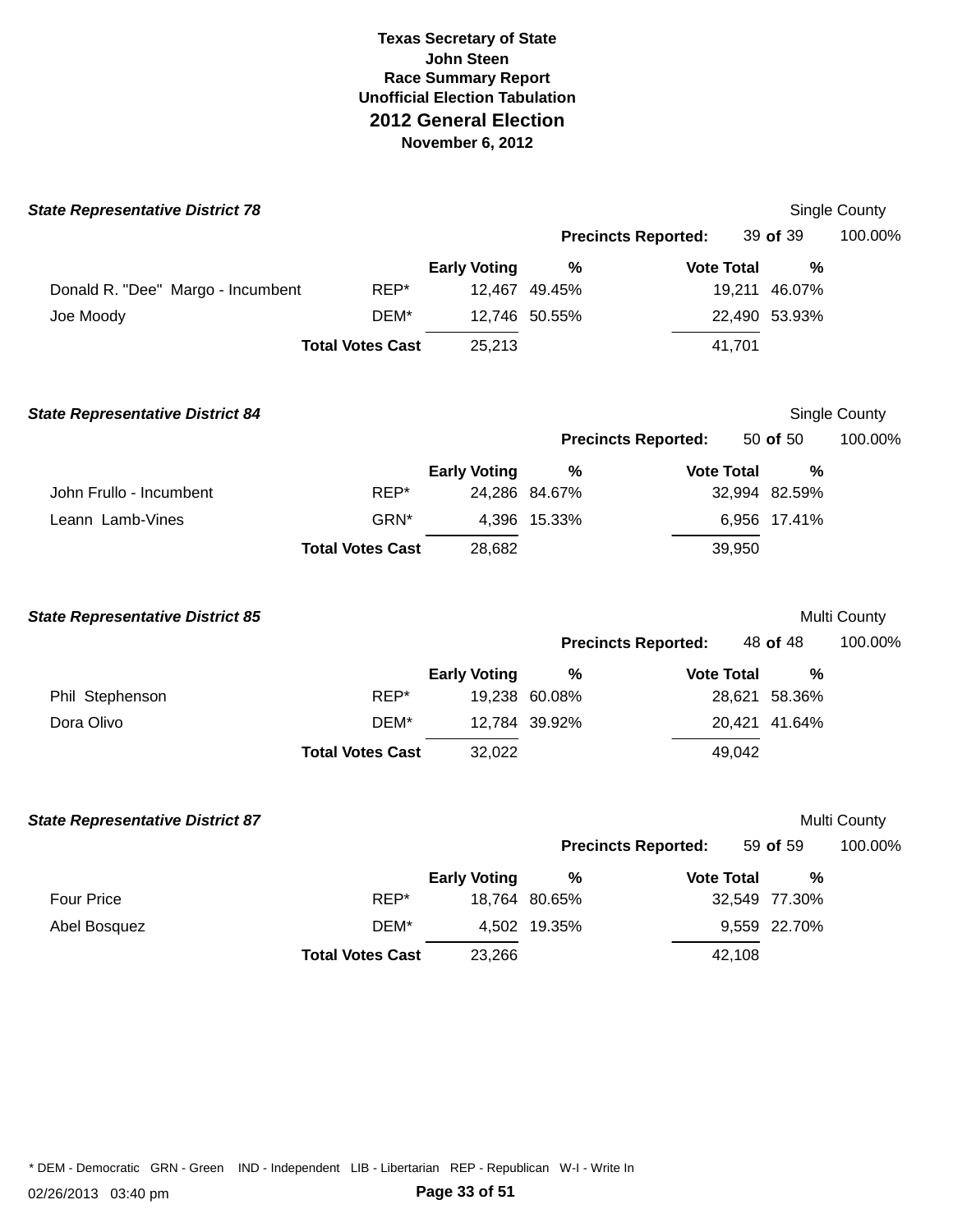**Texas Secretary of State**
**John Steen**
**Race Summary Report**
**Unofficial Election Tabulation**
**2012 General Election**
**November 6, 2012**

### *State Representative District 78*

Single County

**Precincts Reported:** 39 **of** 39 100.00%

| Candidate | Party | Early Voting | % | Vote Total | % |
|---|---|---|---|---|---|
| Donald R. "Dee" Margo - Incumbent | REP* | 12,467 | 49.45% | 19,211 | 46.07% |
| Joe Moody | DEM* | 12,746 | 50.55% | 22,490 | 53.93% |
| | **Total Votes Cast** | 25,213 | | 41,701 | |

### *State Representative District 84*

Single County

**Precincts Reported:** 50 **of** 50 100.00%

| Candidate | Party | Early Voting | % | Vote Total | % |
|---|---|---|---|---|---|
| John Frullo - Incumbent | REP* | 24,286 | 84.67% | 32,994 | 82.59% |
| Leann Lamb-Vines | GRN* | 4,396 | 15.33% | 6,956 | 17.41% |
| | **Total Votes Cast** | 28,682 | | 39,950 | |

### *State Representative District 85*

Multi County

**Precincts Reported:** 48 **of** 48 100.00%

| Candidate | Party | Early Voting | % | Vote Total | % |
|---|---|---|---|---|---|
| Phil Stephenson | REP* | 19,238 | 60.08% | 28,621 | 58.36% |
| Dora Olivo | DEM* | 12,784 | 39.92% | 20,421 | 41.64% |
| | **Total Votes Cast** | 32,022 | | 49,042 | |

### *State Representative District 87*

Multi County

**Precincts Reported:** 59 **of** 59 100.00%

| Candidate | Party | Early Voting | % | Vote Total | % |
|---|---|---|---|---|---|
| Four Price | REP* | 18,764 | 80.65% | 32,549 | 77.30% |
| Abel Bosquez | DEM* | 4,502 | 19.35% | 9,559 | 22.70% |
| | **Total Votes Cast** | 23,266 | | 42,108 | |

\* DEM - Democratic GRN - Green IND - Independent LIB - Libertarian REP - Republican W-I - Write In

02/26/2013 03:40 pm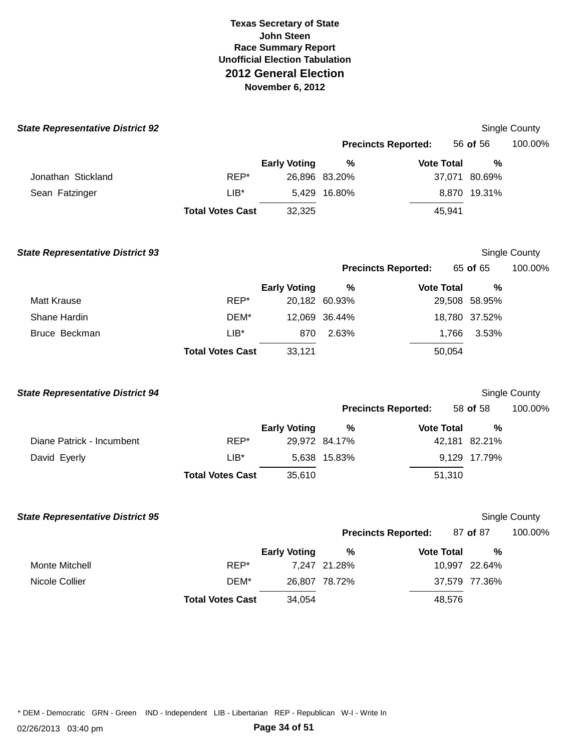**Texas Secretary of State**
**John Steen**
**Race Summary Report**
**Unofficial Election Tabulation**
## 2012 General Election
**November 6, 2012**

### *State Representative District 92*

Single County

**Precincts Reported:** 56 **of** 56 100.00%

| | | Early Voting | % | Vote Total | % |
|---|---|---|---|---|---|
| Jonathan Stickland | REP* | 26,896 | 83.20% | 37,071 | 80.69% |
| Sean Fatzinger | LIB* | 5,429 | 16.80% | 8,870 | 19.31% |
| | **Total Votes Cast** | 32,325 | | 45,941 | |

### *State Representative District 93*

Single County

**Precincts Reported:** 65 **of** 65 100.00%

| | | Early Voting | % | Vote Total | % |
|---|---|---|---|---|---|
| Matt Krause | REP* | 20,182 | 60.93% | 29,508 | 58.95% |
| Shane Hardin | DEM* | 12,069 | 36.44% | 18,780 | 37.52% |
| Bruce Beckman | LIB* | 870 | 2.63% | 1,766 | 3.53% |
| | **Total Votes Cast** | 33,121 | | 50,054 | |

### *State Representative District 94*

Single County

**Precincts Reported:** 58 **of** 58 100.00%

| | | Early Voting | % | Vote Total | % |
|---|---|---|---|---|---|
| Diane Patrick - Incumbent | REP* | 29,972 | 84.17% | 42,181 | 82.21% |
| David Eyerly | LIB* | 5,638 | 15.83% | 9,129 | 17.79% |
| | **Total Votes Cast** | 35,610 | | 51,310 | |

### *State Representative District 95*

Single County

**Precincts Reported:** 87 **of** 87 100.00%

| | | Early Voting | % | Vote Total | % |
|---|---|---|---|---|---|
| Monte Mitchell | REP* | 7,247 | 21.28% | 10,997 | 22.64% |
| Nicole Collier | DEM* | 26,807 | 78.72% | 37,579 | 77.36% |
| | **Total Votes Cast** | 34,054 | | 48,576 | |

* DEM - Democratic GRN - Green IND - Independent LIB - Libertarian REP - Republican W-I - Write In

02/26/2013 03:40 pm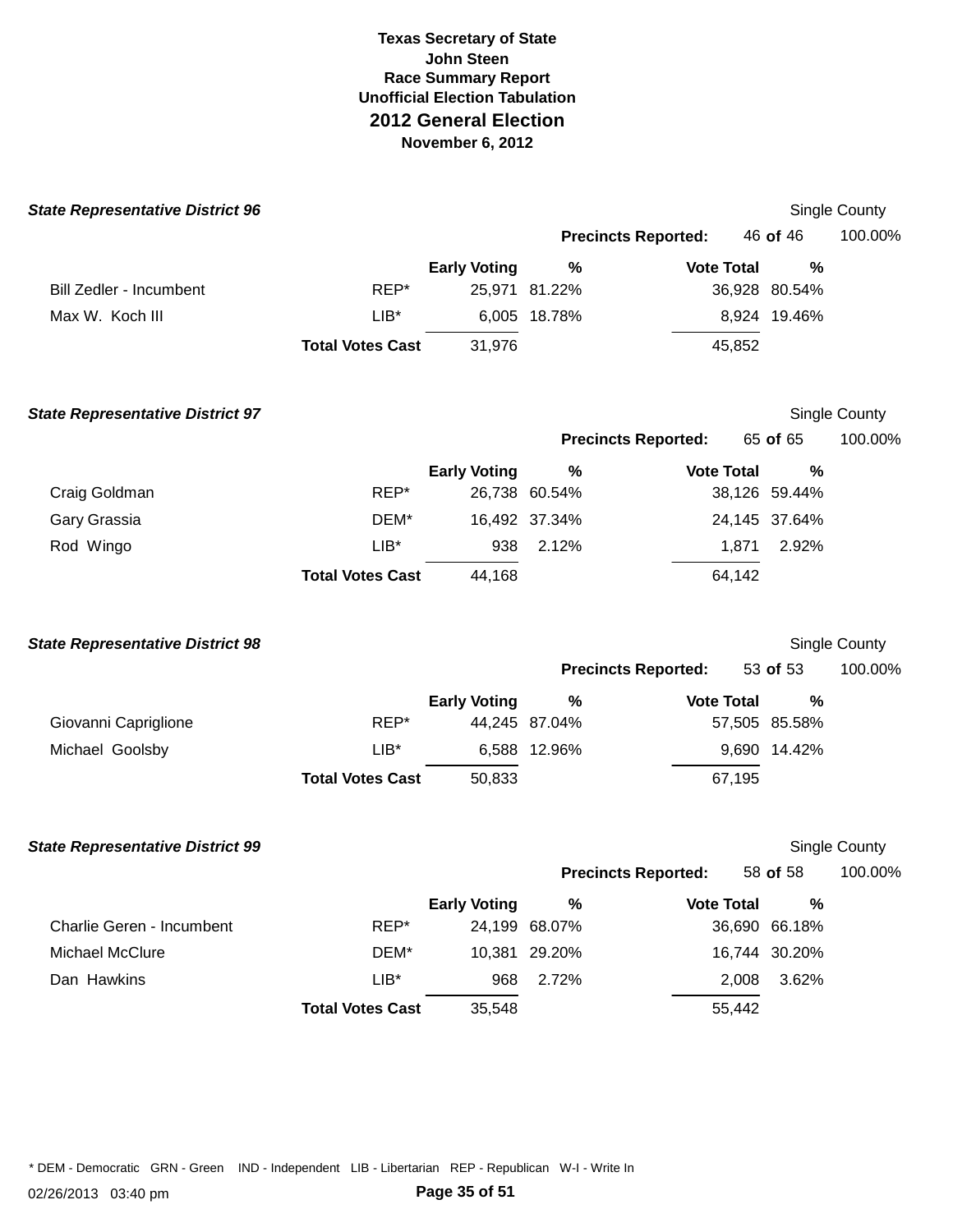# Texas Secretary of State
**John Steen**
**Race Summary Report**
**Unofficial Election Tabulation**
## 2012 General Election
**November 6, 2012**

### *State Representative District 96*

Single County

**Precincts Reported:** 46 **of** 46 100.00%

| | | Early Voting | % | Vote Total | % |
|---|---|---|---|---|---|
| Bill Zedler - Incumbent | REP* | 25,971 | 81.22% | 36,928 | 80.54% |
| Max W. Koch III | LIB* | 6,005 | 18.78% | 8,924 | 19.46% |
| | **Total Votes Cast** | 31,976 | | 45,852 | |

### *State Representative District 97*

Single County

**Precincts Reported:** 65 **of** 65 100.00%

| | | Early Voting | % | Vote Total | % |
|---|---|---|---|---|---|
| Craig Goldman | REP* | 26,738 | 60.54% | 38,126 | 59.44% |
| Gary Grassia | DEM* | 16,492 | 37.34% | 24,145 | 37.64% |
| Rod Wingo | LIB* | 938 | 2.12% | 1,871 | 2.92% |
| | **Total Votes Cast** | 44,168 | | 64,142 | |

### *State Representative District 98*

Single County

**Precincts Reported:** 53 **of** 53 100.00%

| | | Early Voting | % | Vote Total | % |
|---|---|---|---|---|---|
| Giovanni Capriglione | REP* | 44,245 | 87.04% | 57,505 | 85.58% |
| Michael Goolsby | LIB* | 6,588 | 12.96% | 9,690 | 14.42% |
| | **Total Votes Cast** | 50,833 | | 67,195 | |

### *State Representative District 99*

Single County

**Precincts Reported:** 58 **of** 58 100.00%

| | | Early Voting | % | Vote Total | % |
|---|---|---|---|---|---|
| Charlie Geren - Incumbent | REP* | 24,199 | 68.07% | 36,690 | 66.18% |
| Michael McClure | DEM* | 10,381 | 29.20% | 16,744 | 30.20% |
| Dan Hawkins | LIB* | 968 | 2.72% | 2,008 | 3.62% |
| | **Total Votes Cast** | 35,548 | | 55,442 | |

* DEM - Democratic GRN - Green IND - Independent LIB - Libertarian REP - Republican W-I - Write In

02/26/2013 03:40 pm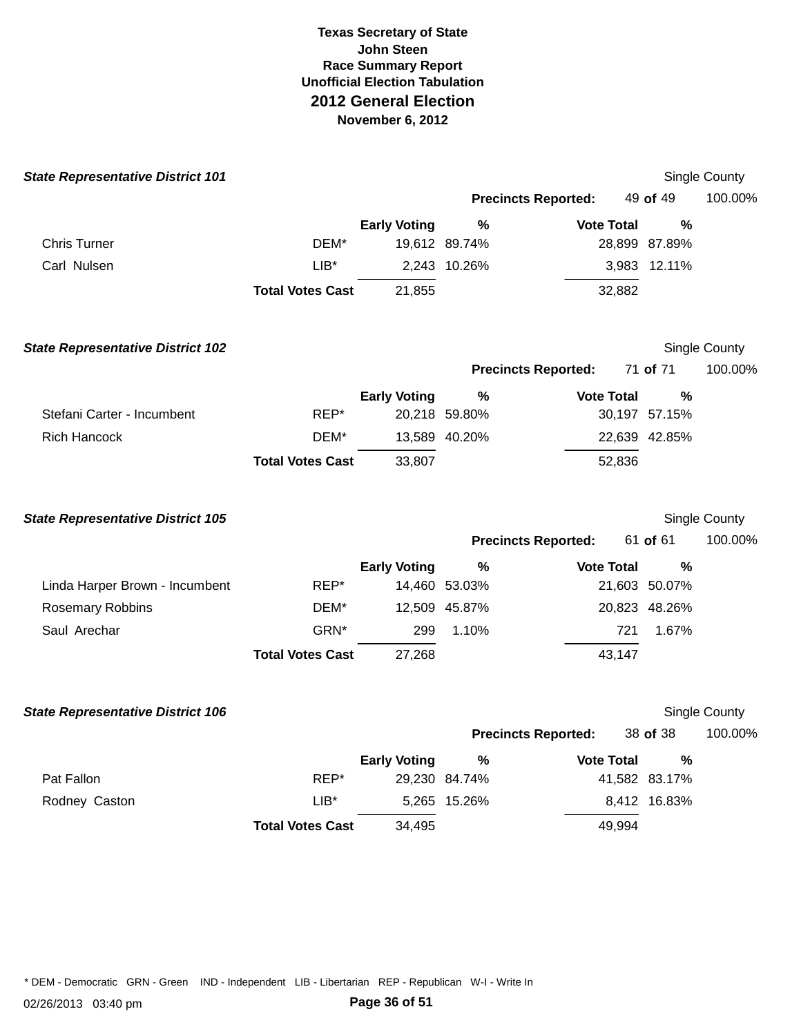# Texas Secretary of State
## John Steen
### Race Summary Report
### Unofficial Election Tabulation
## 2012 General Election
### November 6, 2012

### *State Representative District 101*

Single County

**Precincts Reported:** 49 **of** 49 100.00%

| | | Early Voting | % | Vote Total | % |
|---|---|---|---|---|---|
| Chris Turner | DEM* | 19,612 | 89.74% | 28,899 | 87.89% |
| Carl Nulsen | LIB* | 2,243 | 10.26% | 3,983 | 12.11% |
| | **Total Votes Cast** | 21,855 | | 32,882 | |

### *State Representative District 102*

Single County

**Precincts Reported:** 71 **of** 71 100.00%

| | | Early Voting | % | Vote Total | % |
|---|---|---|---|---|---|
| Stefani Carter - Incumbent | REP* | 20,218 | 59.80% | 30,197 | 57.15% |
| Rich Hancock | DEM* | 13,589 | 40.20% | 22,639 | 42.85% |
| | **Total Votes Cast** | 33,807 | | 52,836 | |

### *State Representative District 105*

Single County

**Precincts Reported:** 61 **of** 61 100.00%

| | | Early Voting | % | Vote Total | % |
|---|---|---|---|---|---|
| Linda Harper Brown - Incumbent | REP* | 14,460 | 53.03% | 21,603 | 50.07% |
| Rosemary Robbins | DEM* | 12,509 | 45.87% | 20,823 | 48.26% |
| Saul Arechar | GRN* | 299 | 1.10% | 721 | 1.67% |
| | **Total Votes Cast** | 27,268 | | 43,147 | |

### *State Representative District 106*

Single County

**Precincts Reported:** 38 **of** 38 100.00%

| | | Early Voting | % | Vote Total | % |
|---|---|---|---|---|---|
| Pat Fallon | REP* | 29,230 | 84.74% | 41,582 | 83.17% |
| Rodney Caston | LIB* | 5,265 | 15.26% | 8,412 | 16.83% |
| | **Total Votes Cast** | 34,495 | | 49,994 | |

* DEM - Democratic GRN - Green IND - Independent LIB - Libertarian REP - Republican W-I - Write In

02/26/2013 03:40 pm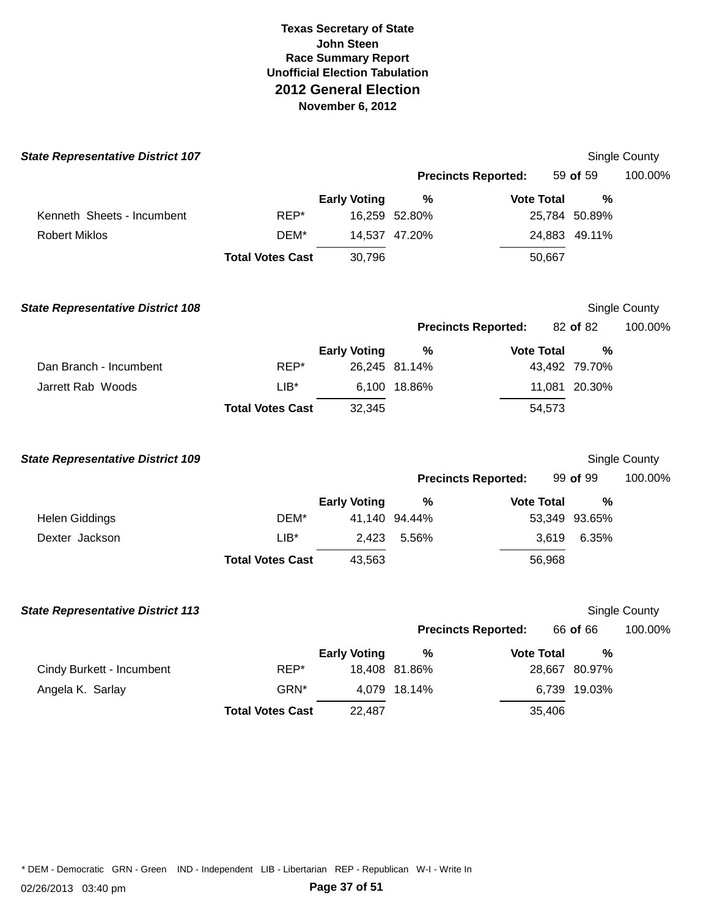**Texas Secretary of State**
**John Steen**
**Race Summary Report**
**Unofficial Election Tabulation**

# 2012 General Election

**November 6, 2012**

### *State Representative District 107*

Single County

**Precincts Reported:** 59 **of** 59 100.00%

| | | Early Voting | % | Vote Total | % |
|---|---|---|---|---|---|
| Kenneth Sheets - Incumbent | REP* | 16,259 | 52.80% | 25,784 | 50.89% |
| Robert Miklos | DEM* | 14,537 | 47.20% | 24,883 | 49.11% |
| | **Total Votes Cast** | 30,796 | | 50,667 | |

### *State Representative District 108*

Single County

**Precincts Reported:** 82 **of** 82 100.00%

| | | Early Voting | % | Vote Total | % |
|---|---|---|---|---|---|
| Dan Branch - Incumbent | REP* | 26,245 | 81.14% | 43,492 | 79.70% |
| Jarrett Rab Woods | LIB* | 6,100 | 18.86% | 11,081 | 20.30% |
| | **Total Votes Cast** | 32,345 | | 54,573 | |

### *State Representative District 109*

Single County

**Precincts Reported:** 99 **of** 99 100.00%

| | | Early Voting | % | Vote Total | % |
|---|---|---|---|---|---|
| Helen Giddings | DEM* | 41,140 | 94.44% | 53,349 | 93.65% |
| Dexter Jackson | LIB* | 2,423 | 5.56% | 3,619 | 6.35% |
| | **Total Votes Cast** | 43,563 | | 56,968 | |

### *State Representative District 113*

Single County

**Precincts Reported:** 66 **of** 66 100.00%

| | | Early Voting | % | Vote Total | % |
|---|---|---|---|---|---|
| Cindy Burkett - Incumbent | REP* | 18,408 | 81.86% | 28,667 | 80.97% |
| Angela K. Sarlay | GRN* | 4,079 | 18.14% | 6,739 | 19.03% |
| | **Total Votes Cast** | 22,487 | | 35,406 | |

* DEM - Democratic GRN - Green IND - Independent LIB - Libertarian REP - Republican W-I - Write In

02/26/2013 03:40 pm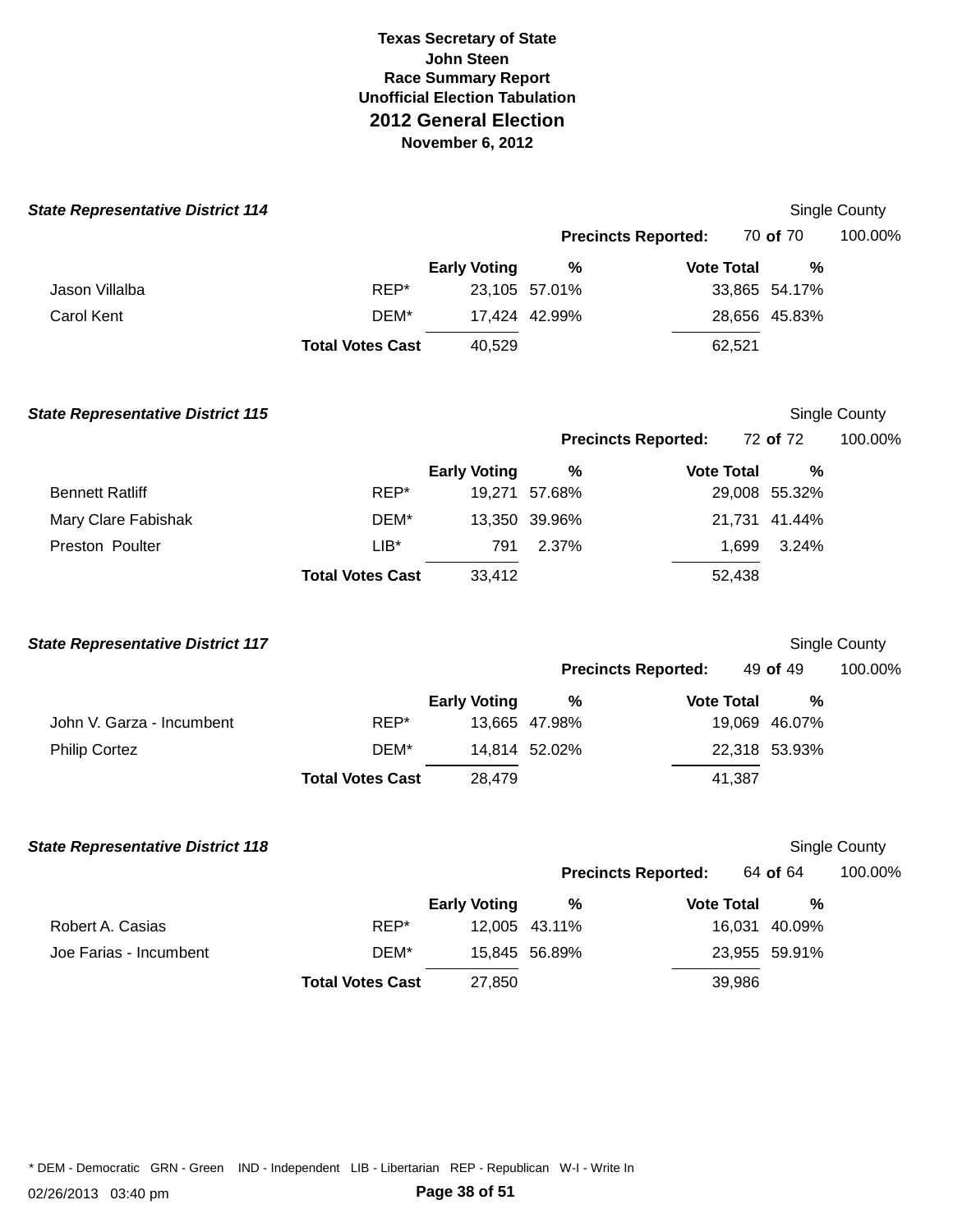**Texas Secretary of State**
**John Steen**
**Race Summary Report**
**Unofficial Election Tabulation**

# 2012 General Election

**November 6, 2012**

### *State Representative District 114*

Single County

**Precincts Reported:** 70 **of** 70 100.00%

| Candidate | Party | Early Voting | % | Vote Total | % |
|---|---|---|---|---|---|
| Jason Villalba | REP* | 23,105 | 57.01% | 33,865 | 54.17% |
| Carol Kent | DEM* | 17,424 | 42.99% | 28,656 | 45.83% |
| | **Total Votes Cast** | 40,529 | | 62,521 | |

### *State Representative District 115*

Single County

**Precincts Reported:** 72 **of** 72 100.00%

| Candidate | Party | Early Voting | % | Vote Total | % |
|---|---|---|---|---|---|
| Bennett Ratliff | REP* | 19,271 | 57.68% | 29,008 | 55.32% |
| Mary Clare Fabishak | DEM* | 13,350 | 39.96% | 21,731 | 41.44% |
| Preston Poulter | LIB* | 791 | 2.37% | 1,699 | 3.24% |
| | **Total Votes Cast** | 33,412 | | 52,438 | |

### *State Representative District 117*

Single County

**Precincts Reported:** 49 **of** 49 100.00%

| Candidate | Party | Early Voting | % | Vote Total | % |
|---|---|---|---|---|---|
| John V. Garza - Incumbent | REP* | 13,665 | 47.98% | 19,069 | 46.07% |
| Philip Cortez | DEM* | 14,814 | 52.02% | 22,318 | 53.93% |
| | **Total Votes Cast** | 28,479 | | 41,387 | |

### *State Representative District 118*

Single County

**Precincts Reported:** 64 **of** 64 100.00%

| Candidate | Party | Early Voting | % | Vote Total | % |
|---|---|---|---|---|---|
| Robert A. Casias | REP* | 12,005 | 43.11% | 16,031 | 40.09% |
| Joe Farias - Incumbent | DEM* | 15,845 | 56.89% | 23,955 | 59.91% |
| | **Total Votes Cast** | 27,850 | | 39,986 | |

* DEM - Democratic GRN - Green IND - Independent LIB - Libertarian REP - Republican W-I - Write In

02/26/2013 03:40 pm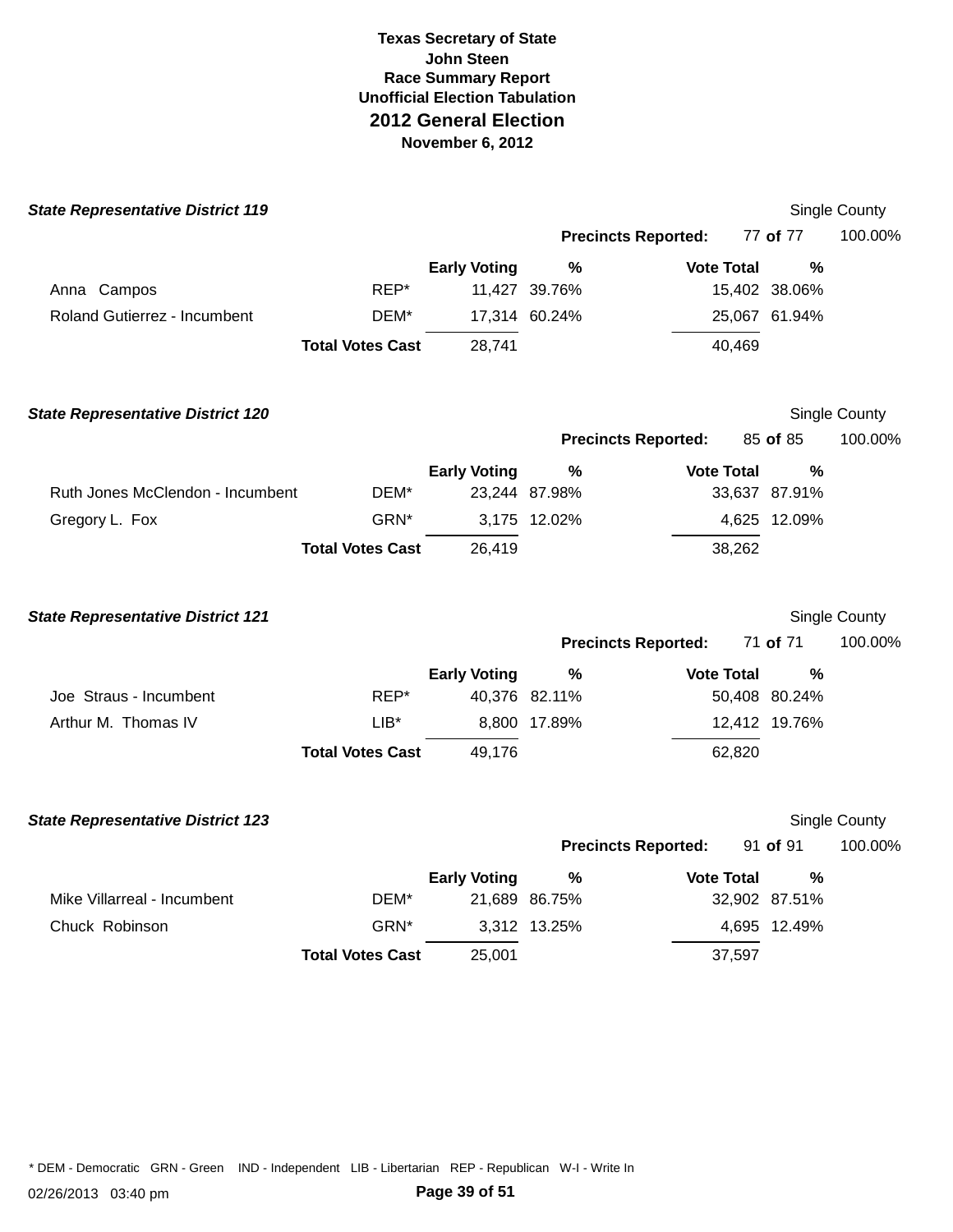**Texas Secretary of State**
**John Steen**
**Race Summary Report**
**Unofficial Election Tabulation**
## 2012 General Election
**November 6, 2012**

### *State Representative District 119*

Single County

**Precincts Reported:** 77 **of** 77 100.00%

| Candidate | Party | Early Voting | % | Vote Total | % |
|---|---|---|---|---|---|
| Anna Campos | REP* | 11,427 | 39.76% | 15,402 | 38.06% |
| Roland Gutierrez - Incumbent | DEM* | 17,314 | 60.24% | 25,067 | 61.94% |
| | **Total Votes Cast** | 28,741 | | 40,469 | |

### *State Representative District 120*

Single County

**Precincts Reported:** 85 **of** 85 100.00%

| Candidate | Party | Early Voting | % | Vote Total | % |
|---|---|---|---|---|---|
| Ruth Jones McClendon - Incumbent | DEM* | 23,244 | 87.98% | 33,637 | 87.91% |
| Gregory L. Fox | GRN* | 3,175 | 12.02% | 4,625 | 12.09% |
| | **Total Votes Cast** | 26,419 | | 38,262 | |

### *State Representative District 121*

Single County

**Precincts Reported:** 71 **of** 71 100.00%

| Candidate | Party | Early Voting | % | Vote Total | % |
|---|---|---|---|---|---|
| Joe Straus - Incumbent | REP* | 40,376 | 82.11% | 50,408 | 80.24% |
| Arthur M. Thomas IV | LIB* | 8,800 | 17.89% | 12,412 | 19.76% |
| | **Total Votes Cast** | 49,176 | | 62,820 | |

### *State Representative District 123*

Single County

**Precincts Reported:** 91 **of** 91 100.00%

| Candidate | Party | Early Voting | % | Vote Total | % |
|---|---|---|---|---|---|
| Mike Villarreal - Incumbent | DEM* | 21,689 | 86.75% | 32,902 | 87.51% |
| Chuck Robinson | GRN* | 3,312 | 13.25% | 4,695 | 12.49% |
| | **Total Votes Cast** | 25,001 | | 37,597 | |

* DEM - Democratic GRN - Green IND - Independent LIB - Libertarian REP - Republican W-I - Write In

02/26/2013 03:40 pm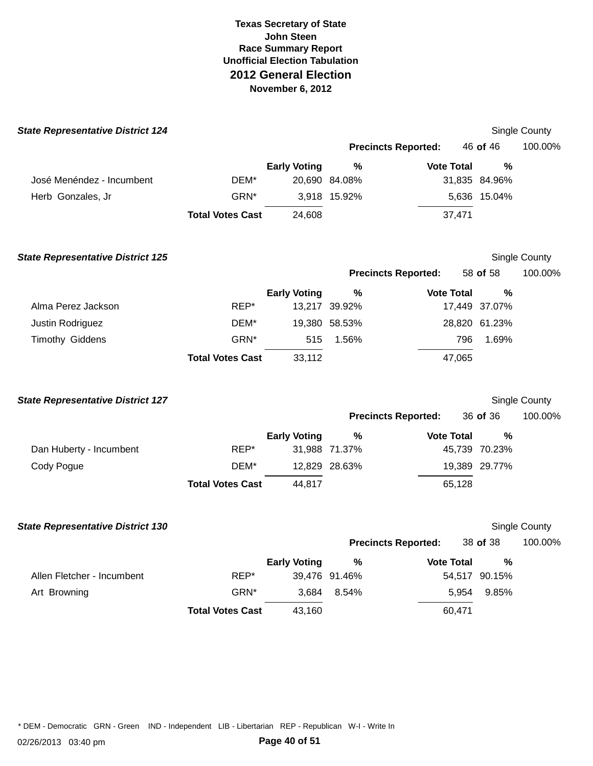**Texas Secretary of State**
**John Steen**
**Race Summary Report**
**Unofficial Election Tabulation**
## 2012 General Election
**November 6, 2012**

### *State Representative District 124*

Single County

**Precincts Reported:** 46 **of** 46 100.00%

| | | Early Voting | % | Vote Total | % |
|---|---|---|---|---|---|
| José Menéndez - Incumbent | DEM* | 20,690 | 84.08% | 31,835 | 84.96% |
| Herb Gonzales, Jr | GRN* | 3,918 | 15.92% | 5,636 | 15.04% |
| | **Total Votes Cast** | 24,608 | | 37,471 | |

### *State Representative District 125*

Single County

**Precincts Reported:** 58 **of** 58 100.00%

| | | Early Voting | % | Vote Total | % |
|---|---|---|---|---|---|
| Alma Perez Jackson | REP* | 13,217 | 39.92% | 17,449 | 37.07% |
| Justin Rodriguez | DEM* | 19,380 | 58.53% | 28,820 | 61.23% |
| Timothy Giddens | GRN* | 515 | 1.56% | 796 | 1.69% |
| | **Total Votes Cast** | 33,112 | | 47,065 | |

### *State Representative District 127*

Single County

**Precincts Reported:** 36 **of** 36 100.00%

| | | Early Voting | % | Vote Total | % |
|---|---|---|---|---|---|
| Dan Huberty - Incumbent | REP* | 31,988 | 71.37% | 45,739 | 70.23% |
| Cody Pogue | DEM* | 12,829 | 28.63% | 19,389 | 29.77% |
| | **Total Votes Cast** | 44,817 | | 65,128 | |

### *State Representative District 130*

Single County

**Precincts Reported:** 38 **of** 38 100.00%

| | | Early Voting | % | Vote Total | % |
|---|---|---|---|---|---|
| Allen Fletcher - Incumbent | REP* | 39,476 | 91.46% | 54,517 | 90.15% |
| Art Browning | GRN* | 3,684 | 8.54% | 5,954 | 9.85% |
| | **Total Votes Cast** | 43,160 | | 60,471 | |

* DEM - Democratic GRN - Green IND - Independent LIB - Libertarian REP - Republican W-I - Write In

02/26/2013 03:40 pm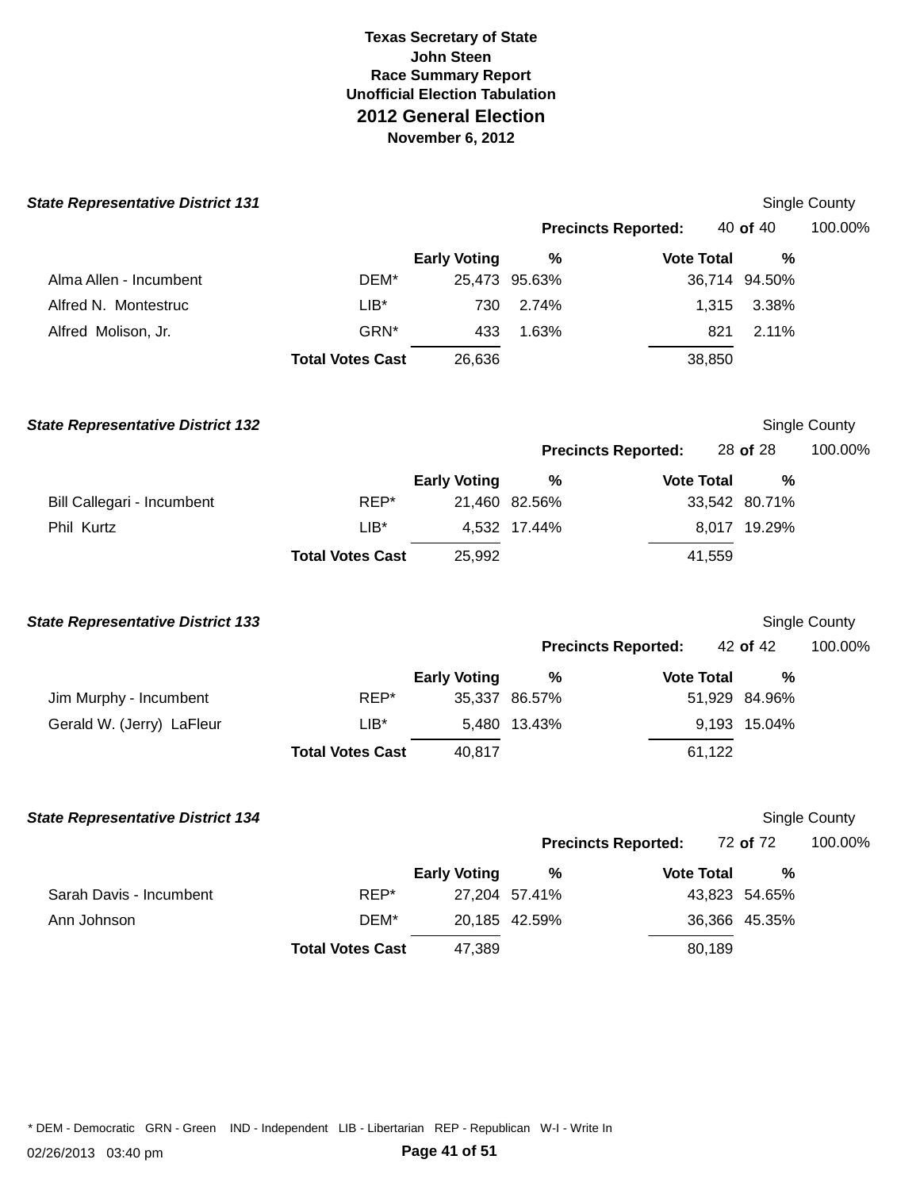# Texas Secretary of State
## John Steen
### Race Summary Report
### Unofficial Election Tabulation
## 2012 General Election
### November 6, 2012

### *State Representative District 131*

Single County

**Precincts Reported:** 40 **of** 40 — 100.00%

| Candidate | Party | Early Voting | % | Vote Total | % |
|---|---|---|---|---|---|
| Alma Allen - Incumbent | DEM* | 25,473 | 95.63% | 36,714 | 94.50% |
| Alfred N. Montestruc | LIB* | 730 | 2.74% | 1,315 | 3.38% |
| Alfred Molison, Jr. | GRN* | 433 | 1.63% | 821 | 2.11% |
| | **Total Votes Cast** | 26,636 | | 38,850 | |

### *State Representative District 132*

Single County

**Precincts Reported:** 28 **of** 28 — 100.00%

| Candidate | Party | Early Voting | % | Vote Total | % |
|---|---|---|---|---|---|
| Bill Callegari - Incumbent | REP* | 21,460 | 82.56% | 33,542 | 80.71% |
| Phil Kurtz | LIB* | 4,532 | 17.44% | 8,017 | 19.29% |
| | **Total Votes Cast** | 25,992 | | 41,559 | |

### *State Representative District 133*

Single County

**Precincts Reported:** 42 **of** 42 — 100.00%

| Candidate | Party | Early Voting | % | Vote Total | % |
|---|---|---|---|---|---|
| Jim Murphy - Incumbent | REP* | 35,337 | 86.57% | 51,929 | 84.96% |
| Gerald W. (Jerry) LaFleur | LIB* | 5,480 | 13.43% | 9,193 | 15.04% |
| | **Total Votes Cast** | 40,817 | | 61,122 | |

### *State Representative District 134*

Single County

**Precincts Reported:** 72 **of** 72 — 100.00%

| Candidate | Party | Early Voting | % | Vote Total | % |
|---|---|---|---|---|---|
| Sarah Davis - Incumbent | REP* | 27,204 | 57.41% | 43,823 | 54.65% |
| Ann Johnson | DEM* | 20,185 | 42.59% | 36,366 | 45.35% |
| | **Total Votes Cast** | 47,389 | | 80,189 | |

\* DEM - Democratic GRN - Green IND - Independent LIB - Libertarian REP - Republican W-I - Write In

02/26/2013 03:40 pm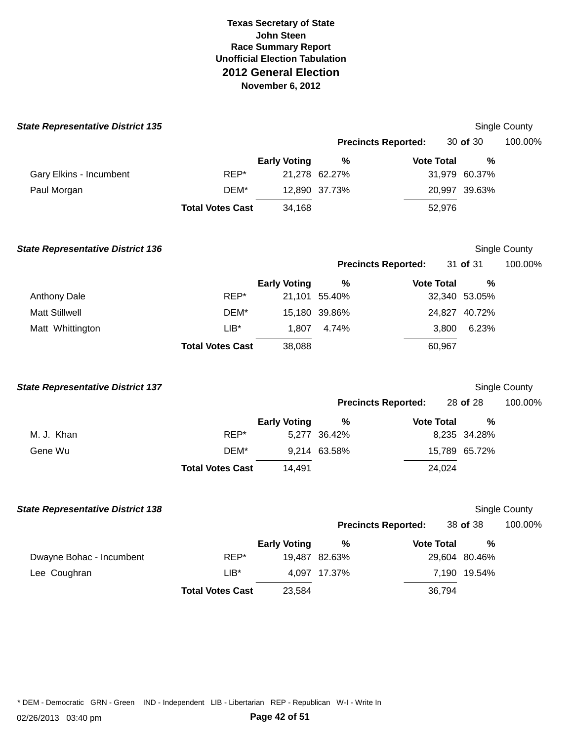**Texas Secretary of State**
**John Steen**
**Race Summary Report**
**Unofficial Election Tabulation**
**2012 General Election**
**November 6, 2012**

***State Representative District 135*** — Single County

**Precincts Reported:** 30 **of** 30 — 100.00%

| | | Early Voting | % | Vote Total | % |
|---|---|---|---|---|---|
| Gary Elkins - Incumbent | REP* | 21,278 | 62.27% | 31,979 | 60.37% |
| Paul Morgan | DEM* | 12,890 | 37.73% | 20,997 | 39.63% |
| | **Total Votes Cast** | 34,168 | | 52,976 | |

***State Representative District 136*** — Single County

**Precincts Reported:** 31 **of** 31 — 100.00%

| | | Early Voting | % | Vote Total | % |
|---|---|---|---|---|---|
| Anthony Dale | REP* | 21,101 | 55.40% | 32,340 | 53.05% |
| Matt Stillwell | DEM* | 15,180 | 39.86% | 24,827 | 40.72% |
| Matt Whittington | LIB* | 1,807 | 4.74% | 3,800 | 6.23% |
| | **Total Votes Cast** | 38,088 | | 60,967 | |

***State Representative District 137*** — Single County

**Precincts Reported:** 28 **of** 28 — 100.00%

| | | Early Voting | % | Vote Total | % |
|---|---|---|---|---|---|
| M. J. Khan | REP* | 5,277 | 36.42% | 8,235 | 34.28% |
| Gene Wu | DEM* | 9,214 | 63.58% | 15,789 | 65.72% |
| | **Total Votes Cast** | 14,491 | | 24,024 | |

***State Representative District 138*** — Single County

**Precincts Reported:** 38 **of** 38 — 100.00%

| | | Early Voting | % | Vote Total | % |
|---|---|---|---|---|---|
| Dwayne Bohac - Incumbent | REP* | 19,487 | 82.63% | 29,604 | 80.46% |
| Lee Coughran | LIB* | 4,097 | 17.37% | 7,190 | 19.54% |
| | **Total Votes Cast** | 23,584 | | 36,794 | |

* DEM - Democratic GRN - Green IND - Independent LIB - Libertarian REP - Republican W-I - Write In

02/26/2013 03:40 pm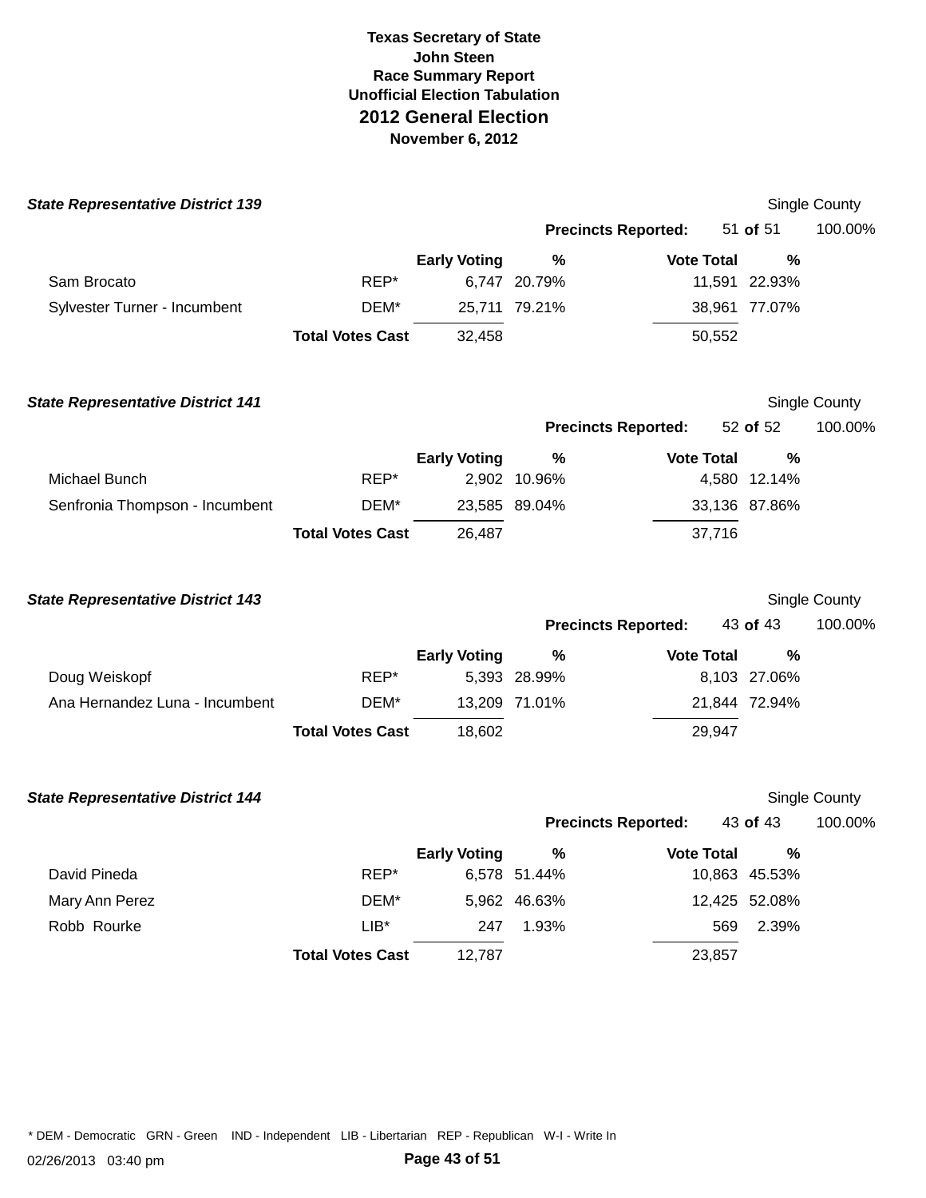# Texas Secretary of State
**John Steen**
**Race Summary Report**
**Unofficial Election Tabulation**
## 2012 General Election
**November 6, 2012**

### *State Representative District 139*

Single County

**Precincts Reported:** 51 **of** 51 100.00%

| Candidate | Party | Early Voting | % | Vote Total | % |
|---|---|---|---|---|---|
| Sam Brocato | REP* | 6,747 | 20.79% | 11,591 | 22.93% |
| Sylvester Turner - Incumbent | DEM* | 25,711 | 79.21% | 38,961 | 77.07% |
| | **Total Votes Cast** | 32,458 | | 50,552 | |

### *State Representative District 141*

Single County

**Precincts Reported:** 52 **of** 52 100.00%

| Candidate | Party | Early Voting | % | Vote Total | % |
|---|---|---|---|---|---|
| Michael Bunch | REP* | 2,902 | 10.96% | 4,580 | 12.14% |
| Senfronia Thompson - Incumbent | DEM* | 23,585 | 89.04% | 33,136 | 87.86% |
| | **Total Votes Cast** | 26,487 | | 37,716 | |

### *State Representative District 143*

Single County

**Precincts Reported:** 43 **of** 43 100.00%

| Candidate | Party | Early Voting | % | Vote Total | % |
|---|---|---|---|---|---|
| Doug Weiskopf | REP* | 5,393 | 28.99% | 8,103 | 27.06% |
| Ana Hernandez Luna - Incumbent | DEM* | 13,209 | 71.01% | 21,844 | 72.94% |
| | **Total Votes Cast** | 18,602 | | 29,947 | |

### *State Representative District 144*

Single County

**Precincts Reported:** 43 **of** 43 100.00%

| Candidate | Party | Early Voting | % | Vote Total | % |
|---|---|---|---|---|---|
| David Pineda | REP* | 6,578 | 51.44% | 10,863 | 45.53% |
| Mary Ann Perez | DEM* | 5,962 | 46.63% | 12,425 | 52.08% |
| Robb Rourke | LIB* | 247 | 1.93% | 569 | 2.39% |
| | **Total Votes Cast** | 12,787 | | 23,857 | |

* DEM - Democratic GRN - Green IND - Independent LIB - Libertarian REP - Republican W-I - Write In

02/26/2013 03:40 pm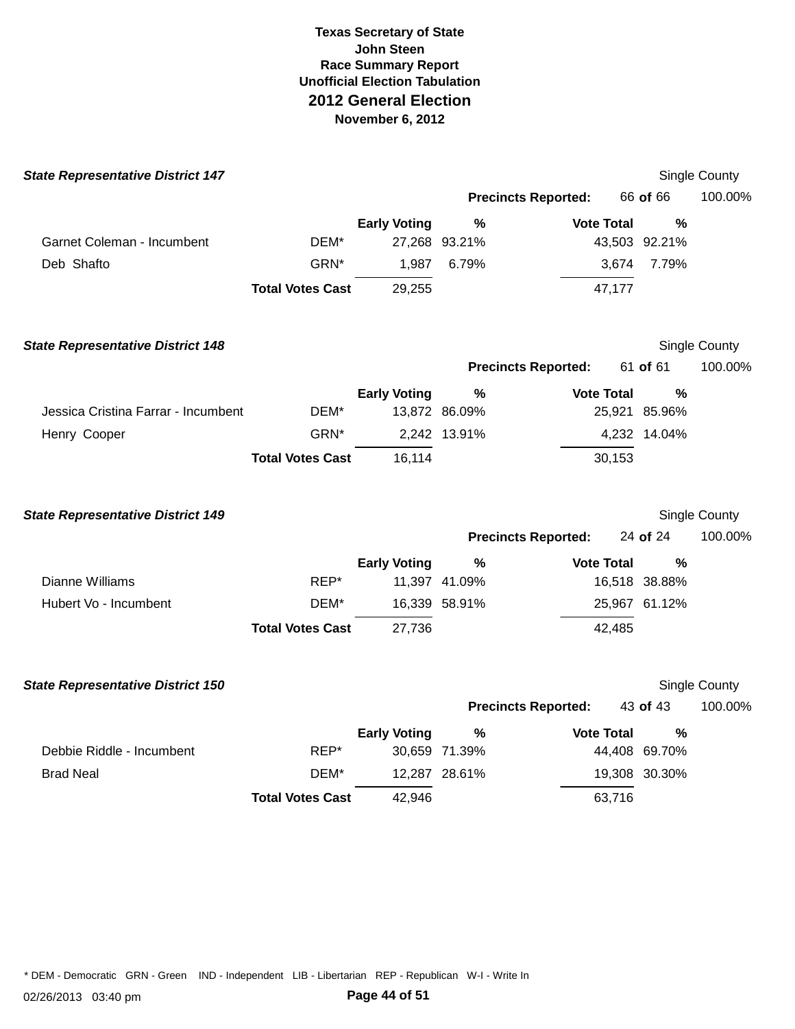# Texas Secretary of State
## John Steen
## Race Summary Report
## Unofficial Election Tabulation
## 2012 General Election
**November 6, 2012**

### *State Representative District 147*

Single County

**Precincts Reported:** 66 **of** 66 100.00%

| | | **Early Voting** | **%** | **Vote Total** | **%** |
|---|---|---|---|---|---|
| Garnet Coleman - Incumbent | DEM* | 27,268 | 93.21% | 43,503 | 92.21% |
| Deb Shafto | GRN* | 1,987 | 6.79% | 3,674 | 7.79% |
| | **Total Votes Cast** | 29,255 | | 47,177 | |

### *State Representative District 148*

Single County

**Precincts Reported:** 61 **of** 61 100.00%

| | | **Early Voting** | **%** | **Vote Total** | **%** |
|---|---|---|---|---|---|
| Jessica Cristina Farrar - Incumbent | DEM* | 13,872 | 86.09% | 25,921 | 85.96% |
| Henry Cooper | GRN* | 2,242 | 13.91% | 4,232 | 14.04% |
| | **Total Votes Cast** | 16,114 | | 30,153 | |

### *State Representative District 149*

Single County

**Precincts Reported:** 24 **of** 24 100.00%

| | | **Early Voting** | **%** | **Vote Total** | **%** |
|---|---|---|---|---|---|
| Dianne Williams | REP* | 11,397 | 41.09% | 16,518 | 38.88% |
| Hubert Vo - Incumbent | DEM* | 16,339 | 58.91% | 25,967 | 61.12% |
| | **Total Votes Cast** | 27,736 | | 42,485 | |

### *State Representative District 150*

Single County

**Precincts Reported:** 43 **of** 43 100.00%

| | | **Early Voting** | **%** | **Vote Total** | **%** |
|---|---|---|---|---|---|
| Debbie Riddle - Incumbent | REP* | 30,659 | 71.39% | 44,408 | 69.70% |
| Brad Neal | DEM* | 12,287 | 28.61% | 19,308 | 30.30% |
| | **Total Votes Cast** | 42,946 | | 63,716 | |

* DEM - Democratic GRN - Green IND - Independent LIB - Libertarian REP - Republican W-I - Write In

02/26/2013 03:40 pm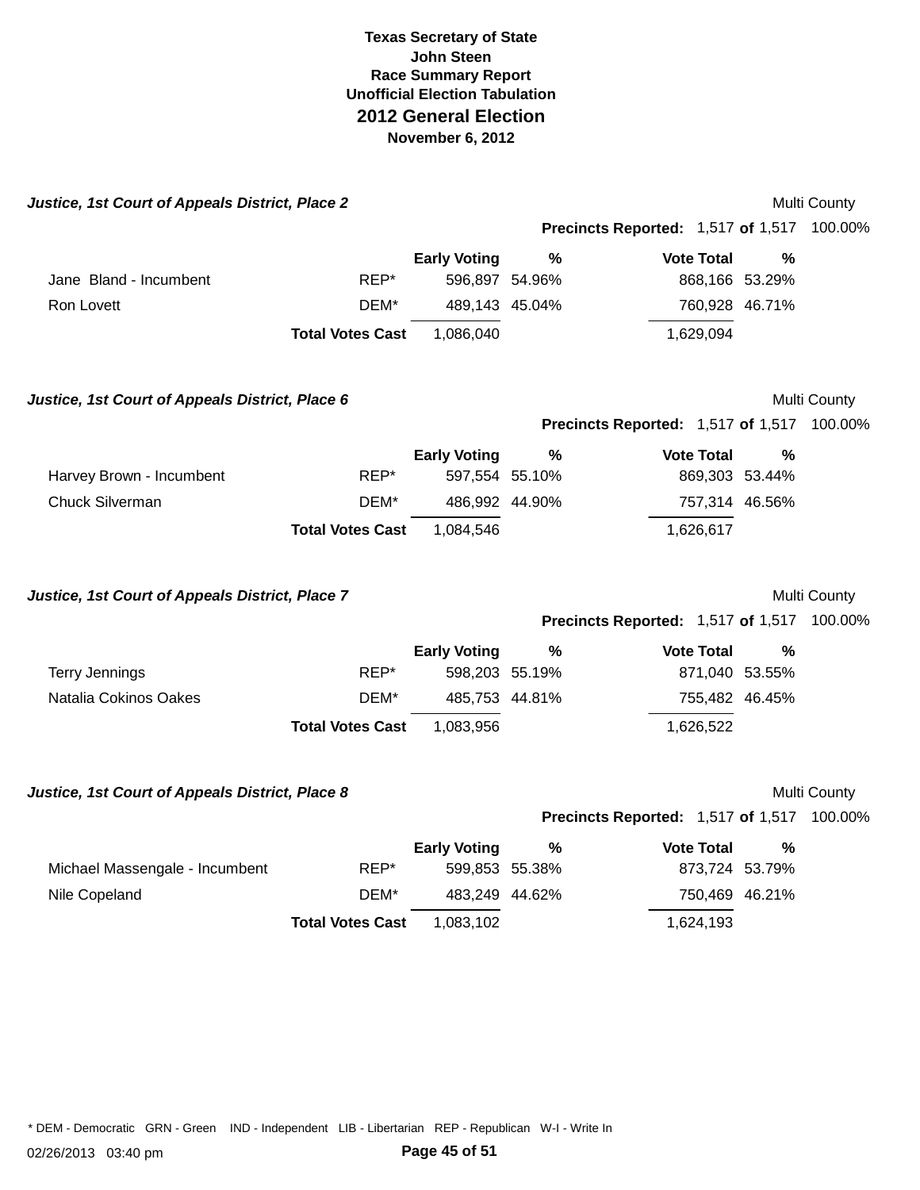# Texas Secretary of State
## John Steen
## Race Summary Report
## Unofficial Election Tabulation
## 2012 General Election
## November 6, 2012

### *Justice, 1st Court of Appeals District, Place 2*

Multi County

**Precincts Reported:** 1,517 **of** 1,517 100.00%

| | | Early Voting | % | Vote Total | % |
|---|---|---|---|---|---|
| Jane Bland - Incumbent | REP* | 596,897 | 54.96% | 868,166 | 53.29% |
| Ron Lovett | DEM* | 489,143 | 45.04% | 760,928 | 46.71% |
| | **Total Votes Cast** | 1,086,040 | | 1,629,094 | |

### *Justice, 1st Court of Appeals District, Place 6*

Multi County

**Precincts Reported:** 1,517 **of** 1,517 100.00%

| | | Early Voting | % | Vote Total | % |
|---|---|---|---|---|---|
| Harvey Brown - Incumbent | REP* | 597,554 | 55.10% | 869,303 | 53.44% |
| Chuck Silverman | DEM* | 486,992 | 44.90% | 757,314 | 46.56% |
| | **Total Votes Cast** | 1,084,546 | | 1,626,617 | |

### *Justice, 1st Court of Appeals District, Place 7*

Multi County

**Precincts Reported:** 1,517 **of** 1,517 100.00%

| | | Early Voting | % | Vote Total | % |
|---|---|---|---|---|---|
| Terry Jennings | REP* | 598,203 | 55.19% | 871,040 | 53.55% |
| Natalia Cokinos Oakes | DEM* | 485,753 | 44.81% | 755,482 | 46.45% |
| | **Total Votes Cast** | 1,083,956 | | 1,626,522 | |

### *Justice, 1st Court of Appeals District, Place 8*

Multi County

**Precincts Reported:** 1,517 **of** 1,517 100.00%

| | | Early Voting | % | Vote Total | % |
|---|---|---|---|---|---|
| Michael Massengale - Incumbent | REP* | 599,853 | 55.38% | 873,724 | 53.79% |
| Nile Copeland | DEM* | 483,249 | 44.62% | 750,469 | 46.21% |
| | **Total Votes Cast** | 1,083,102 | | 1,624,193 | |

* DEM - Democratic GRN - Green IND - Independent LIB - Libertarian REP - Republican W-I - Write In

02/26/2013 03:40 pm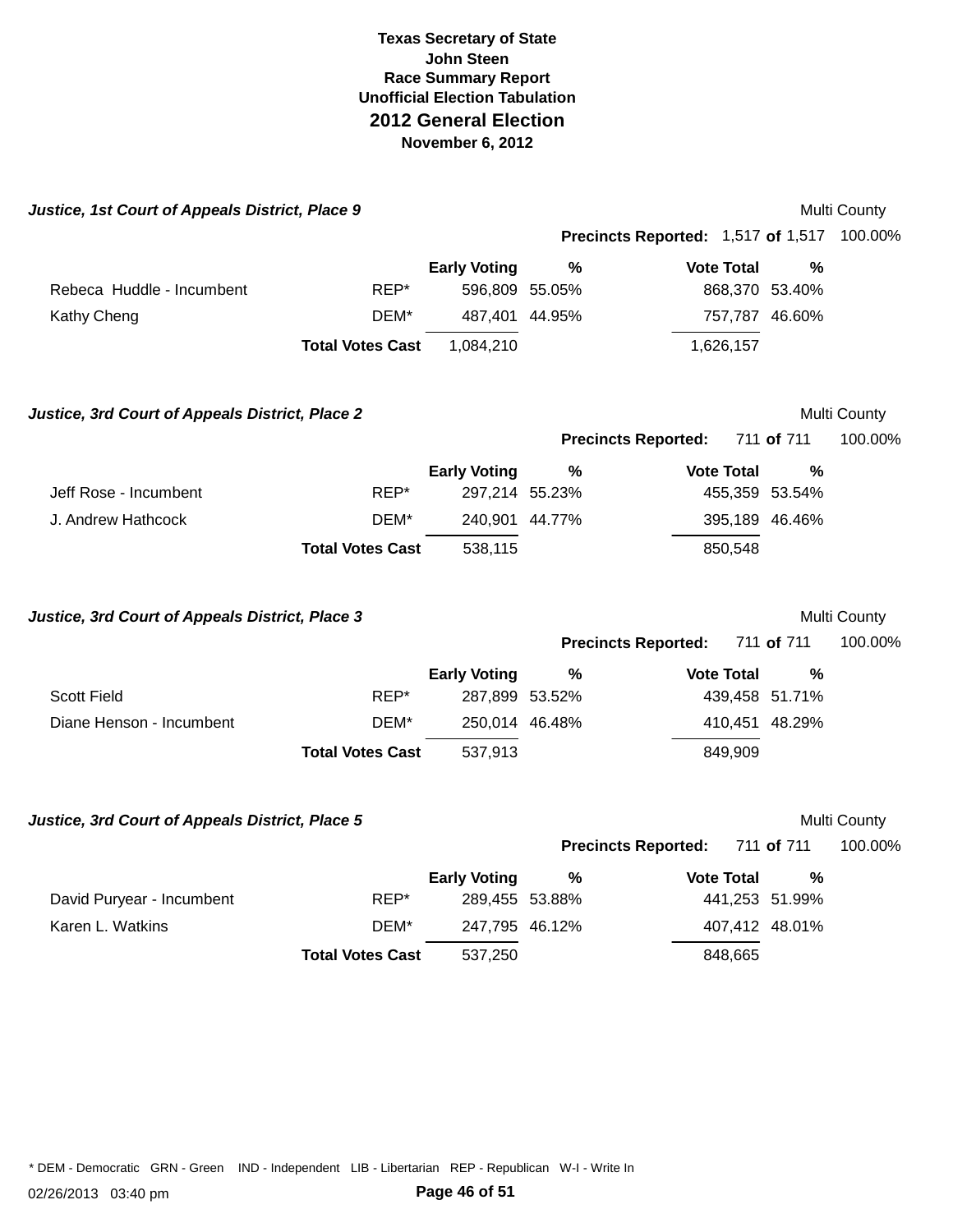**Texas Secretary of State**
**John Steen**
**Race Summary Report**
**Unofficial Election Tabulation**

# 2012 General Election

**November 6, 2012**

### *Justice, 1st Court of Appeals District, Place 9*

Multi County

**Precincts Reported:** 1,517 **of** 1,517 100.00%

| | | Early Voting | % | Vote Total | % |
|---|---|---|---|---|---|
| Rebeca Huddle - Incumbent | REP* | 596,809 | 55.05% | 868,370 | 53.40% |
| Kathy Cheng | DEM* | 487,401 | 44.95% | 757,787 | 46.60% |
| | **Total Votes Cast** | 1,084,210 | | 1,626,157 | |

### *Justice, 3rd Court of Appeals District, Place 2*

Multi County

**Precincts Reported:** 711 **of** 711 100.00%

| | | Early Voting | % | Vote Total | % |
|---|---|---|---|---|---|
| Jeff Rose - Incumbent | REP* | 297,214 | 55.23% | 455,359 | 53.54% |
| J. Andrew Hathcock | DEM* | 240,901 | 44.77% | 395,189 | 46.46% |
| | **Total Votes Cast** | 538,115 | | 850,548 | |

### *Justice, 3rd Court of Appeals District, Place 3*

Multi County

**Precincts Reported:** 711 **of** 711 100.00%

| | | Early Voting | % | Vote Total | % |
|---|---|---|---|---|---|
| Scott Field | REP* | 287,899 | 53.52% | 439,458 | 51.71% |
| Diane Henson - Incumbent | DEM* | 250,014 | 46.48% | 410,451 | 48.29% |
| | **Total Votes Cast** | 537,913 | | 849,909 | |

### *Justice, 3rd Court of Appeals District, Place 5*

Multi County

**Precincts Reported:** 711 **of** 711 100.00%

| | | Early Voting | % | Vote Total | % |
|---|---|---|---|---|---|
| David Puryear - Incumbent | REP* | 289,455 | 53.88% | 441,253 | 51.99% |
| Karen L. Watkins | DEM* | 247,795 | 46.12% | 407,412 | 48.01% |
| | **Total Votes Cast** | 537,250 | | 848,665 | |

* DEM - Democratic GRN - Green IND - Independent LIB - Libertarian REP - Republican W-I - Write In

02/26/2013 03:40 pm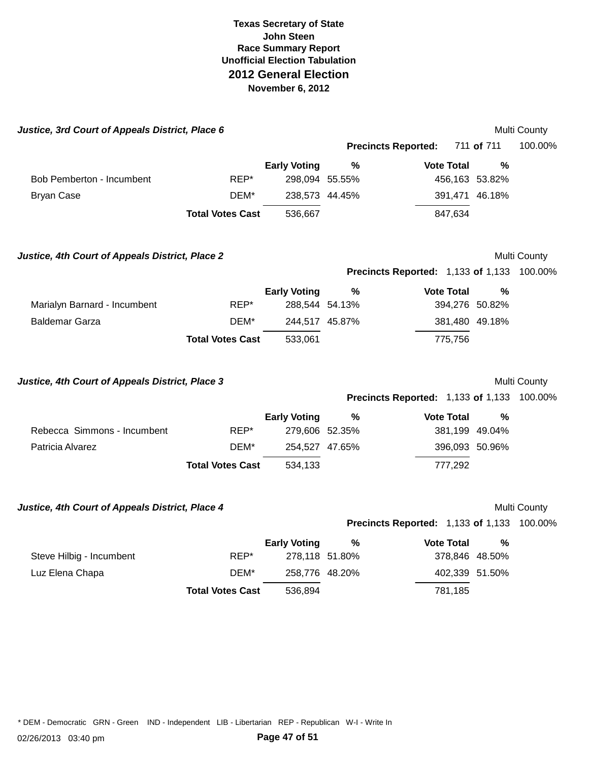# Texas Secretary of State
## John Steen
### Race Summary Report
### Unofficial Election Tabulation
## 2012 General Election
### November 6, 2012

***Justice, 3rd Court of Appeals District, Place 6*** — Multi County

**Precincts Reported:** 711 **of** 711 — 100.00%

| | | Early Voting | % | Vote Total | % |
|---|---|---|---|---|---|
| Bob Pemberton - Incumbent | REP* | 298,094 | 55.55% | 456,163 | 53.82% |
| Bryan Case | DEM* | 238,573 | 44.45% | 391,471 | 46.18% |
| | **Total Votes Cast** | 536,667 | | 847,634 | |

***Justice, 4th Court of Appeals District, Place 2*** — Multi County

**Precincts Reported:** 1,133 **of** 1,133 — 100.00%

| | | Early Voting | % | Vote Total | % |
|---|---|---|---|---|---|
| Marialyn Barnard - Incumbent | REP* | 288,544 | 54.13% | 394,276 | 50.82% |
| Baldemar Garza | DEM* | 244,517 | 45.87% | 381,480 | 49.18% |
| | **Total Votes Cast** | 533,061 | | 775,756 | |

***Justice, 4th Court of Appeals District, Place 3*** — Multi County

**Precincts Reported:** 1,133 **of** 1,133 — 100.00%

| | | Early Voting | % | Vote Total | % |
|---|---|---|---|---|---|
| Rebecca Simmons - Incumbent | REP* | 279,606 | 52.35% | 381,199 | 49.04% |
| Patricia Alvarez | DEM* | 254,527 | 47.65% | 396,093 | 50.96% |
| | **Total Votes Cast** | 534,133 | | 777,292 | |

***Justice, 4th Court of Appeals District, Place 4*** — Multi County

**Precincts Reported:** 1,133 **of** 1,133 — 100.00%

| | | Early Voting | % | Vote Total | % |
|---|---|---|---|---|---|
| Steve Hilbig - Incumbent | REP* | 278,118 | 51.80% | 378,846 | 48.50% |
| Luz Elena Chapa | DEM* | 258,776 | 48.20% | 402,339 | 51.50% |
| | **Total Votes Cast** | 536,894 | | 781,185 | |

* DEM - Democratic GRN - Green IND - Independent LIB - Libertarian REP - Republican W-I - Write In

02/26/2013 03:40 pm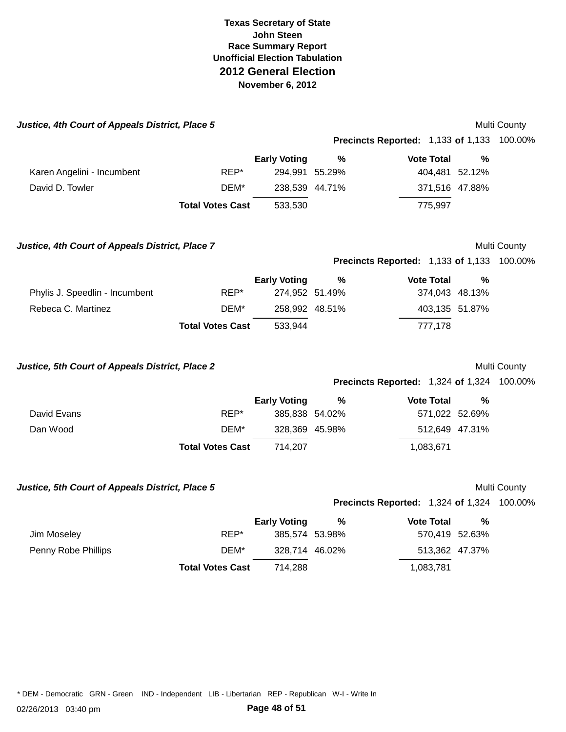# Texas Secretary of State
## John Steen
### Race Summary Report
### Unofficial Election Tabulation
## 2012 General Election
### November 6, 2012

***Justice, 4th Court of Appeals District, Place 5*** — Multi County

**Precincts Reported:** 1,133 **of** 1,133 100.00%

| | | Early Voting | % | Vote Total | % |
|---|---|---|---|---|---|
| Karen Angelini - Incumbent | REP* | 294,991 | 55.29% | 404,481 | 52.12% |
| David D. Towler | DEM* | 238,539 | 44.71% | 371,516 | 47.88% |
| | **Total Votes Cast** | 533,530 | | 775,997 | |

***Justice, 4th Court of Appeals District, Place 7*** — Multi County

**Precincts Reported:** 1,133 **of** 1,133 100.00%

| | | Early Voting | % | Vote Total | % |
|---|---|---|---|---|---|
| Phylis J. Speedlin - Incumbent | REP* | 274,952 | 51.49% | 374,043 | 48.13% |
| Rebeca C. Martinez | DEM* | 258,992 | 48.51% | 403,135 | 51.87% |
| | **Total Votes Cast** | 533,944 | | 777,178 | |

***Justice, 5th Court of Appeals District, Place 2*** — Multi County

**Precincts Reported:** 1,324 **of** 1,324 100.00%

| | | Early Voting | % | Vote Total | % |
|---|---|---|---|---|---|
| David Evans | REP* | 385,838 | 54.02% | 571,022 | 52.69% |
| Dan Wood | DEM* | 328,369 | 45.98% | 512,649 | 47.31% |
| | **Total Votes Cast** | 714,207 | | 1,083,671 | |

***Justice, 5th Court of Appeals District, Place 5*** — Multi County

**Precincts Reported:** 1,324 **of** 1,324 100.00%

| | | Early Voting | % | Vote Total | % |
|---|---|---|---|---|---|
| Jim Moseley | REP* | 385,574 | 53.98% | 570,419 | 52.63% |
| Penny Robe Phillips | DEM* | 328,714 | 46.02% | 513,362 | 47.37% |
| | **Total Votes Cast** | 714,288 | | 1,083,781 | |

* DEM - Democratic GRN - Green IND - Independent LIB - Libertarian REP - Republican W-I - Write In

02/26/2013 03:40 pm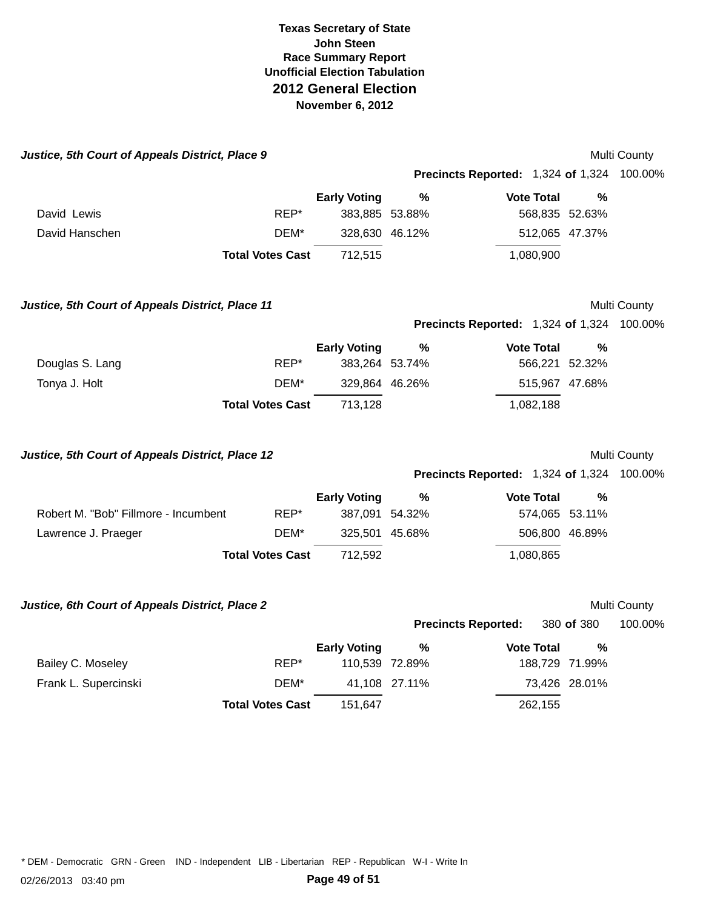# Texas Secretary of State
# John Steen
## Race Summary Report
## Unofficial Election Tabulation
# 2012 General Election
## November 6, 2012

### *Justice, 5th Court of Appeals District, Place 9*

Multi County

**Precincts Reported:** 1,324 **of** 1,324 100.00%

| | | Early Voting | % | Vote Total | % |
|---|---|---|---|---|---|
| David Lewis | REP* | 383,885 | 53.88% | 568,835 | 52.63% |
| David Hanschen | DEM* | 328,630 | 46.12% | 512,065 | 47.37% |
| | **Total Votes Cast** | 712,515 | | 1,080,900 | |

### *Justice, 5th Court of Appeals District, Place 11*

Multi County

**Precincts Reported:** 1,324 **of** 1,324 100.00%

| | | Early Voting | % | Vote Total | % |
|---|---|---|---|---|---|
| Douglas S. Lang | REP* | 383,264 | 53.74% | 566,221 | 52.32% |
| Tonya J. Holt | DEM* | 329,864 | 46.26% | 515,967 | 47.68% |
| | **Total Votes Cast** | 713,128 | | 1,082,188 | |

### *Justice, 5th Court of Appeals District, Place 12*

Multi County

**Precincts Reported:** 1,324 **of** 1,324 100.00%

| | | Early Voting | % | Vote Total | % |
|---|---|---|---|---|---|
| Robert M. "Bob" Fillmore - Incumbent | REP* | 387,091 | 54.32% | 574,065 | 53.11% |
| Lawrence J. Praeger | DEM* | 325,501 | 45.68% | 506,800 | 46.89% |
| | **Total Votes Cast** | 712,592 | | 1,080,865 | |

### *Justice, 6th Court of Appeals District, Place 2*

Multi County

**Precincts Reported:** 380 **of** 380 100.00%

| | | Early Voting | % | Vote Total | % |
|---|---|---|---|---|---|
| Bailey C. Moseley | REP* | 110,539 | 72.89% | 188,729 | 71.99% |
| Frank L. Supercinski | DEM* | 41,108 | 27.11% | 73,426 | 28.01% |
| | **Total Votes Cast** | 151,647 | | 262,155 | |

* DEM - Democratic GRN - Green IND - Independent LIB - Libertarian REP - Republican W-I - Write In

02/26/2013 03:40 pm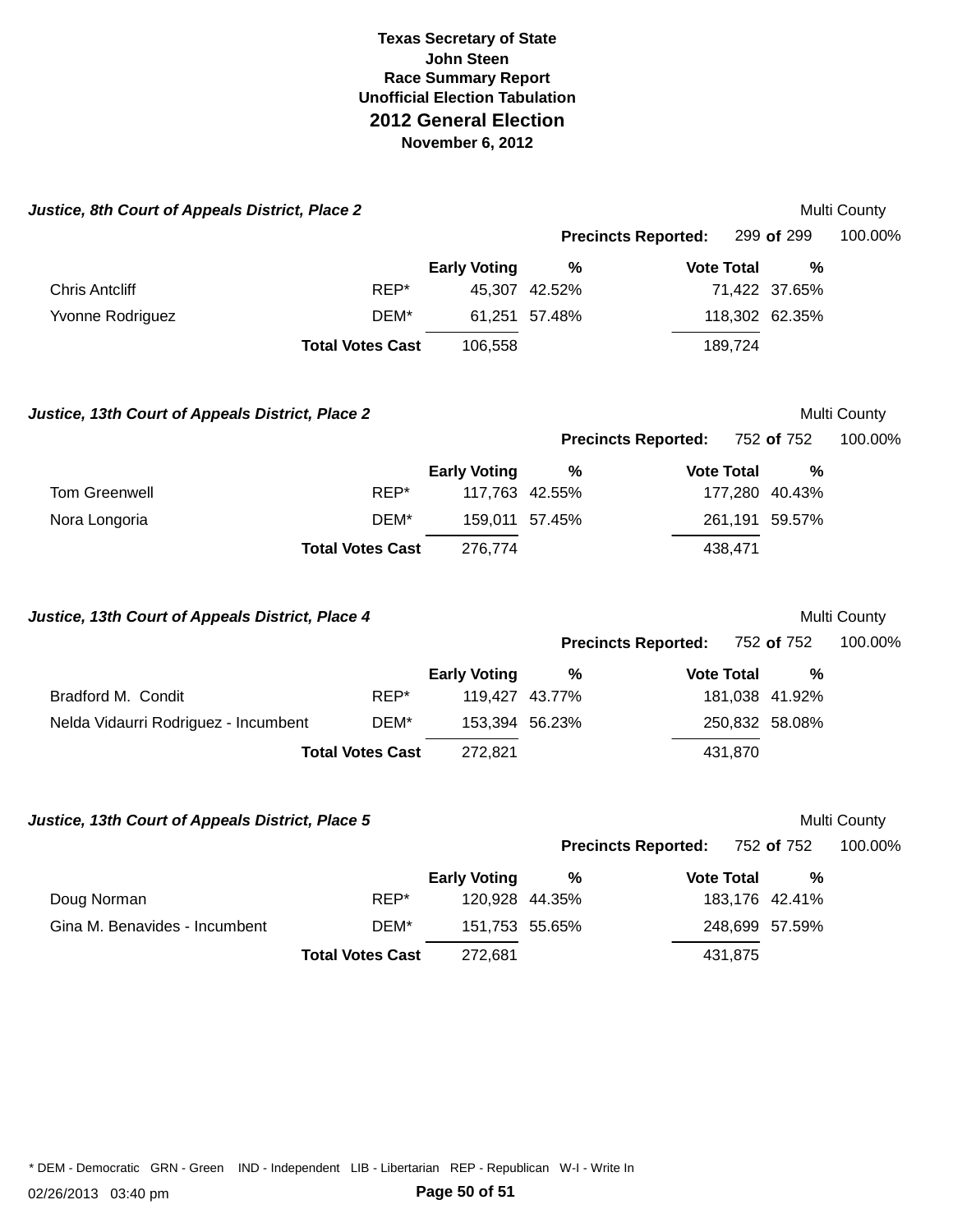# Texas Secretary of State
## John Steen
### Race Summary Report
### Unofficial Election Tabulation
## 2012 General Election
### November 6, 2012

### *Justice, 8th Court of Appeals District, Place 2*

Multi County

**Precincts Reported:** 299 **of** 299 100.00%

| | | Early Voting | % | Vote Total | % |
|---|---|---|---|---|---|
| Chris Antcliff | REP* | 45,307 | 42.52% | 71,422 | 37.65% |
| Yvonne Rodriguez | DEM* | 61,251 | 57.48% | 118,302 | 62.35% |
| | **Total Votes Cast** | 106,558 | | 189,724 | |

### *Justice, 13th Court of Appeals District, Place 2*

Multi County

**Precincts Reported:** 752 **of** 752 100.00%

| | | Early Voting | % | Vote Total | % |
|---|---|---|---|---|---|
| Tom Greenwell | REP* | 117,763 | 42.55% | 177,280 | 40.43% |
| Nora Longoria | DEM* | 159,011 | 57.45% | 261,191 | 59.57% |
| | **Total Votes Cast** | 276,774 | | 438,471 | |

### *Justice, 13th Court of Appeals District, Place 4*

Multi County

**Precincts Reported:** 752 **of** 752 100.00%

| | | Early Voting | % | Vote Total | % |
|---|---|---|---|---|---|
| Bradford M. Condit | REP* | 119,427 | 43.77% | 181,038 | 41.92% |
| Nelda Vidaurri Rodriguez - Incumbent | DEM* | 153,394 | 56.23% | 250,832 | 58.08% |
| | **Total Votes Cast** | 272,821 | | 431,870 | |

### *Justice, 13th Court of Appeals District, Place 5*

Multi County

**Precincts Reported:** 752 **of** 752 100.00%

| | | Early Voting | % | Vote Total | % |
|---|---|---|---|---|---|
| Doug Norman | REP* | 120,928 | 44.35% | 183,176 | 42.41% |
| Gina M. Benavides - Incumbent | DEM* | 151,753 | 55.65% | 248,699 | 57.59% |
| | **Total Votes Cast** | 272,681 | | 431,875 | |

* DEM - Democratic GRN - Green IND - Independent LIB - Libertarian REP - Republican W-I - Write In

02/26/2013 03:40 pm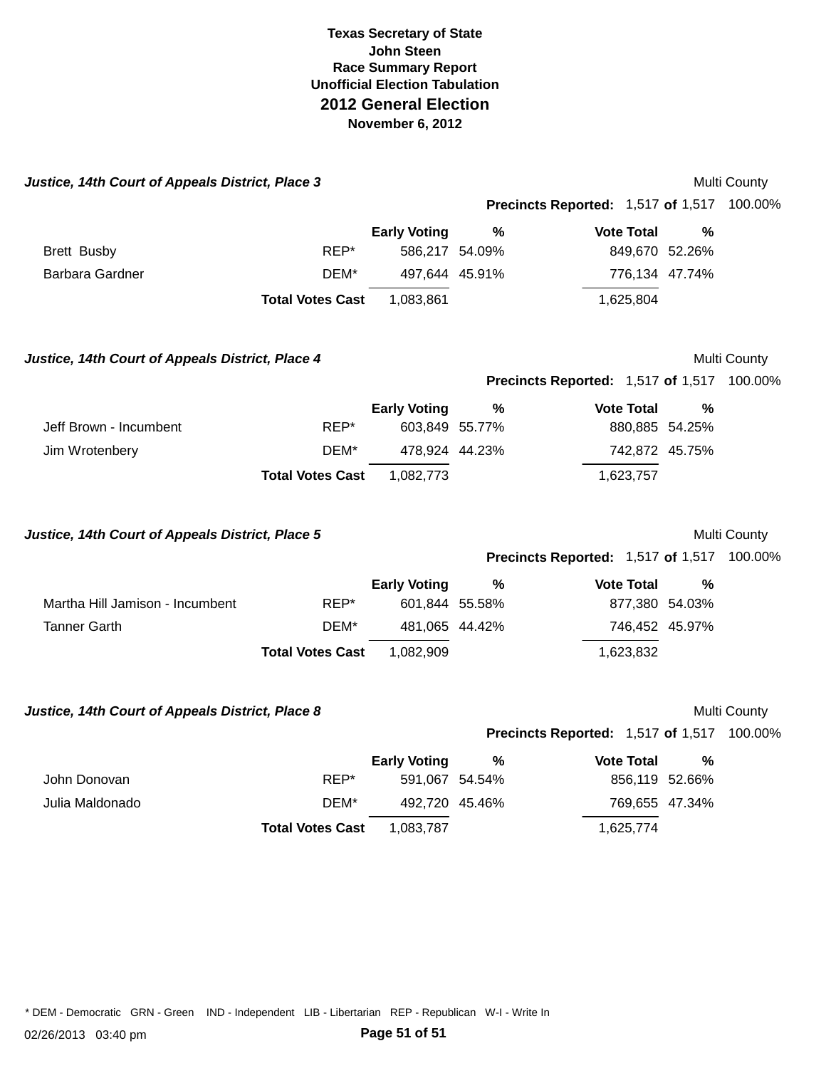# Texas Secretary of State
## John Steen
### Race Summary Report
### Unofficial Election Tabulation
## 2012 General Election
### November 6, 2012

***Justice, 14th Court of Appeals District, Place 3*** — Multi County

**Precincts Reported:** 1,517 **of** 1,517 100.00%

| | | Early Voting | % | Vote Total | % |
|---|---|---|---|---|---|
| Brett Busby | REP* | 586,217 | 54.09% | 849,670 | 52.26% |
| Barbara Gardner | DEM* | 497,644 | 45.91% | 776,134 | 47.74% |
| | **Total Votes Cast** | 1,083,861 | | 1,625,804 | |

***Justice, 14th Court of Appeals District, Place 4*** — Multi County

**Precincts Reported:** 1,517 **of** 1,517 100.00%

| | | Early Voting | % | Vote Total | % |
|---|---|---|---|---|---|
| Jeff Brown - Incumbent | REP* | 603,849 | 55.77% | 880,885 | 54.25% |
| Jim Wrotenbery | DEM* | 478,924 | 44.23% | 742,872 | 45.75% |
| | **Total Votes Cast** | 1,082,773 | | 1,623,757 | |

***Justice, 14th Court of Appeals District, Place 5*** — Multi County

**Precincts Reported:** 1,517 **of** 1,517 100.00%

| | | Early Voting | % | Vote Total | % |
|---|---|---|---|---|---|
| Martha Hill Jamison - Incumbent | REP* | 601,844 | 55.58% | 877,380 | 54.03% |
| Tanner Garth | DEM* | 481,065 | 44.42% | 746,452 | 45.97% |
| | **Total Votes Cast** | 1,082,909 | | 1,623,832 | |

***Justice, 14th Court of Appeals District, Place 8*** — Multi County

**Precincts Reported:** 1,517 **of** 1,517 100.00%

| | | Early Voting | % | Vote Total | % |
|---|---|---|---|---|---|
| John Donovan | REP* | 591,067 | 54.54% | 856,119 | 52.66% |
| Julia Maldonado | DEM* | 492,720 | 45.46% | 769,655 | 47.34% |
| | **Total Votes Cast** | 1,083,787 | | 1,625,774 | |

* DEM - Democratic GRN - Green IND - Independent LIB - Libertarian REP - Republican W-I - Write In

02/26/2013 03:40 pm